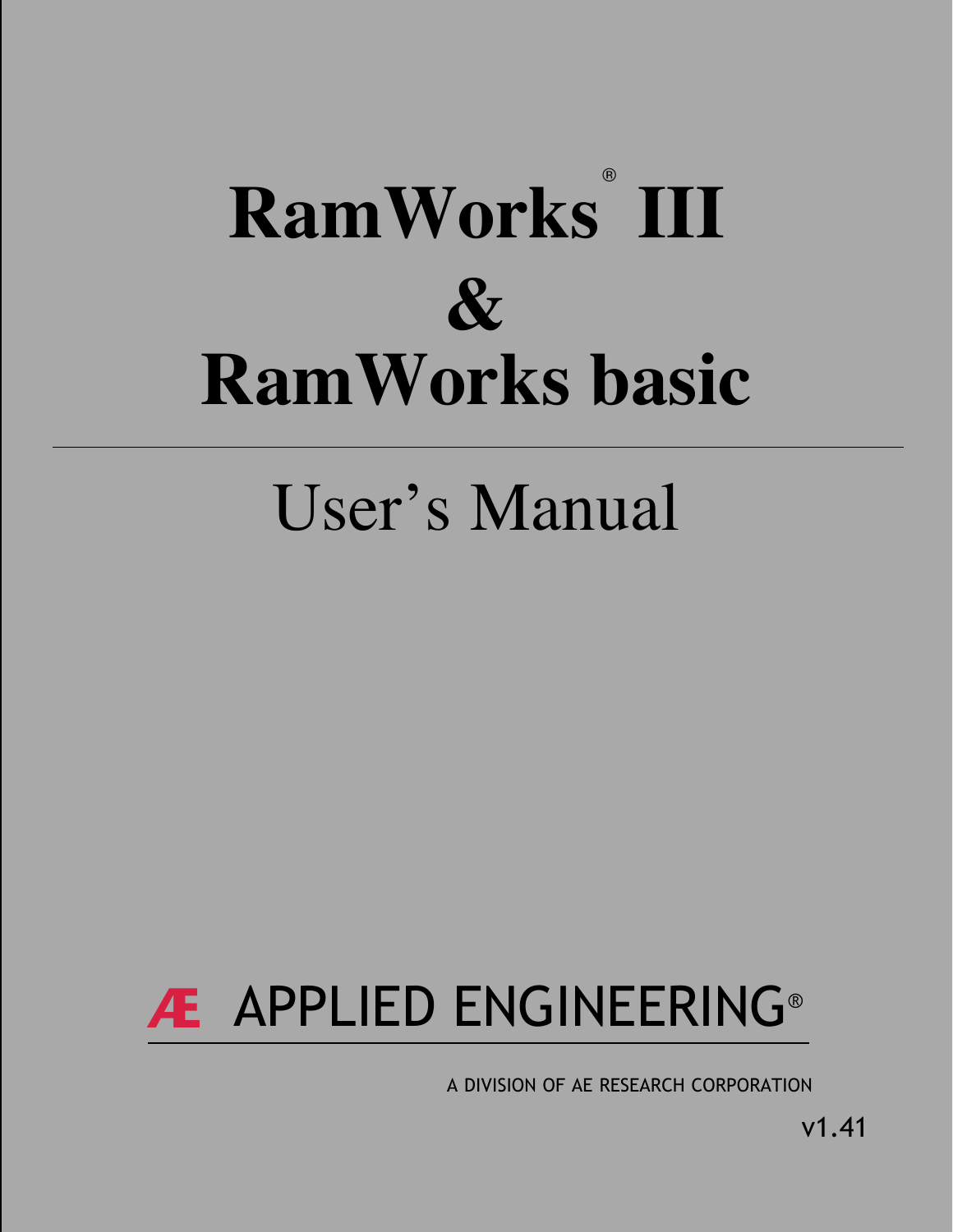# RamWorks® III
# &
# RamWorks basic

## User's Manual

ÆAPPLIED ENGINEERING®

A DIVISION OF AE RESEARCH CORPORATION

v1.41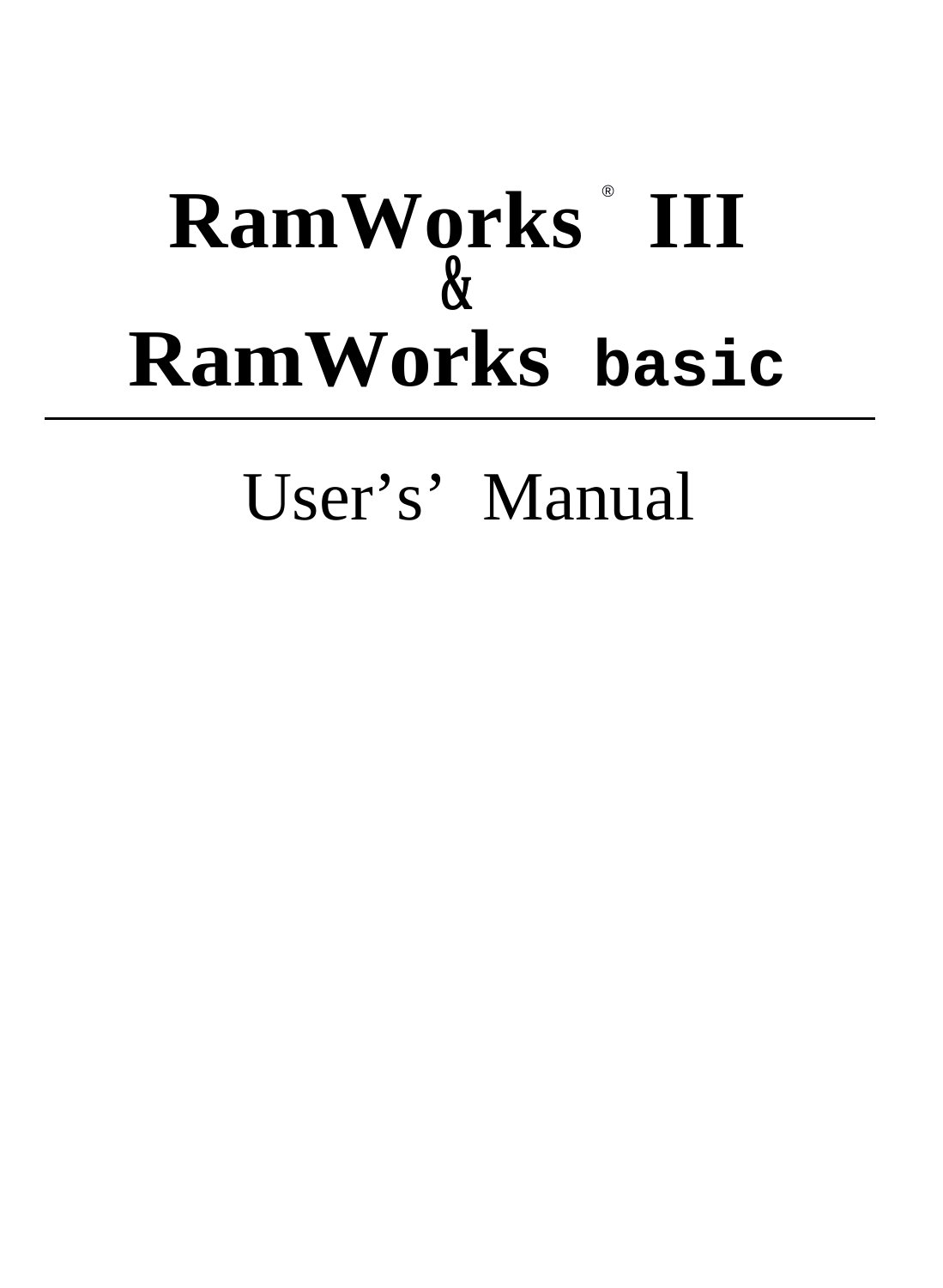# RamWorks® III
# &
# RamWorks basic

User's' Manual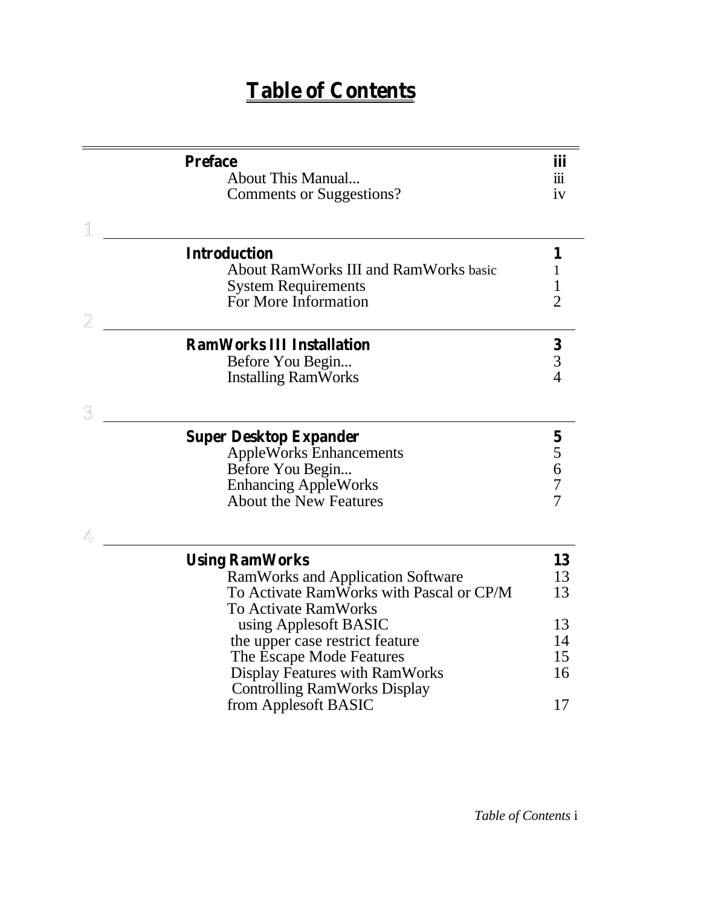# Table of Contents

**Preface** **iii**
- About This Manual... iii
- Comments or Suggestions? iv

1

**Introduction** **1**
- About RamWorks III and RamWorks basic 1
- System Requirements 1
- For More Information 2

2

**RamWorks III Installation** **3**
- Before You Begin... 3
- Installing RamWorks 4

3

**Super Desktop Expander** **5**
- AppleWorks Enhancements 5
- Before You Begin... 6
- Enhancing AppleWorks 7
- About the New Features 7

4

**Using RamWorks** **13**
- RamWorks and Application Software 13
- To Activate RamWorks with Pascal or CP/M 13
- To Activate RamWorks using Applesoft BASIC 13
- the upper case restrict feature 14
- The Escape Mode Features 15
- Display Features with RamWorks 16
- Controlling RamWorks Display from Applesoft BASIC 17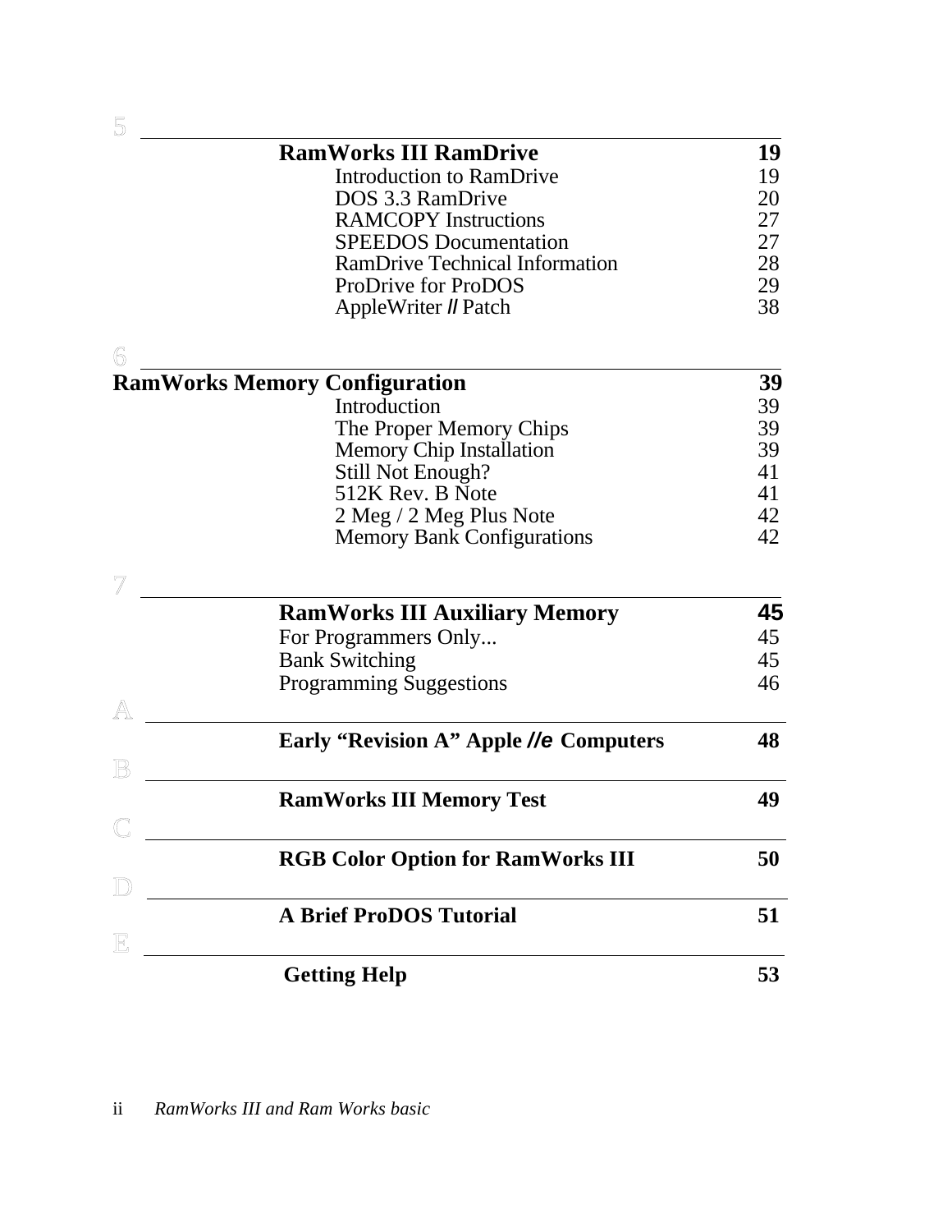5

| **RamWorks III RamDrive** | **19** |
|---|---|
| Introduction to RamDrive | 19 |
| DOS 3.3 RamDrive | 20 |
| RAMCOPY Instructions | 27 |
| SPEEDOS Documentation | 27 |
| RamDrive Technical Information | 28 |
| ProDrive for ProDOS | 29 |
| AppleWriter *II* Patch | 38 |

6

| **RamWorks Memory Configuration** | **39** |
|---|---|
| Introduction | 39 |
| The Proper Memory Chips | 39 |
| Memory Chip Installation | 39 |
| Still Not Enough? | 41 |
| 512K Rev. B Note | 41 |
| 2 Meg / 2 Meg Plus Note | 42 |
| Memory Bank Configurations | 42 |

7

| **RamWorks III Auxiliary Memory** | **45** |
|---|---|
| For Programmers Only... | 45 |
| Bank Switching | 45 |
| Programming Suggestions | 46 |

A

| **Early "Revision A" Apple *//e* Computers** | **48** |
|---|---|

B

| **RamWorks III Memory Test** | **49** |
|---|---|

C

| **RGB Color Option for RamWorks III** | **50** |
|---|---|

D

| **A Brief ProDOS Tutorial** | **51** |
|---|---|

E

| **Getting Help** | **53** |
|---|---|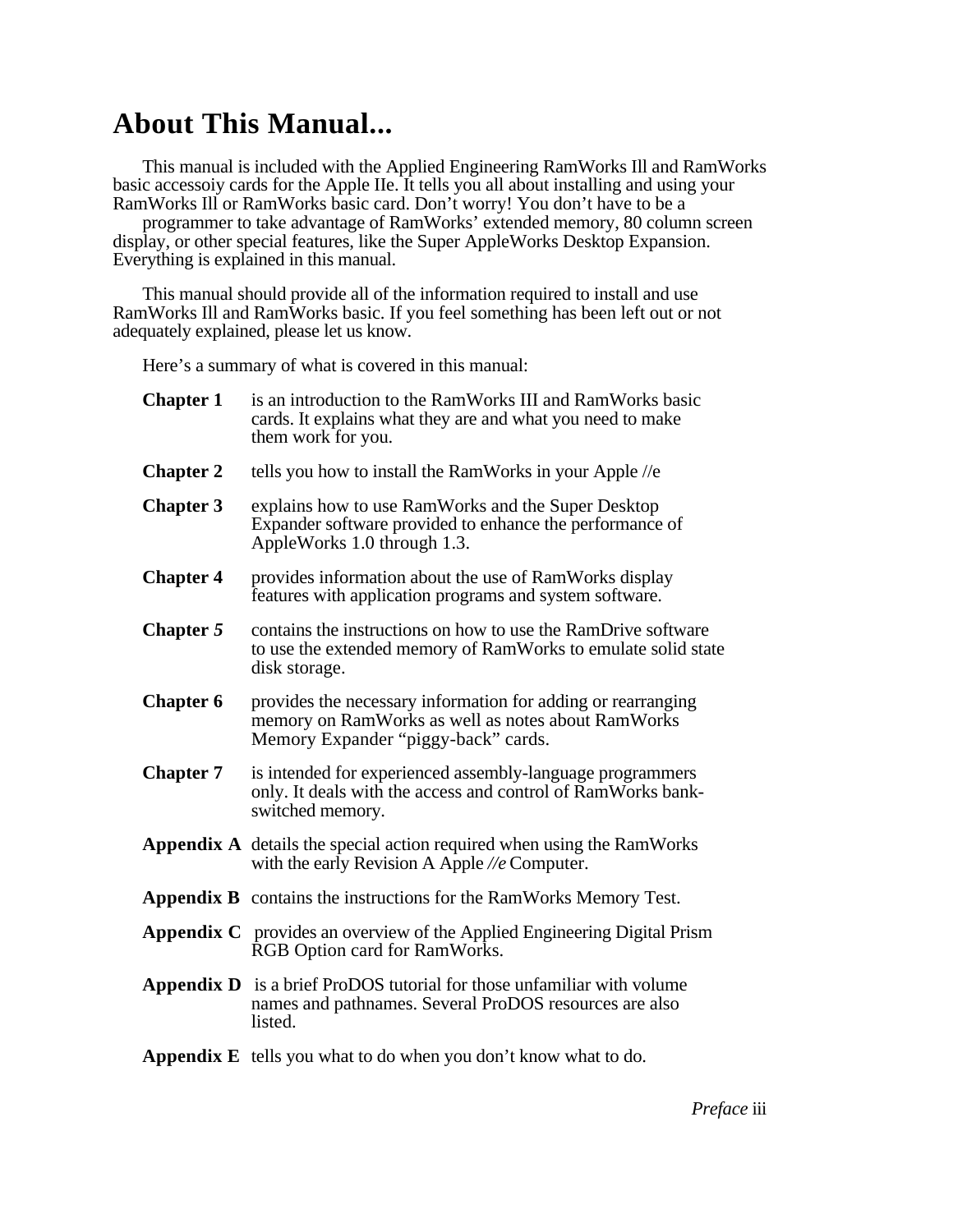# About This Manual...

This manual is included with the Applied Engineering RamWorks Ill and RamWorks basic accessoiy cards for the Apple IIe. It tells you all about installing and using your RamWorks Ill or RamWorks basic card. Don't worry! You don't have to be a programmer to take advantage of RamWorks' extended memory, 80 column screen display, or other special features, like the Super AppleWorks Desktop Expansion. Everything is explained in this manual.

This manual should provide all of the information required to install and use RamWorks Ill and RamWorks basic. If you feel something has been left out or not adequately explained, please let us know.

Here's a summary of what is covered in this manual:

**Chapter 1** is an introduction to the RamWorks III and RamWorks basic cards. It explains what they are and what you need to make them work for you.

**Chapter 2** tells you how to install the RamWorks in your Apple //e

**Chapter 3** explains how to use RamWorks and the Super Desktop Expander software provided to enhance the performance of AppleWorks 1.0 through 1.3.

**Chapter 4** provides information about the use of RamWorks display features with application programs and system software.

**Chapter *5*** contains the instructions on how to use the RamDrive software to use the extended memory of RamWorks to emulate solid state disk storage.

**Chapter 6** provides the necessary information for adding or rearranging memory on RamWorks as well as notes about RamWorks Memory Expander "piggy-back" cards.

**Chapter 7** is intended for experienced assembly-language programmers only. It deals with the access and control of RamWorks bank-switched memory.

**Appendix A** details the special action required when using the RamWorks with the early Revision A Apple *//e* Computer.

**Appendix B** contains the instructions for the RamWorks Memory Test.

**Appendix C** provides an overview of the Applied Engineering Digital Prism RGB Option card for RamWorks.

**Appendix D** is a brief ProDOS tutorial for those unfamiliar with volume names and pathnames. Several ProDOS resources are also listed.

**Appendix E** tells you what to do when you don't know what to do.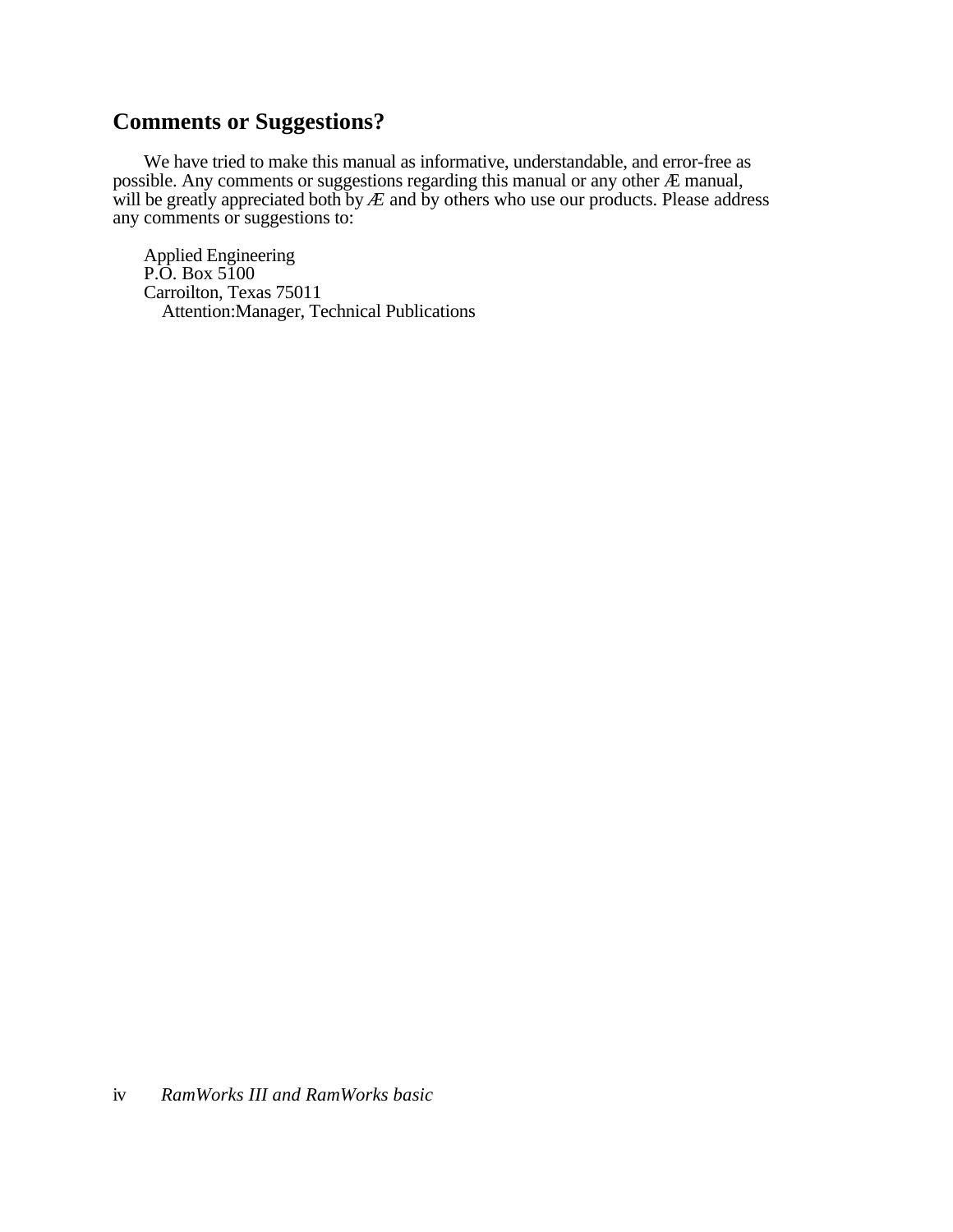## Comments or Suggestions?

We have tried to make this manual as informative, understandable, and error-free as possible. Any comments or suggestions regarding this manual or any other Æ manual, will be greatly appreciated both by *Æ* and by others who use our products. Please address any comments or suggestions to:

Applied Engineering
P.O. Box 5100
Carroilton, Texas 75011
Attention:Manager, Technical Publications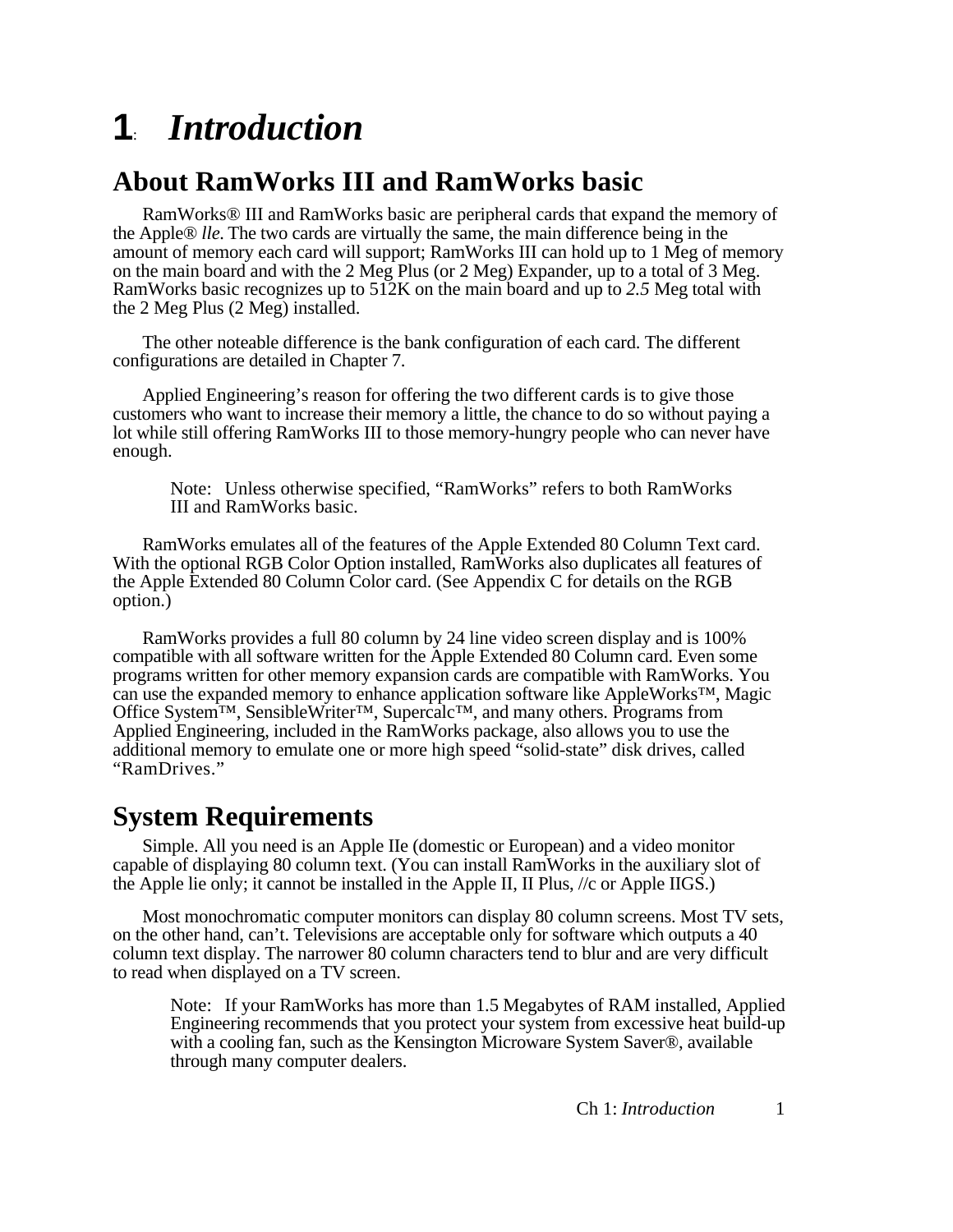# 1: *Introduction*

## About RamWorks III and RamWorks basic

RamWorks® III and RamWorks basic are peripheral cards that expand the memory of the Apple® *lle*. The two cards are virtually the same, the main difference being in the amount of memory each card will support; RamWorks III can hold up to 1 Meg of memory on the main board and with the 2 Meg Plus (or 2 Meg) Expander, up to a total of 3 Meg. RamWorks basic recognizes up to 512K on the main board and up to *2.5* Meg total with the 2 Meg Plus (2 Meg) installed.

The other noteable difference is the bank configuration of each card. The different configurations are detailed in Chapter 7.

Applied Engineering's reason for offering the two different cards is to give those customers who want to increase their memory a little, the chance to do so without paying a lot while still offering RamWorks III to those memory-hungry people who can never have enough.

> Note: Unless otherwise specified, "RamWorks" refers to both RamWorks III and RamWorks basic.

RamWorks emulates all of the features of the Apple Extended 80 Column Text card. With the optional RGB Color Option installed, RamWorks also duplicates all features of the Apple Extended 80 Column Color card. (See Appendix C for details on the RGB option.)

RamWorks provides a full 80 column by 24 line video screen display and is 100% compatible with all software written for the Apple Extended 80 Column card. Even some programs written for other memory expansion cards are compatible with RamWorks. You can use the expanded memory to enhance application software like AppleWorks™, Magic Office System™, SensibleWriter™, Supercalc™, and many others. Programs from Applied Engineering, included in the RamWorks package, also allows you to use the additional memory to emulate one or more high speed "solid-state" disk drives, called "RamDrives."

## System Requirements

Simple. All you need is an Apple IIe (domestic or European) and a video monitor capable of displaying 80 column text. (You can install RamWorks in the auxiliary slot of the Apple lie only; it cannot be installed in the Apple II, II Plus, //c or Apple IIGS.)

Most monochromatic computer monitors can display 80 column screens. Most TV sets, on the other hand, can't. Televisions are acceptable only for software which outputs a 40 column text display. The narrower 80 column characters tend to blur and are very difficult to read when displayed on a TV screen.

> Note: If your RamWorks has more than 1.5 Megabytes of RAM installed, Applied Engineering recommends that you protect your system from excessive heat build-up with a cooling fan, such as the Kensington Microware System Saver®, available through many computer dealers.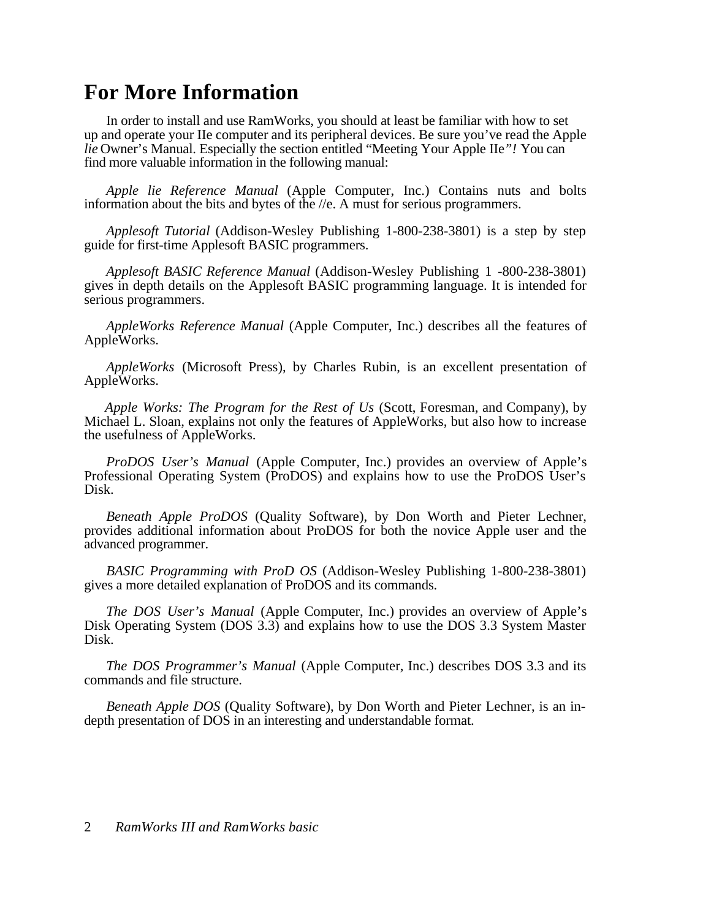# For More Information

In order to install and use RamWorks, you should at least be familiar with how to set up and operate your IIe computer and its peripheral devices. Be sure you've read the Apple *lie* Owner's Manual. Especially the section entitled "Meeting Your Apple IIe*"!* You can find more valuable information in the following manual:

*Apple lie Reference Manual* (Apple Computer, Inc.) Contains nuts and bolts information about the bits and bytes of the //e. A must for serious programmers.

*Applesoft Tutorial* (Addison-Wesley Publishing 1-800-238-3801) is a step by step guide for first-time Applesoft BASIC programmers.

*Applesoft BASIC Reference Manual* (Addison-Wesley Publishing 1 -800-238-3801) gives in depth details on the Applesoft BASIC programming language. It is intended for serious programmers.

*AppleWorks Reference Manual* (Apple Computer, Inc.) describes all the features of AppleWorks.

*AppleWorks* (Microsoft Press), by Charles Rubin, is an excellent presentation of AppleWorks.

*Apple Works: The Program for the Rest of Us* (Scott, Foresman, and Company), by Michael L. Sloan, explains not only the features of AppleWorks, but also how to increase the usefulness of AppleWorks.

*ProDOS User's Manual* (Apple Computer, Inc.) provides an overview of Apple's Professional Operating System (ProDOS) and explains how to use the ProDOS User's Disk.

*Beneath Apple ProDOS* (Quality Software), by Don Worth and Pieter Lechner, provides additional information about ProDOS for both the novice Apple user and the advanced programmer.

*BASIC Programming with ProD OS* (Addison-Wesley Publishing 1-800-238-3801) gives a more detailed explanation of ProDOS and its commands.

*The DOS User's Manual* (Apple Computer, Inc.) provides an overview of Apple's Disk Operating System (DOS 3.3) and explains how to use the DOS 3.3 System Master Disk.

*The DOS Programmer's Manual* (Apple Computer, Inc.) describes DOS 3.3 and its commands and file structure.

*Beneath Apple DOS* (Quality Software), by Don Worth and Pieter Lechner, is an in-depth presentation of DOS in an interesting and understandable format.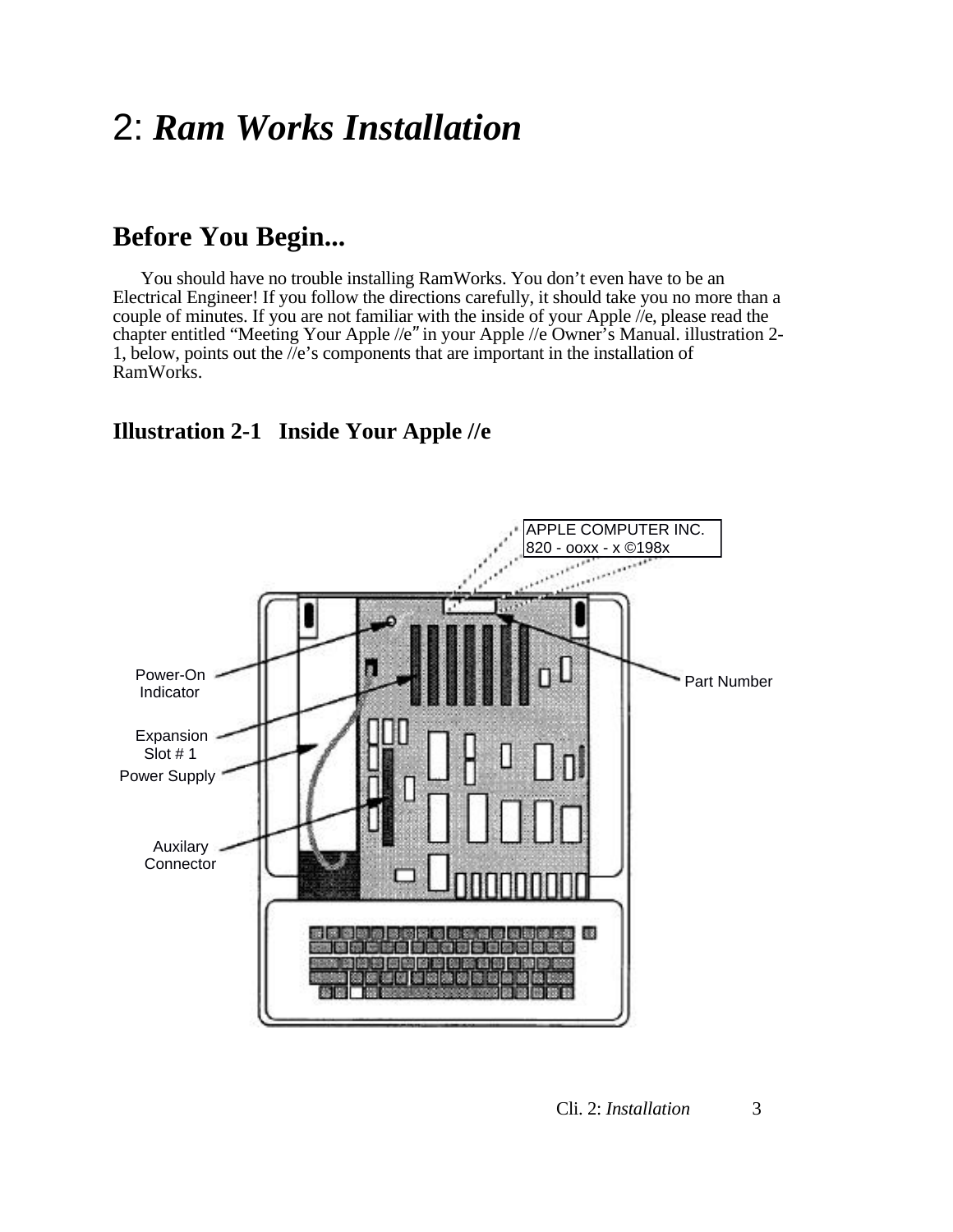# 2: *Ram Works Installation*

## Before You Begin...

You should have no trouble installing RamWorks. You don't even have to be an Electrical Engineer! If you follow the directions carefully, it should take you no more than a couple of minutes. If you are not familiar with the inside of your Apple //e, please read the chapter entitled "Meeting Your Apple //e" in your Apple //e Owner's Manual. illustration 2-1, below, points out the //e's components that are important in the installation of RamWorks.

### Illustration 2-1 Inside Your Apple //e

APPLE COMPUTER INC.
820 - ooxx - x ©198x

Power-On Indicator

Expansion Slot # 1

Power Supply

Auxilary Connector

Part Number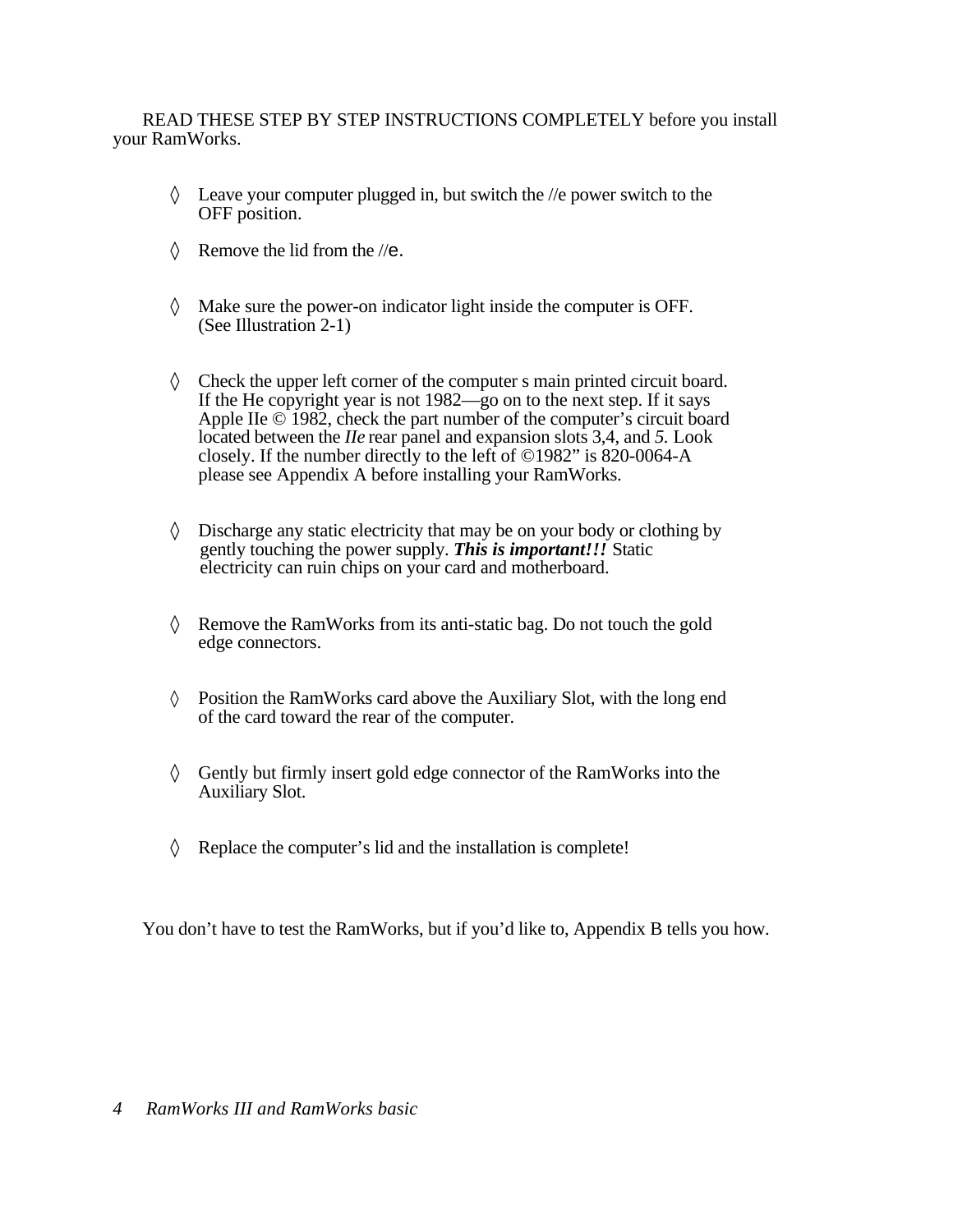READ THESE STEP BY STEP INSTRUCTIONS COMPLETELY before you install your RamWorks.

- ◊ Leave your computer plugged in, but switch the //e power switch to the OFF position.
- ◊ Remove the lid from the //e.
- ◊ Make sure the power-on indicator light inside the computer is OFF. (See Illustration 2-1)
- ◊ Check the upper left corner of the computer s main printed circuit board. If the He copyright year is not 1982—go on to the next step. If it says Apple IIe © 1982, check the part number of the computer's circuit board located between the *IIe* rear panel and expansion slots 3,4, and *5.* Look closely. If the number directly to the left of ©1982" is 820-0064-A please see Appendix A before installing your RamWorks.
- ◊ Discharge any static electricity that may be on your body or clothing by gently touching the power supply. ***This is important!!!*** Static electricity can ruin chips on your card and motherboard.
- ◊ Remove the RamWorks from its anti-static bag. Do not touch the gold edge connectors.
- ◊ Position the RamWorks card above the Auxiliary Slot, with the long end of the card toward the rear of the computer.
- ◊ Gently but firmly insert gold edge connector of the RamWorks into the Auxiliary Slot.
- ◊ Replace the computer's lid and the installation is complete!

You don't have to test the RamWorks, but if you'd like to, Appendix B tells you how.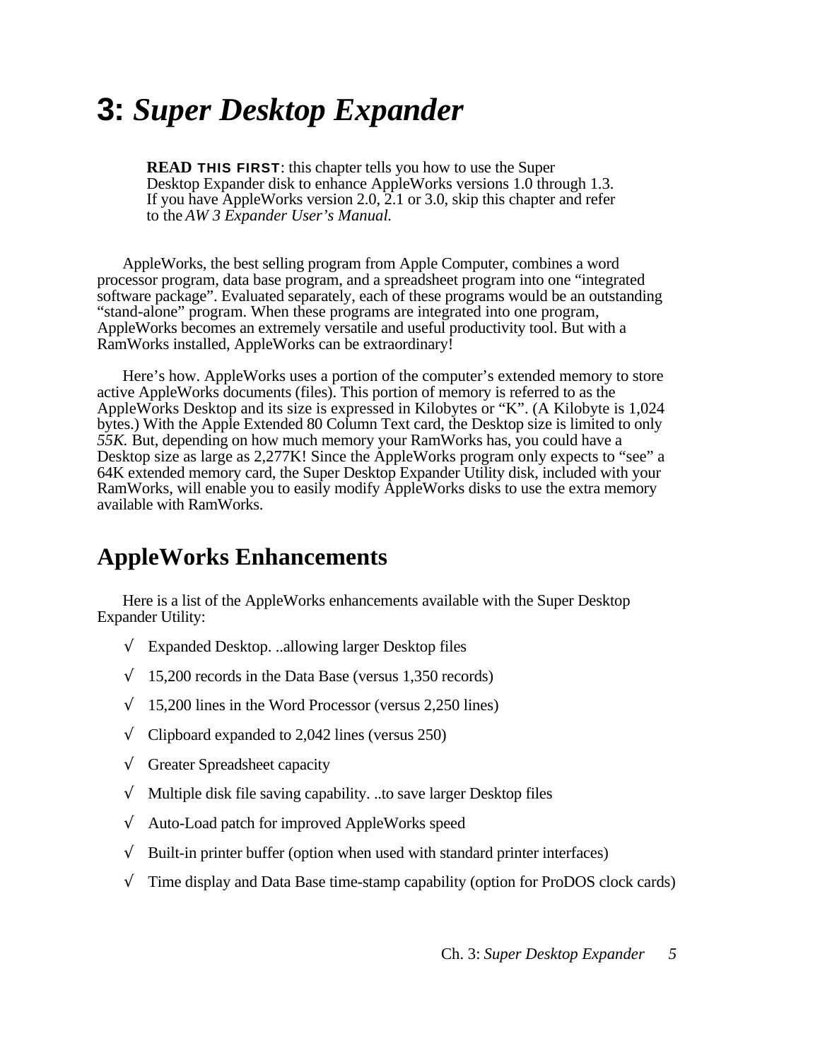# 3: *Super Desktop Expander*

> **READ THIS FIRST**: this chapter tells you how to use the Super Desktop Expander disk to enhance AppleWorks versions 1.0 through 1.3. If you have AppleWorks version 2.0, 2.1 or 3.0, skip this chapter and refer to the *AW 3 Expander User's Manual.*

AppleWorks, the best selling program from Apple Computer, combines a word processor program, data base program, and a spreadsheet program into one "integrated software package". Evaluated separately, each of these programs would be an outstanding "stand-alone" program. When these programs are integrated into one program, AppleWorks becomes an extremely versatile and useful productivity tool. But with a RamWorks installed, AppleWorks can be extraordinary!

Here's how. AppleWorks uses a portion of the computer's extended memory to store active AppleWorks documents (files). This portion of memory is referred to as the AppleWorks Desktop and its size is expressed in Kilobytes or "K". (A Kilobyte is 1,024 bytes.) With the Apple Extended 80 Column Text card, the Desktop size is limited to only *55K.* But, depending on how much memory your RamWorks has, you could have a Desktop size as large as 2,277K! Since the AppleWorks program only expects to "see" a 64K extended memory card, the Super Desktop Expander Utility disk, included with your RamWorks, will enable you to easily modify AppleWorks disks to use the extra memory available with RamWorks.

## AppleWorks Enhancements

Here is a list of the AppleWorks enhancements available with the Super Desktop Expander Utility:

- √ Expanded Desktop. ..allowing larger Desktop files
- √ 15,200 records in the Data Base (versus 1,350 records)
- √ 15,200 lines in the Word Processor (versus 2,250 lines)
- √ Clipboard expanded to 2,042 lines (versus 250)
- √ Greater Spreadsheet capacity
- √ Multiple disk file saving capability. ..to save larger Desktop files
- √ Auto-Load patch for improved AppleWorks speed
- √ Built-in printer buffer (option when used with standard printer interfaces)
- √ Time display and Data Base time-stamp capability (option for ProDOS clock cards)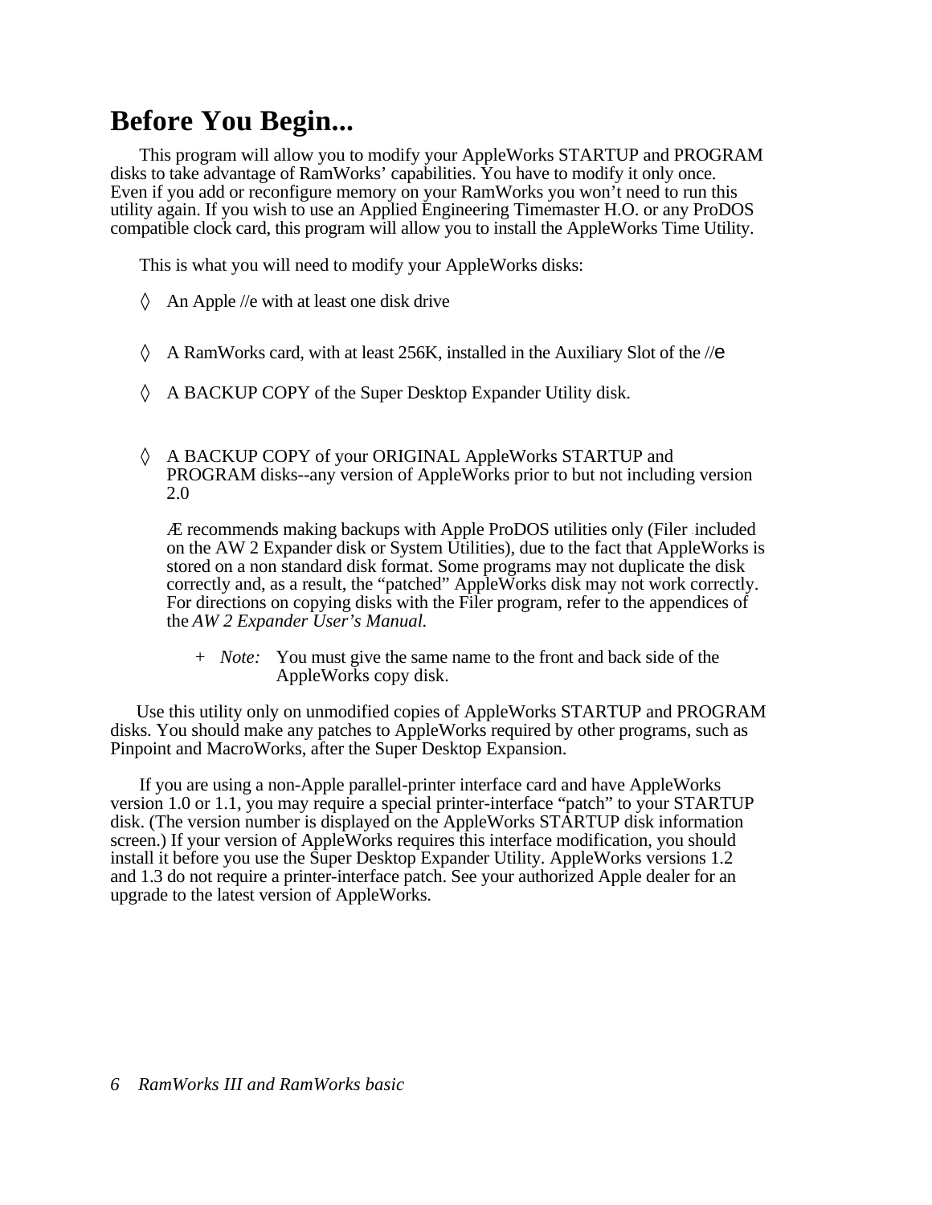# Before You Begin...

This program will allow you to modify your AppleWorks STARTUP and PROGRAM disks to take advantage of RamWorks' capabilities. You have to modify it only once. Even if you add or reconfigure memory on your RamWorks you won't need to run this utility again. If you wish to use an Applied Engineering Timemaster H.O. or any ProDOS compatible clock card, this program will allow you to install the AppleWorks Time Utility.

This is what you will need to modify your AppleWorks disks:

◊ An Apple //e with at least one disk drive

◊ A RamWorks card, with at least 256K, installed in the Auxiliary Slot of the //e

◊ A BACKUP COPY of the Super Desktop Expander Utility disk.

◊ A BACKUP COPY of your ORIGINAL AppleWorks STARTUP and PROGRAM disks--any version of AppleWorks prior to but not including version 2.0

Æ recommends making backups with Apple ProDOS utilities only (Filer included on the AW 2 Expander disk or System Utilities), due to the fact that AppleWorks is stored on a non standard disk format. Some programs may not duplicate the disk correctly and, as a result, the "patched" AppleWorks disk may not work correctly. For directions on copying disks with the Filer program, refer to the appendices of the *AW 2 Expander User's Manual.*

+ *Note:* You must give the same name to the front and back side of the AppleWorks copy disk.

Use this utility only on unmodified copies of AppleWorks STARTUP and PROGRAM disks. You should make any patches to AppleWorks required by other programs, such as Pinpoint and MacroWorks, after the Super Desktop Expansion.

If you are using a non-Apple parallel-printer interface card and have AppleWorks version 1.0 or 1.1, you may require a special printer-interface "patch" to your STARTUP disk. (The version number is displayed on the AppleWorks STARTUP disk information screen.) If your version of AppleWorks requires this interface modification, you should install it before you use the Super Desktop Expander Utility. AppleWorks versions 1.2 and 1.3 do not require a printer-interface patch. See your authorized Apple dealer for an upgrade to the latest version of AppleWorks.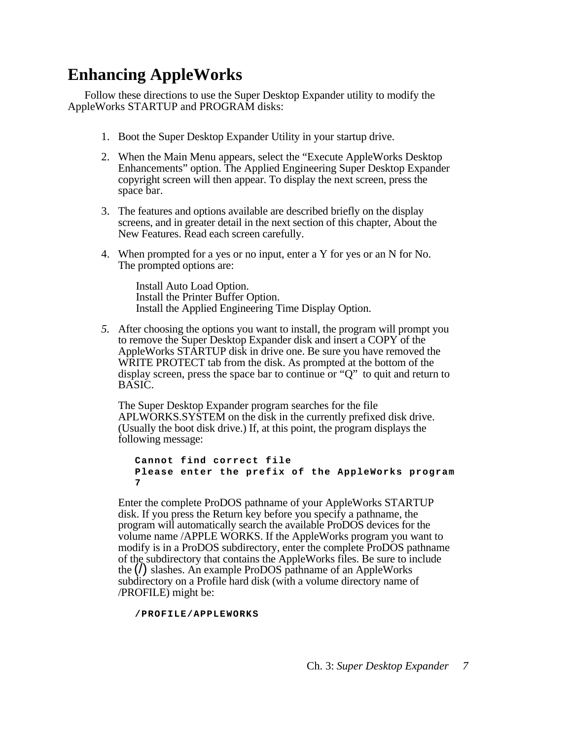# Enhancing AppleWorks

Follow these directions to use the Super Desktop Expander utility to modify the AppleWorks STARTUP and PROGRAM disks:

1. Boot the Super Desktop Expander Utility in your startup drive.

2. When the Main Menu appears, select the “Execute AppleWorks Desktop Enhancements” option. The Applied Engineering Super Desktop Expander copyright screen will then appear. To display the next screen, press the space bar.

3. The features and options available are described briefly on the display screens, and in greater detail in the next section of this chapter, About the New Features. Read each screen carefully.

4. When prompted for a yes or no input, enter a Y for yes or an N for No. The prompted options are:

   Install Auto Load Option.
   Install the Printer Buffer Option.
   Install the Applied Engineering Time Display Option.

5. After choosing the options you want to install, the program will prompt you to remove the Super Desktop Expander disk and insert a COPY of the AppleWorks STARTUP disk in drive one. Be sure you have removed the WRITE PROTECT tab from the disk. As prompted at the bottom of the display screen, press the space bar to continue or “Q” to quit and return to BASIC.

   The Super Desktop Expander program searches for the file APLWORKS.SYSTEM on the disk in the currently prefixed disk drive. (Usually the boot disk drive.) If, at this point, the program displays the following message:

   ```
   Cannot find correct file
   Please enter the prefix of the AppleWorks program
   7
   ```

   Enter the complete ProDOS pathname of your AppleWorks STARTUP disk. If you press the Return key before you specify a pathname, the program will automatically search the available ProDOS devices for the volume name /APPLE WORKS. If the AppleWorks program you want to modify is in a ProDOS subdirectory, enter the complete ProDOS pathname of the subdirectory that contains the AppleWorks files. Be sure to include the (/) slashes. An example ProDOS pathname of an AppleWorks subdirectory on a Profile hard disk (with a volume directory name of /PROFILE) might be:

   ```
   /PROFILE/APPLEWORKS
   ```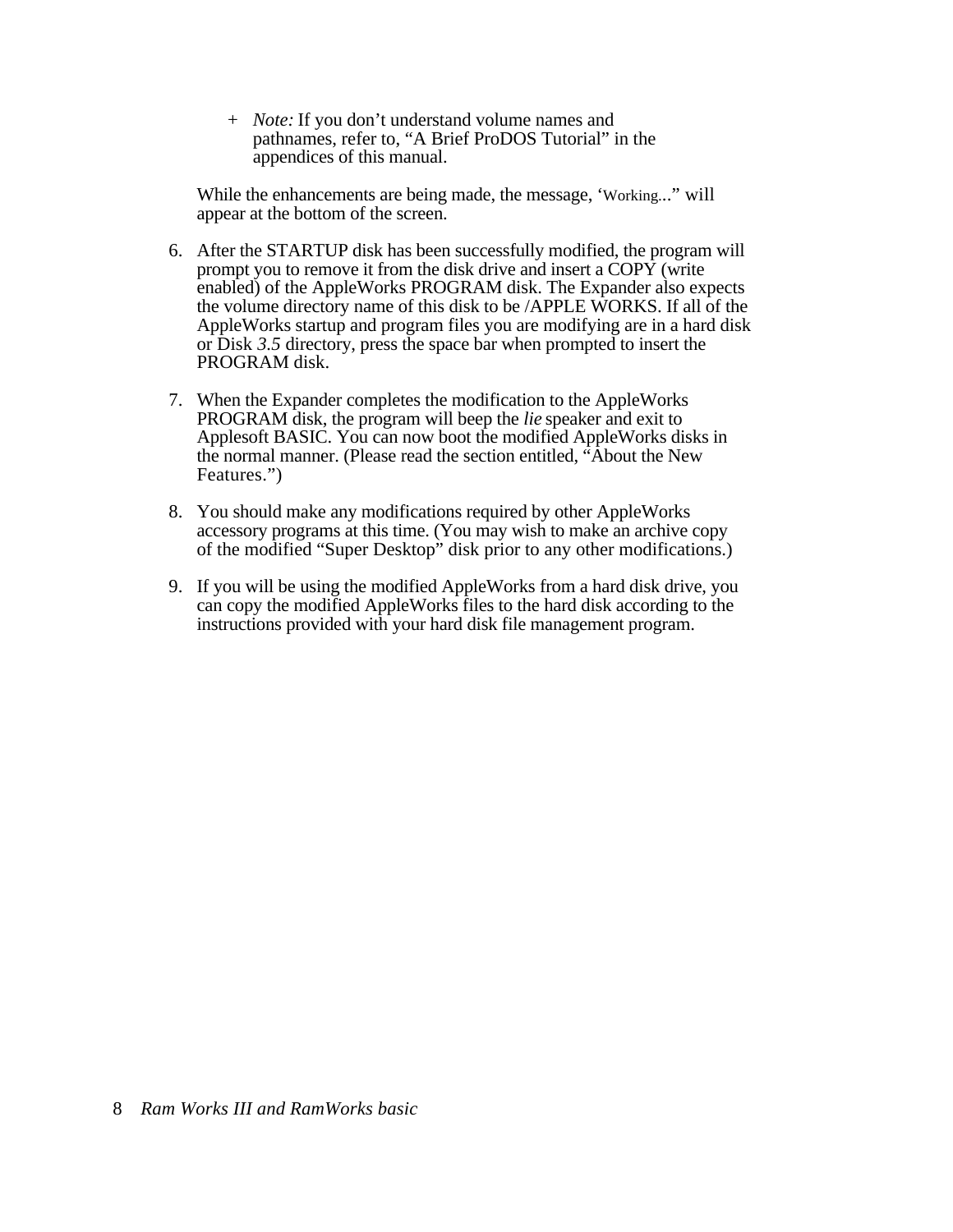+ *Note:* If you don't understand volume names and pathnames, refer to, "A Brief ProDOS Tutorial" in the appendices of this manual.

While the enhancements are being made, the message, 'Working..." will appear at the bottom of the screen.

6. After the STARTUP disk has been successfully modified, the program will prompt you to remove it from the disk drive and insert a COPY (write enabled) of the AppleWorks PROGRAM disk. The Expander also expects the volume directory name of this disk to be /APPLE WORKS. If all of the AppleWorks startup and program files you are modifying are in a hard disk or Disk *3.5* directory, press the space bar when prompted to insert the PROGRAM disk.

7. When the Expander completes the modification to the AppleWorks PROGRAM disk, the program will beep the *lie* speaker and exit to Applesoft BASIC. You can now boot the modified AppleWorks disks in the normal manner. (Please read the section entitled, "About the New Features.")

8. You should make any modifications required by other AppleWorks accessory programs at this time. (You may wish to make an archive copy of the modified "Super Desktop" disk prior to any other modifications.)

9. If you will be using the modified AppleWorks from a hard disk drive, you can copy the modified AppleWorks files to the hard disk according to the instructions provided with your hard disk file management program.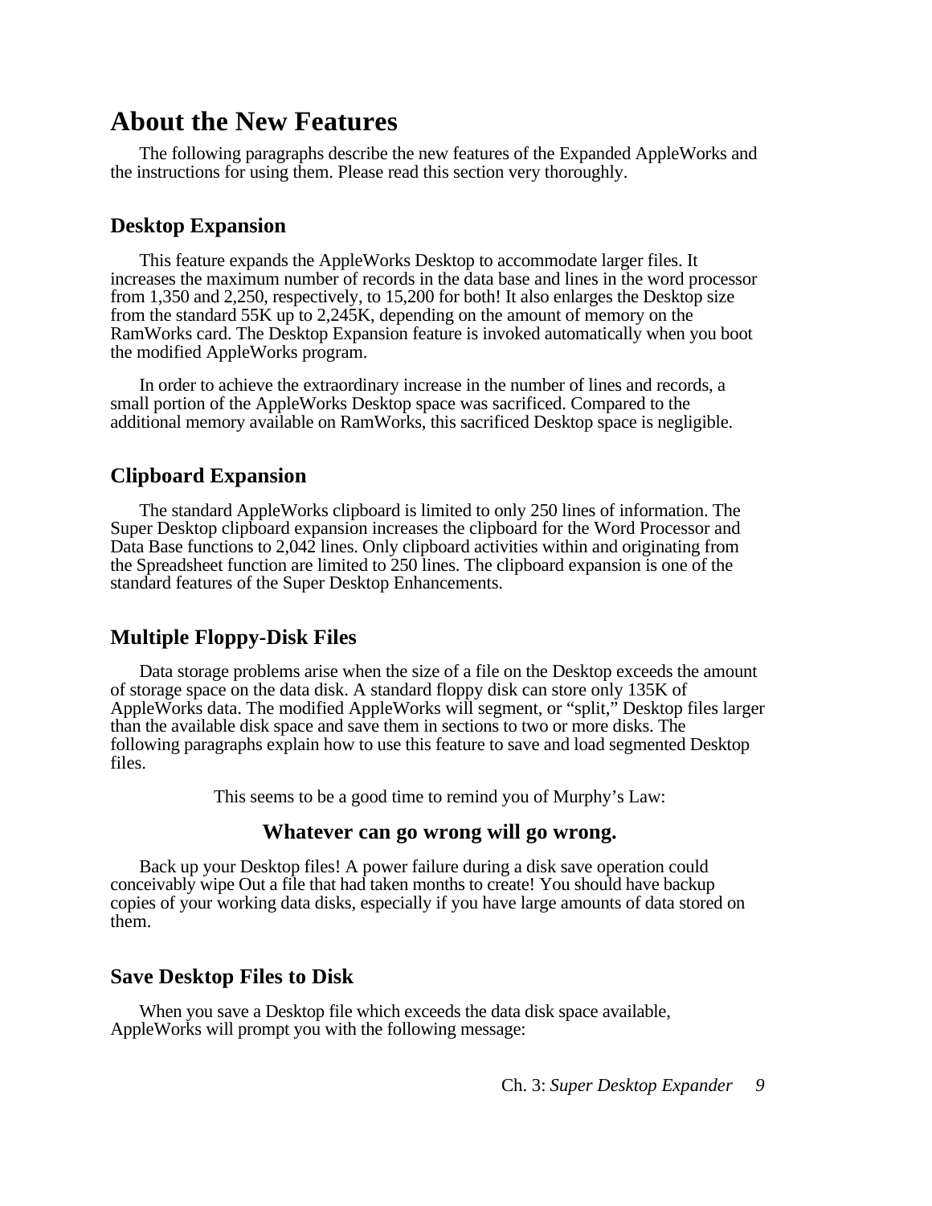# About the New Features

The following paragraphs describe the new features of the Expanded AppleWorks and the instructions for using them. Please read this section very thoroughly.

## Desktop Expansion

This feature expands the AppleWorks Desktop to accommodate larger files. It increases the maximum number of records in the data base and lines in the word processor from 1,350 and 2,250, respectively, to 15,200 for both! It also enlarges the Desktop size from the standard 55K up to 2,245K, depending on the amount of memory on the RamWorks card. The Desktop Expansion feature is invoked automatically when you boot the modified AppleWorks program.

In order to achieve the extraordinary increase in the number of lines and records, a small portion of the AppleWorks Desktop space was sacrificed. Compared to the additional memory available on RamWorks, this sacrificed Desktop space is negligible.

## Clipboard Expansion

The standard AppleWorks clipboard is limited to only 250 lines of information. The Super Desktop clipboard expansion increases the clipboard for the Word Processor and Data Base functions to 2,042 lines. Only clipboard activities within and originating from the Spreadsheet function are limited to 250 lines. The clipboard expansion is one of the standard features of the Super Desktop Enhancements.

## Multiple Floppy-Disk Files

Data storage problems arise when the size of a file on the Desktop exceeds the amount of storage space on the data disk. A standard floppy disk can store only 135K of AppleWorks data. The modified AppleWorks will segment, or “split,” Desktop files larger than the available disk space and save them in sections to two or more disks. The following paragraphs explain how to use this feature to save and load segmented Desktop files.

This seems to be a good time to remind you of Murphy’s Law:

**Whatever can go wrong will go wrong.**

Back up your Desktop files! A power failure during a disk save operation could conceivably wipe Out a file that had taken months to create! You should have backup copies of your working data disks, especially if you have large amounts of data stored on them.

## Save Desktop Files to Disk

When you save a Desktop file which exceeds the data disk space available, AppleWorks will prompt you with the following message: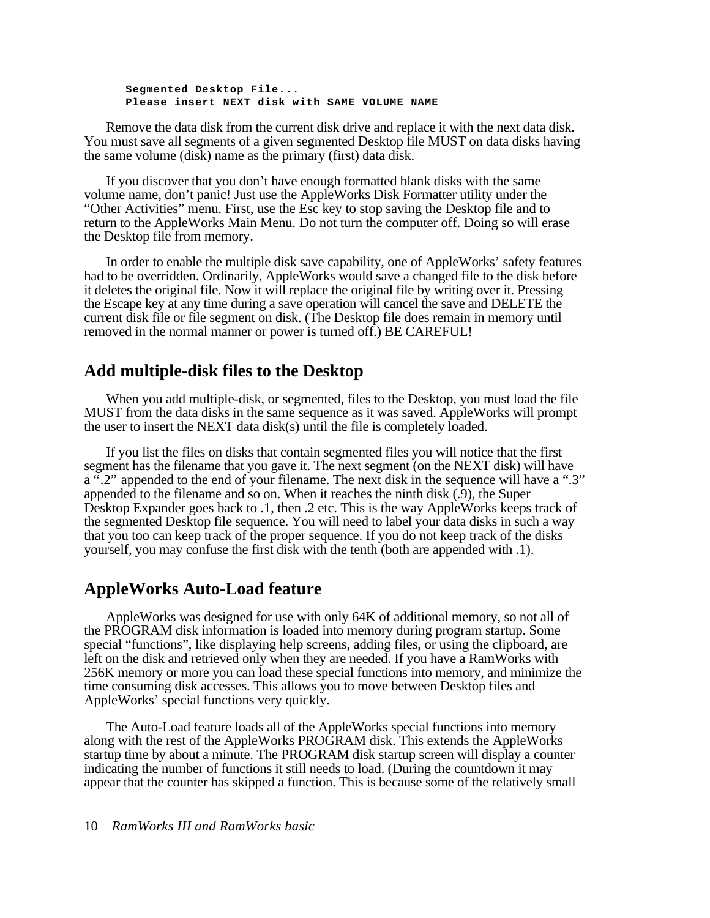```
Segmented Desktop File...
Please insert NEXT disk with SAME VOLUME NAME
```

Remove the data disk from the current disk drive and replace it with the next data disk. You must save all segments of a given segmented Desktop file MUST on data disks having the same volume (disk) name as the primary (first) data disk.

If you discover that you don't have enough formatted blank disks with the same volume name, don't panic! Just use the AppleWorks Disk Formatter utility under the "Other Activities" menu. First, use the Esc key to stop saving the Desktop file and to return to the AppleWorks Main Menu. Do not turn the computer off. Doing so will erase the Desktop file from memory.

In order to enable the multiple disk save capability, one of AppleWorks' safety features had to be overridden. Ordinarily, AppleWorks would save a changed file to the disk before it deletes the original file. Now it will replace the original file by writing over it. Pressing the Escape key at any time during a save operation will cancel the save and DELETE the current disk file or file segment on disk. (The Desktop file does remain in memory until removed in the normal manner or power is turned off.) BE CAREFUL!

## Add multiple-disk files to the Desktop

When you add multiple-disk, or segmented, files to the Desktop, you must load the file MUST from the data disks in the same sequence as it was saved. AppleWorks will prompt the user to insert the NEXT data disk(s) until the file is completely loaded.

If you list the files on disks that contain segmented files you will notice that the first segment has the filename that you gave it. The next segment (on the NEXT disk) will have a ".2" appended to the end of your filename. The next disk in the sequence will have a ".3" appended to the filename and so on. When it reaches the ninth disk (.9), the Super Desktop Expander goes back to .1, then .2 etc. This is the way AppleWorks keeps track of the segmented Desktop file sequence. You will need to label your data disks in such a way that you too can keep track of the proper sequence. If you do not keep track of the disks yourself, you may confuse the first disk with the tenth (both are appended with .1).

## AppleWorks Auto-Load feature

AppleWorks was designed for use with only 64K of additional memory, so not all of the PROGRAM disk information is loaded into memory during program startup. Some special "functions", like displaying help screens, adding files, or using the clipboard, are left on the disk and retrieved only when they are needed. If you have a RamWorks with 256K memory or more you can load these special functions into memory, and minimize the time consuming disk accesses. This allows you to move between Desktop files and AppleWorks' special functions very quickly.

The Auto-Load feature loads all of the AppleWorks special functions into memory along with the rest of the AppleWorks PROGRAM disk. This extends the AppleWorks startup time by about a minute. The PROGRAM disk startup screen will display a counter indicating the number of functions it still needs to load. (During the countdown it may appear that the counter has skipped a function. This is because some of the relatively small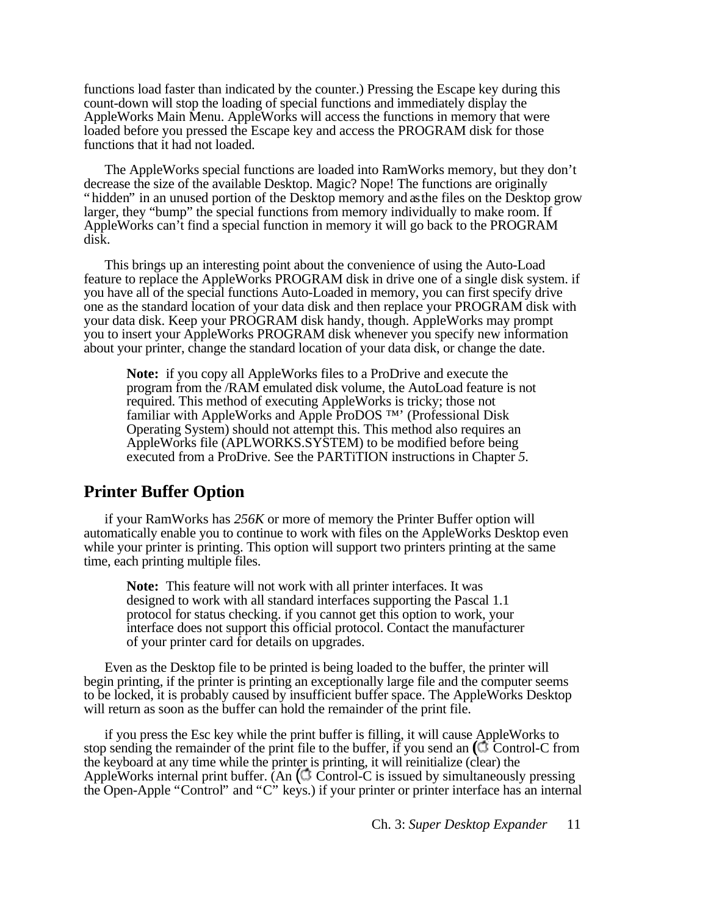functions load faster than indicated by the counter.) Pressing the Escape key during this count-down will stop the loading of special functions and immediately display the AppleWorks Main Menu. AppleWorks will access the functions in memory that were loaded before you pressed the Escape key and access the PROGRAM disk for those functions that it had not loaded.

The AppleWorks special functions are loaded into RamWorks memory, but they don't decrease the size of the available Desktop. Magic? Nope! The functions are originally "hidden" in an unused portion of the Desktop memory and as the files on the Desktop grow larger, they "bump" the special functions from memory individually to make room. If AppleWorks can't find a special function in memory it will go back to the PROGRAM disk.

This brings up an interesting point about the convenience of using the Auto-Load feature to replace the AppleWorks PROGRAM disk in drive one of a single disk system. if you have all of the special functions Auto-Loaded in memory, you can first specify drive one as the standard location of your data disk and then replace your PROGRAM disk with your data disk. Keep your PROGRAM disk handy, though. AppleWorks may prompt you to insert your AppleWorks PROGRAM disk whenever you specify new information about your printer, change the standard location of your data disk, or change the date.

> **Note:** if you copy all AppleWorks files to a ProDrive and execute the program from the /RAM emulated disk volume, the AutoLoad feature is not required. This method of executing AppleWorks is tricky; those not familiar with AppleWorks and Apple ProDOS ™' (Professional Disk Operating System) should not attempt this. This method also requires an AppleWorks file (APLWORKS.SYSTEM) to be modified before being executed from a ProDrive. See the PARTiTION instructions in Chapter *5*.

## Printer Buffer Option

if your RamWorks has *256K* or more of memory the Printer Buffer option will automatically enable you to continue to work with files on the AppleWorks Desktop even while your printer is printing. This option will support two printers printing at the same time, each printing multiple files.

> **Note:** This feature will not work with all printer interfaces. It was designed to work with all standard interfaces supporting the Pascal 1.1 protocol for status checking. if you cannot get this option to work, your interface does not support this official protocol. Contact the manufacturer of your printer card for details on upgrades.

Even as the Desktop file to be printed is being loaded to the buffer, the printer will begin printing, if the printer is printing an exceptionally large file and the computer seems to be locked, it is probably caused by insufficient buffer space. The AppleWorks Desktop will return as soon as the buffer can hold the remainder of the print file.

if you press the Esc key while the print buffer is filling, it will cause AppleWorks to stop sending the remainder of the print file to the buffer, if you send an (Open-Apple) Control-C from the keyboard at any time while the printer is printing, it will reinitialize (clear) the AppleWorks internal print buffer. (An (Open-Apple) Control-C is issued by simultaneously pressing the Open-Apple "Control" and "C" keys.) if your printer or printer interface has an internal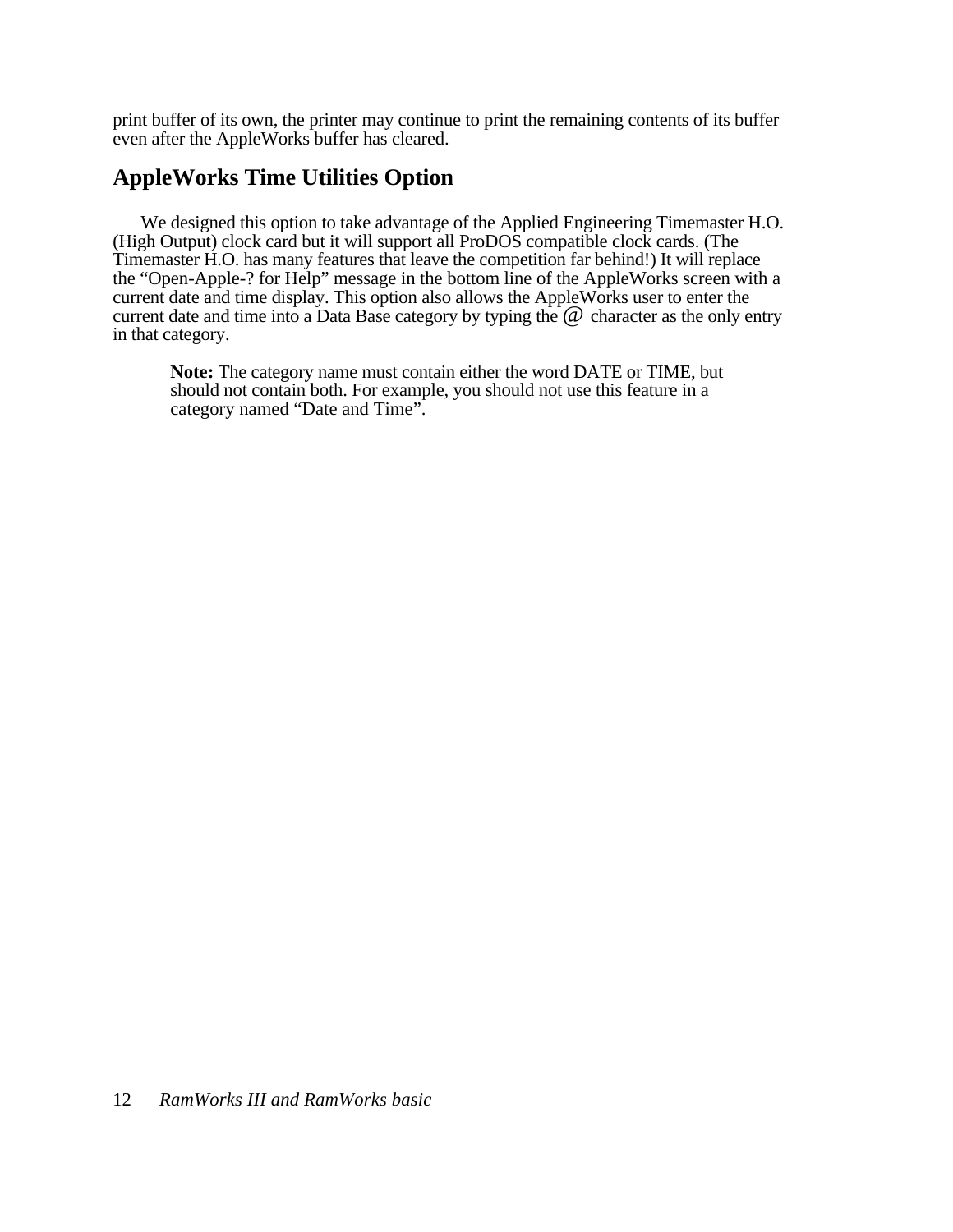print buffer of its own, the printer may continue to print the remaining contents of its buffer even after the AppleWorks buffer has cleared.

## AppleWorks Time Utilities Option

We designed this option to take advantage of the Applied Engineering Timemaster H.O. (High Output) clock card but it will support all ProDOS compatible clock cards. (The Timemaster H.O. has many features that leave the competition far behind!) It will replace the “Open-Apple-? for Help” message in the bottom line of the AppleWorks screen with a current date and time display. This option also allows the AppleWorks user to enter the current date and time into a Data Base category by typing the @ character as the only entry in that category.

> **Note:** The category name must contain either the word DATE or TIME, but should not contain both. For example, you should not use this feature in a category named “Date and Time”.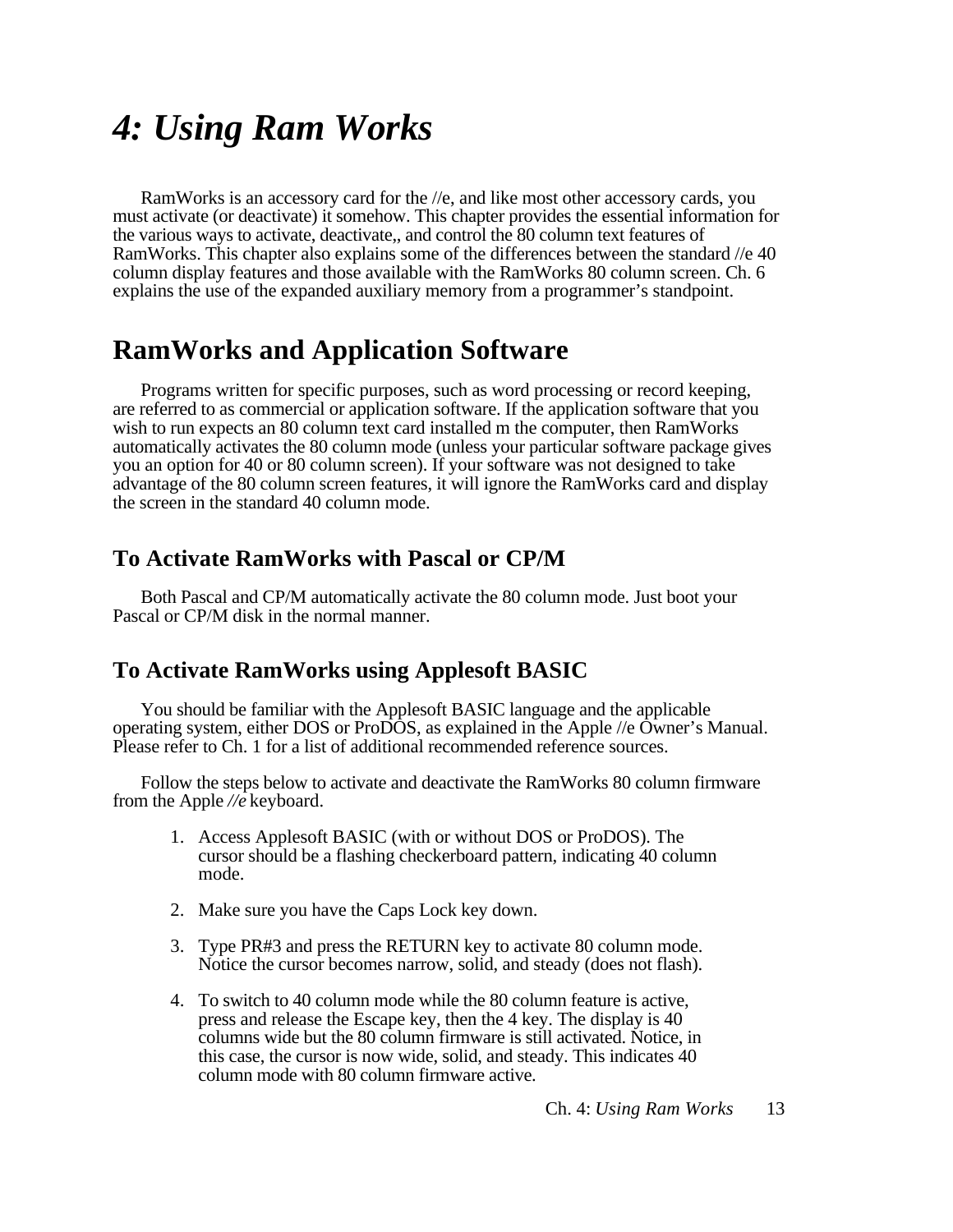# 4: *Using Ram Works*

RamWorks is an accessory card for the //e, and like most other accessory cards, you must activate (or deactivate) it somehow. This chapter provides the essential information for the various ways to activate, deactivate,, and control the 80 column text features of RamWorks. This chapter also explains some of the differences between the standard //e 40 column display features and those available with the RamWorks 80 column screen. Ch. 6 explains the use of the expanded auxiliary memory from a programmer’s standpoint.

## RamWorks and Application Software

Programs written for specific purposes, such as word processing or record keeping, are referred to as commercial or application software. If the application software that you wish to run expects an 80 column text card installed m the computer, then RamWorks automatically activates the 80 column mode (unless your particular software package gives you an option for 40 or 80 column screen). If your software was not designed to take advantage of the 80 column screen features, it will ignore the RamWorks card and display the screen in the standard 40 column mode.

### To Activate RamWorks with Pascal or CP/M

Both Pascal and CP/M automatically activate the 80 column mode. Just boot your Pascal or CP/M disk in the normal manner.

### To Activate RamWorks using Applesoft BASIC

You should be familiar with the Applesoft BASIC language and the applicable operating system, either DOS or ProDOS, as explained in the Apple //e Owner’s Manual. Please refer to Ch. 1 for a list of additional recommended reference sources.

Follow the steps below to activate and deactivate the RamWorks 80 column firmware from the Apple *//e* keyboard.

1. Access Applesoft BASIC (with or without DOS or ProDOS). The cursor should be a flashing checkerboard pattern, indicating 40 column mode.

2. Make sure you have the Caps Lock key down.

3. Type PR#3 and press the RETURN key to activate 80 column mode. Notice the cursor becomes narrow, solid, and steady (does not flash).

4. To switch to 40 column mode while the 80 column feature is active, press and release the Escape key, then the 4 key. The display is 40 columns wide but the 80 column firmware is still activated. Notice, in this case, the cursor is now wide, solid, and steady. This indicates 40 column mode with 80 column firmware active.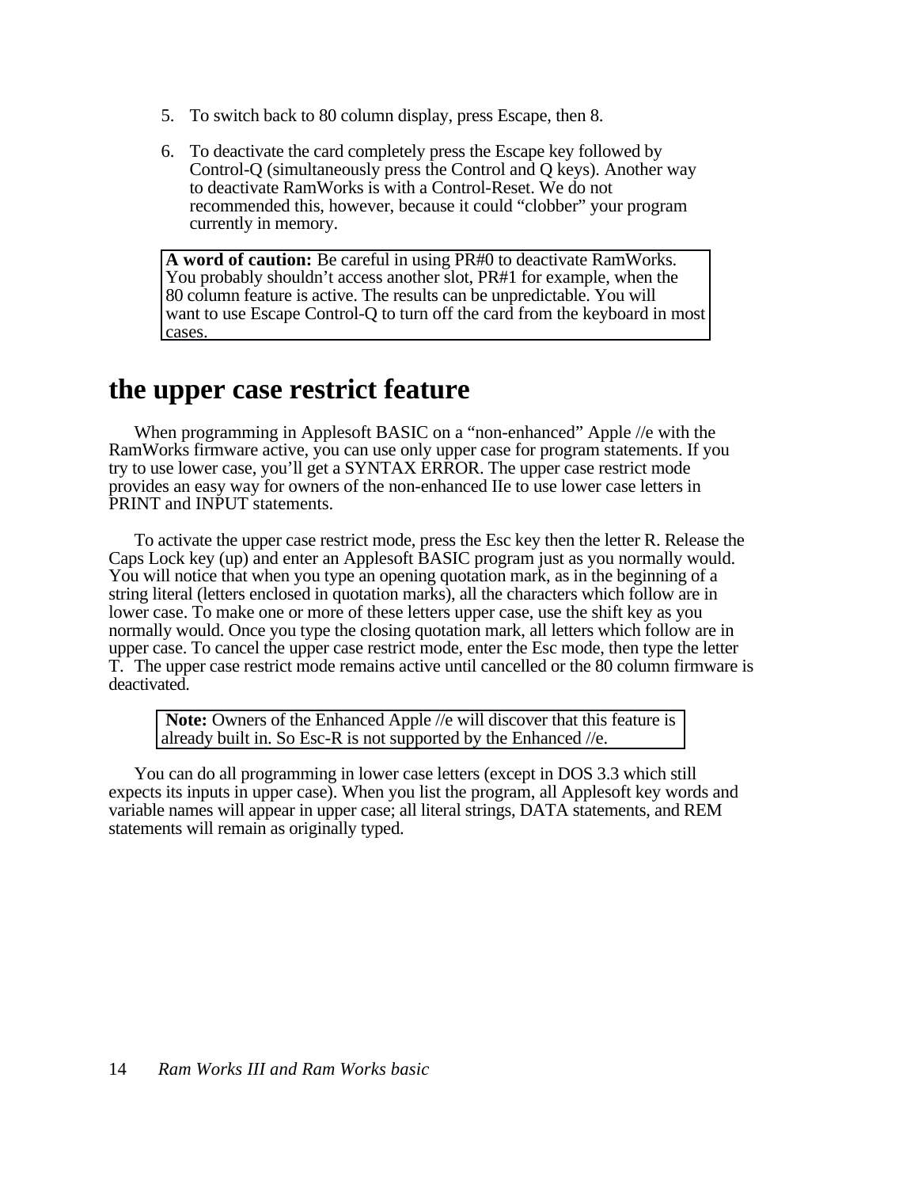5. To switch back to 80 column display, press Escape, then 8.

6. To deactivate the card completely press the Escape key followed by Control-Q (simultaneously press the Control and Q keys). Another way to deactivate RamWorks is with a Control-Reset. We do not recommended this, however, because it could "clobber" your program currently in memory.

> **A word of caution:** Be careful in using PR#0 to deactivate RamWorks. You probably shouldn't access another slot, PR#1 for example, when the 80 column feature is active. The results can be unpredictable. You will want to use Escape Control-Q to turn off the card from the keyboard in most cases.

# the upper case restrict feature

When programming in Applesoft BASIC on a "non-enhanced" Apple //e with the RamWorks firmware active, you can use only upper case for program statements. If you try to use lower case, you'll get a SYNTAX ERROR. The upper case restrict mode provides an easy way for owners of the non-enhanced IIe to use lower case letters in PRINT and INPUT statements.

To activate the upper case restrict mode, press the Esc key then the letter R. Release the Caps Lock key (up) and enter an Applesoft BASIC program just as you normally would. You will notice that when you type an opening quotation mark, as in the beginning of a string literal (letters enclosed in quotation marks), all the characters which follow are in lower case. To make one or more of these letters upper case, use the shift key as you normally would. Once you type the closing quotation mark, all letters which follow are in upper case. To cancel the upper case restrict mode, enter the Esc mode, then type the letter T. The upper case restrict mode remains active until cancelled or the 80 column firmware is deactivated.

> **Note:** Owners of the Enhanced Apple //e will discover that this feature is already built in. So Esc-R is not supported by the Enhanced //e.

You can do all programming in lower case letters (except in DOS 3.3 which still expects its inputs in upper case). When you list the program, all Applesoft key words and variable names will appear in upper case; all literal strings, DATA statements, and REM statements will remain as originally typed.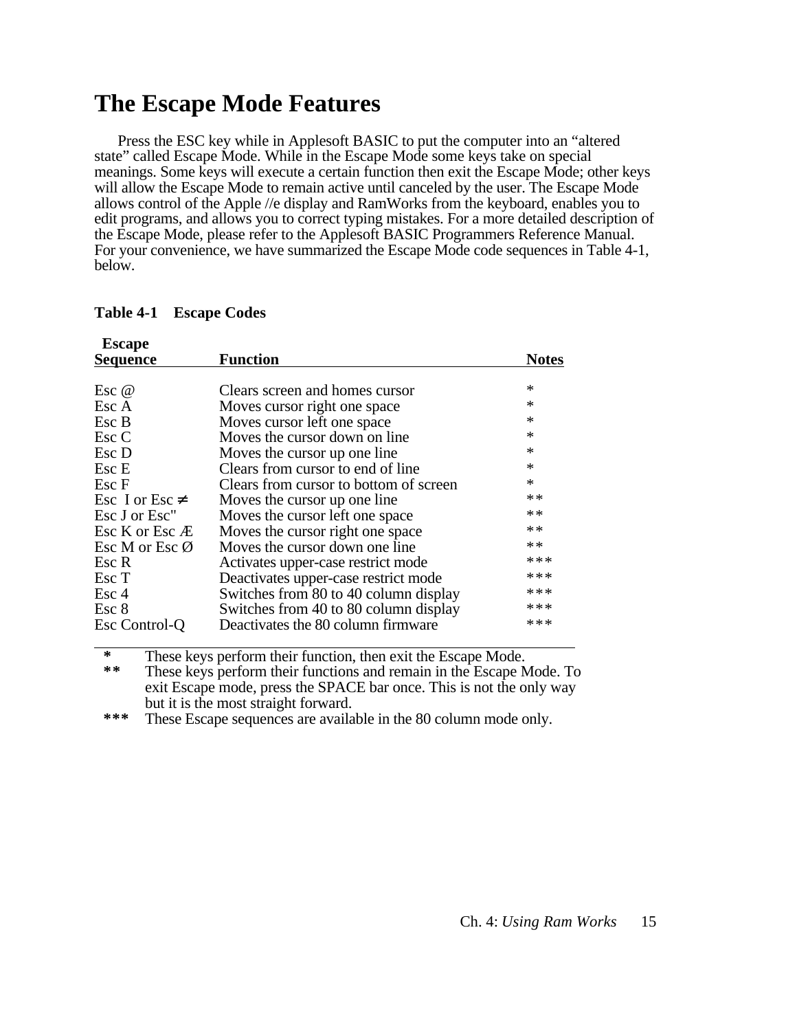# The Escape Mode Features

Press the ESC key while in Applesoft BASIC to put the computer into an "altered state" called Escape Mode. While in the Escape Mode some keys take on special meanings. Some keys will execute a certain function then exit the Escape Mode; other keys will allow the Escape Mode to remain active until canceled by the user. The Escape Mode allows control of the Apple //e display and RamWorks from the keyboard, enables you to edit programs, and allows you to correct typing mistakes. For a more detailed description of the Escape Mode, please refer to the Applesoft BASIC Programmers Reference Manual. For your convenience, we have summarized the Escape Mode code sequences in Table 4-1, below.

**Table 4-1 Escape Codes**

| Escape Sequence | Function | Notes |
|---|---|---|
| Esc @ | Clears screen and homes cursor | * |
| Esc A | Moves cursor right one space | * |
| Esc B | Moves cursor left one space | * |
| Esc C | Moves the cursor down on line | * |
| Esc D | Moves the cursor up one line | * |
| Esc E | Clears from cursor to end of line | * |
| Esc F | Clears from cursor to bottom of screen | * |
| Esc I or Esc ≠ | Moves the cursor up one line | ** |
| Esc J or Esc" | Moves the cursor left one space | ** |
| Esc K or Esc Æ | Moves the cursor right one space | ** |
| Esc M or Esc Ø | Moves the cursor down one line | ** |
| Esc R | Activates upper-case restrict mode | *** |
| Esc T | Deactivates upper-case restrict mode | *** |
| Esc 4 | Switches from 80 to 40 column display | *** |
| Esc 8 | Switches from 40 to 80 column display | *** |
| Esc Control-Q | Deactivates the 80 column firmware | *** |

**\*** These keys perform their function, then exit the Escape Mode.
**\*\*** These keys perform their functions and remain in the Escape Mode. To exit Escape mode, press the SPACE bar once. This is not the only way but it is the most straight forward.
**\*\*\*** These Escape sequences are available in the 80 column mode only.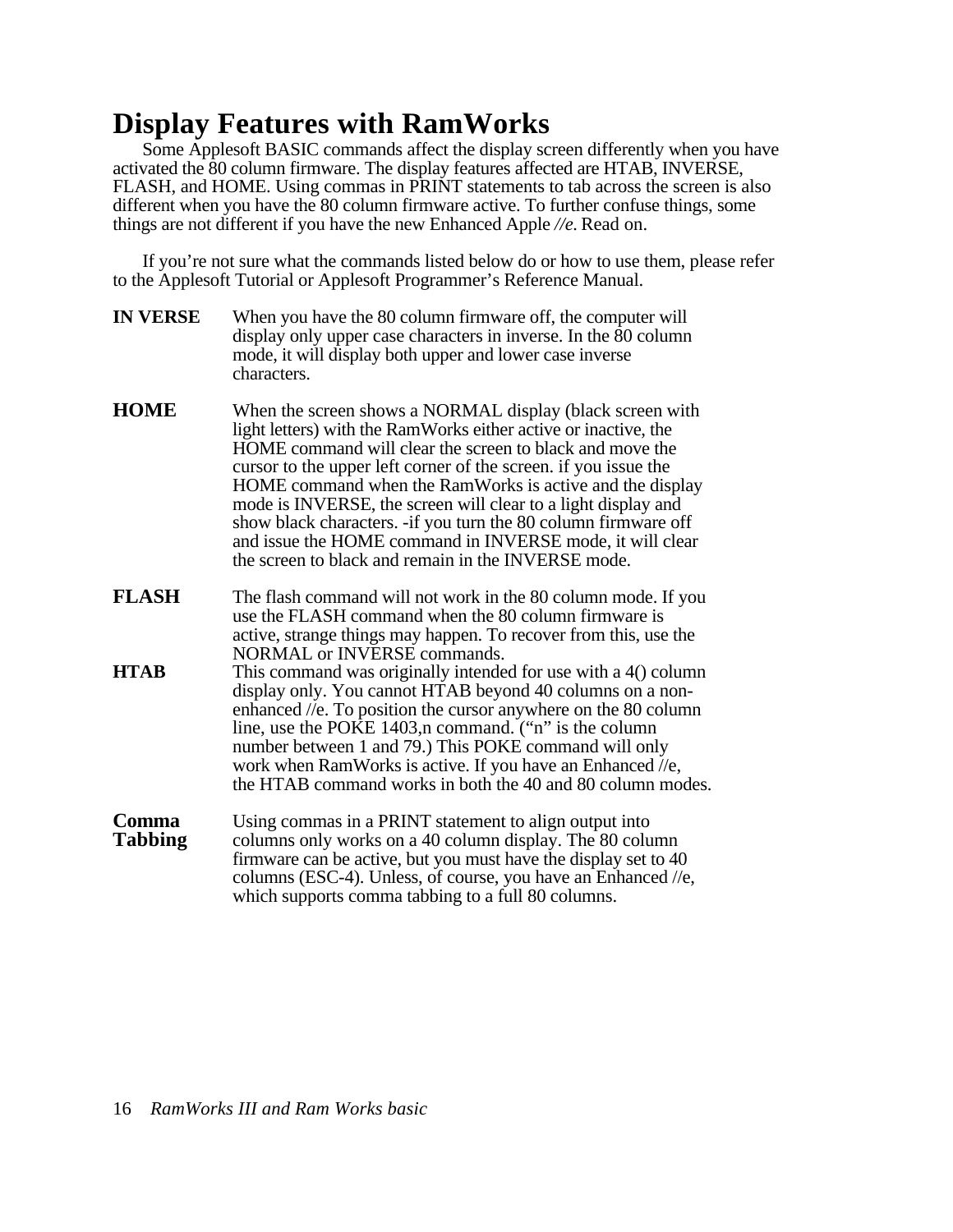# Display Features with RamWorks

Some Applesoft BASIC commands affect the display screen differently when you have activated the 80 column firmware. The display features affected are HTAB, INVERSE, FLASH, and HOME. Using commas in PRINT statements to tab across the screen is also different when you have the 80 column firmware active. To further confuse things, some things are not different if you have the new Enhanced Apple *//e.* Read on.

If you're not sure what the commands listed below do or how to use them, please refer to the Applesoft Tutorial or Applesoft Programmer's Reference Manual.

**IN VERSE** When you have the 80 column firmware off, the computer will display only upper case characters in inverse. In the 80 column mode, it will display both upper and lower case inverse characters.

**HOME** When the screen shows a NORMAL display (black screen with light letters) with the RamWorks either active or inactive, the HOME command will clear the screen to black and move the cursor to the upper left corner of the screen. if you issue the HOME command when the RamWorks is active and the display mode is INVERSE, the screen will clear to a light display and show black characters. -if you turn the 80 column firmware off and issue the HOME command in INVERSE mode, it will clear the screen to black and remain in the INVERSE mode.

**FLASH** The flash command will not work in the 80 column mode. If you use the FLASH command when the 80 column firmware is active, strange things may happen. To recover from this, use the NORMAL or INVERSE commands.

**HTAB** This command was originally intended for use with a 4() column display only. You cannot HTAB beyond 40 columns on a non-enhanced //e. To position the cursor anywhere on the 80 column line, use the POKE 1403,n command. ("n" is the column number between 1 and 79.) This POKE command will only work when RamWorks is active. If you have an Enhanced //e, the HTAB command works in both the 40 and 80 column modes.

**Comma Tabbing** Using commas in a PRINT statement to align output into columns only works on a 40 column display. The 80 column firmware can be active, but you must have the display set to 40 columns (ESC-4). Unless, of course, you have an Enhanced //e, which supports comma tabbing to a full 80 columns.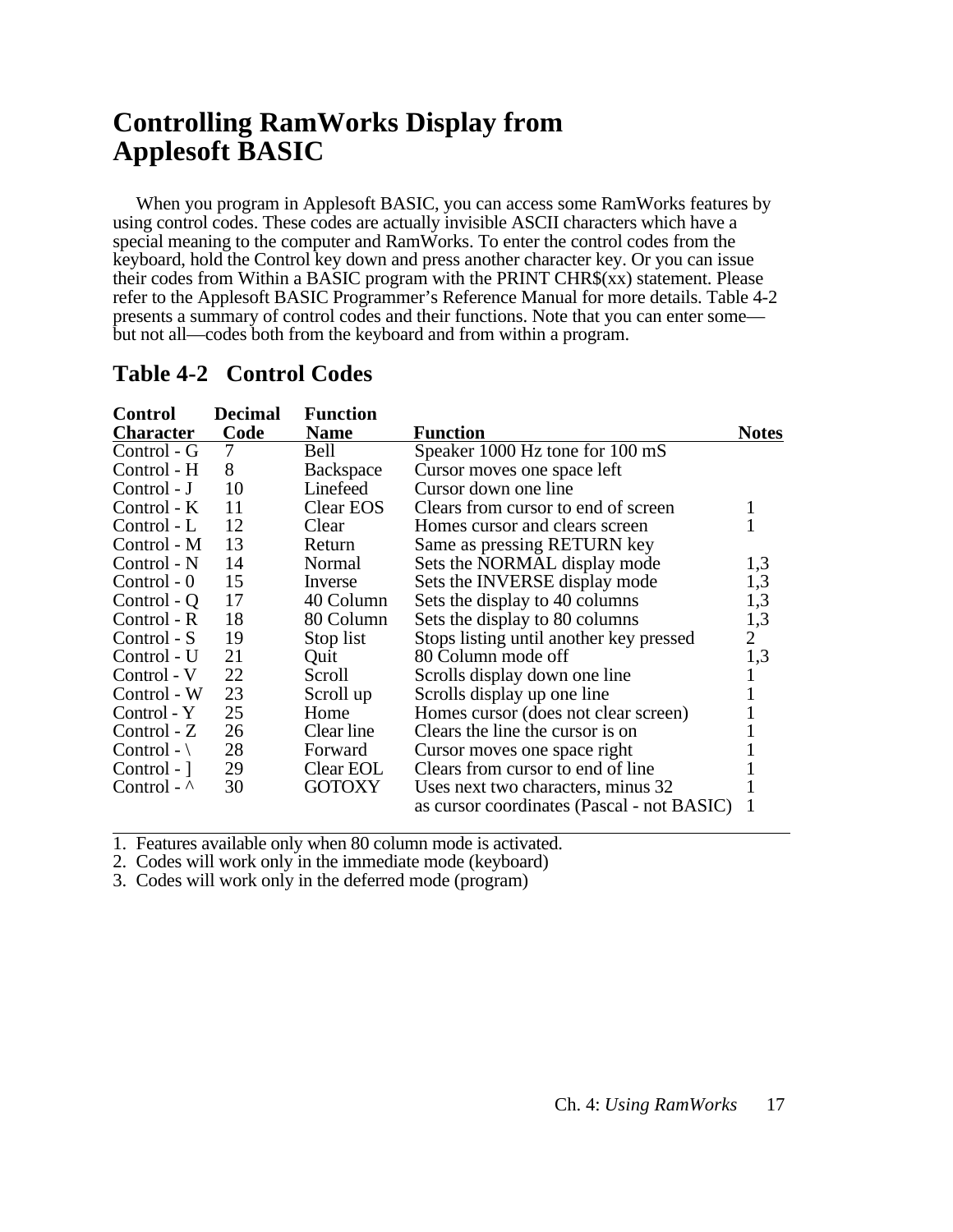# Controlling RamWorks Display from Applesoft BASIC

When you program in Applesoft BASIC, you can access some RamWorks features by using control codes. These codes are actually invisible ASCII characters which have a special meaning to the computer and RamWorks. To enter the control codes from the keyboard, hold the Control key down and press another character key. Or you can issue their codes from Within a BASIC program with the PRINT CHR$(xx) statement. Please refer to the Applesoft BASIC Programmer's Reference Manual for more details. Table 4-2 presents a summary of control codes and their functions. Note that you can enter some—but not all—codes both from the keyboard and from within a program.

## Table 4-2 Control Codes

| Control Character | Decimal Code | Function Name | Function | Notes |
|---|---|---|---|---|
| Control - G | 7 | Bell | Speaker 1000 Hz tone for 100 mS | |
| Control - H | 8 | Backspace | Cursor moves one space left | |
| Control - J | 10 | Linefeed | Cursor down one line | |
| Control - K | 11 | Clear EOS | Clears from cursor to end of screen | 1 |
| Control - L | 12 | Clear | Homes cursor and clears screen | 1 |
| Control - M | 13 | Return | Same as pressing RETURN key | |
| Control - N | 14 | Normal | Sets the NORMAL display mode | 1,3 |
| Control - 0 | 15 | Inverse | Sets the INVERSE display mode | 1,3 |
| Control - Q | 17 | 40 Column | Sets the display to 40 columns | 1,3 |
| Control - R | 18 | 80 Column | Sets the display to 80 columns | 1,3 |
| Control - S | 19 | Stop list | Stops listing until another key pressed | 2 |
| Control - U | 21 | Quit | 80 Column mode off | 1,3 |
| Control - V | 22 | Scroll | Scrolls display down one line | 1 |
| Control - W | 23 | Scroll up | Scrolls display up one line | 1 |
| Control - Y | 25 | Home | Homes cursor (does not clear screen) | 1 |
| Control - Z | 26 | Clear line | Clears the line the cursor is on | 1 |
| Control - \ | 28 | Forward | Cursor moves one space right | 1 |
| Control - ] | 29 | Clear EOL | Clears from cursor to end of line | 1 |
| Control - ^ | 30 | GOTOXY | Uses next two characters, minus 32 | 1 |
| | | | as cursor coordinates (Pascal - not BASIC) | 1 |

1. Features available only when 80 column mode is activated.
2. Codes will work only in the immediate mode (keyboard)
3. Codes will work only in the deferred mode (program)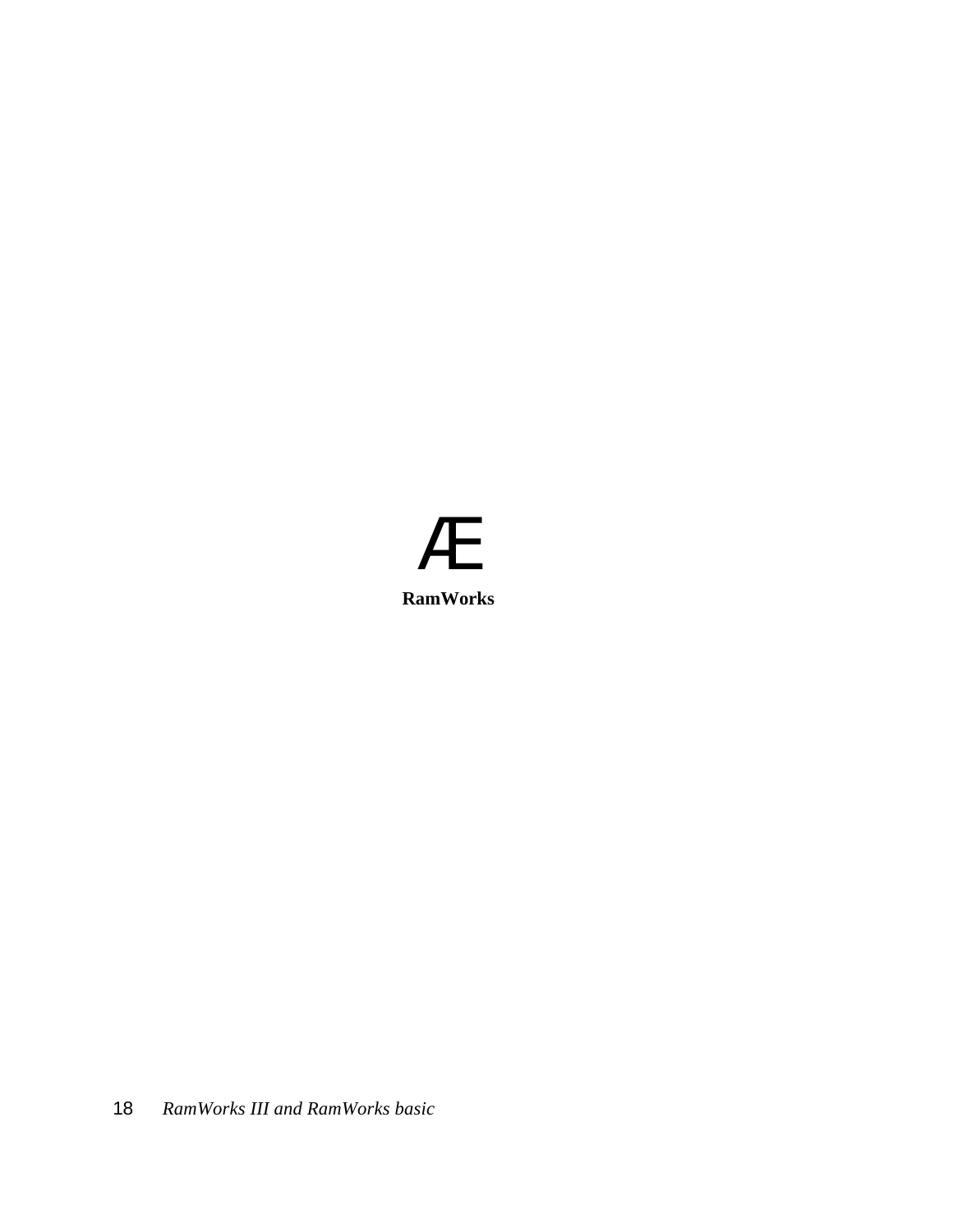Æ

**RamWorks**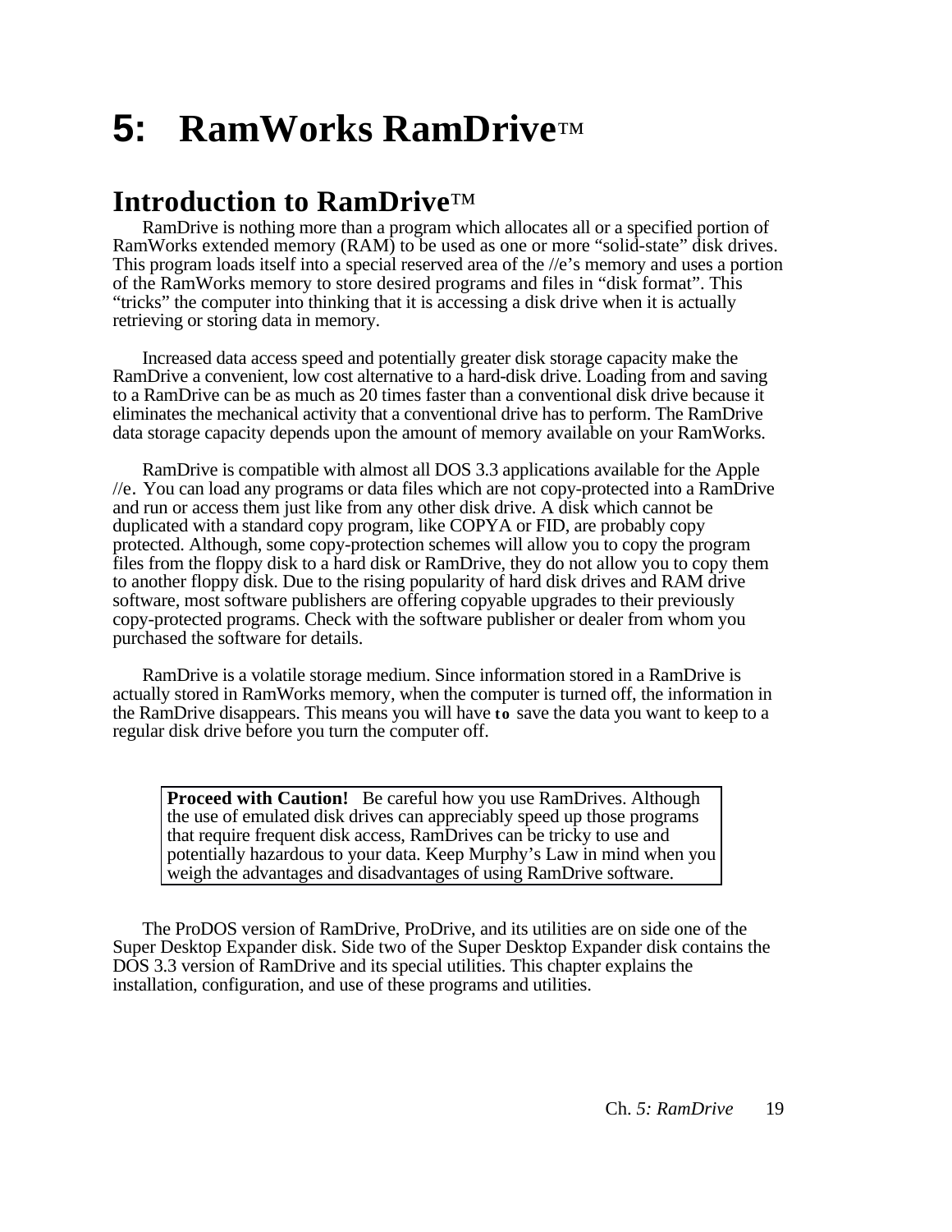# 5: RamWorks RamDrive™

## Introduction to RamDrive™

RamDrive is nothing more than a program which allocates all or a specified portion of RamWorks extended memory (RAM) to be used as one or more “solid-state” disk drives. This program loads itself into a special reserved area of the //e’s memory and uses a portion of the RamWorks memory to store desired programs and files in “disk format”. This “tricks” the computer into thinking that it is accessing a disk drive when it is actually retrieving or storing data in memory.

Increased data access speed and potentially greater disk storage capacity make the RamDrive a convenient, low cost alternative to a hard-disk drive. Loading from and saving to a RamDrive can be as much as 20 times faster than a conventional disk drive because it eliminates the mechanical activity that a conventional drive has to perform. The RamDrive data storage capacity depends upon the amount of memory available on your RamWorks.

RamDrive is compatible with almost all DOS 3.3 applications available for the Apple //e. You can load any programs or data files which are not copy-protected into a RamDrive and run or access them just like from any other disk drive. A disk which cannot be duplicated with a standard copy program, like COPYA or FID, are probably copy protected. Although, some copy-protection schemes will allow you to copy the program files from the floppy disk to a hard disk or RamDrive, they do not allow you to copy them to another floppy disk. Due to the rising popularity of hard disk drives and RAM drive software, most software publishers are offering copyable upgrades to their previously copy-protected programs. Check with the software publisher or dealer from whom you purchased the software for details.

RamDrive is a volatile storage medium. Since information stored in a RamDrive is actually stored in RamWorks memory, when the computer is turned off, the information in the RamDrive disappears. This means you will have **to** save the data you want to keep to a regular disk drive before you turn the computer off.

> **Proceed with Caution!** Be careful how you use RamDrives. Although the use of emulated disk drives can appreciably speed up those programs that require frequent disk access, RamDrives can be tricky to use and potentially hazardous to your data. Keep Murphy’s Law in mind when you weigh the advantages and disadvantages of using RamDrive software.

The ProDOS version of RamDrive, ProDrive, and its utilities are on side one of the Super Desktop Expander disk. Side two of the Super Desktop Expander disk contains the DOS 3.3 version of RamDrive and its special utilities. This chapter explains the installation, configuration, and use of these programs and utilities.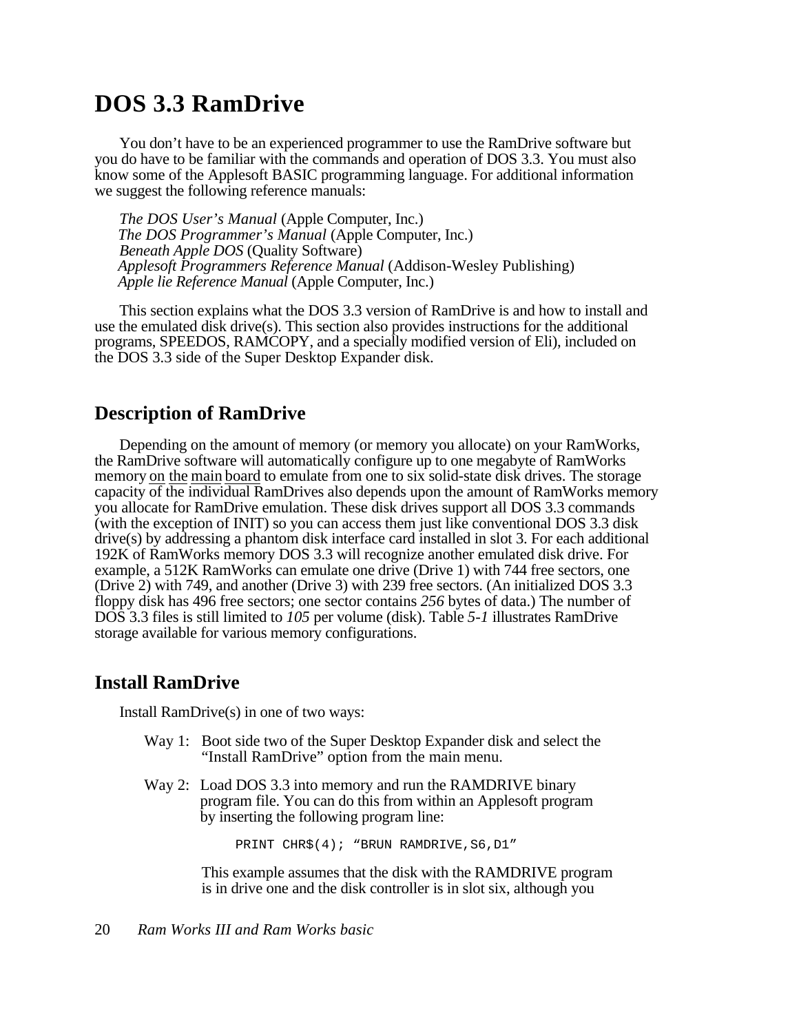# DOS 3.3 RamDrive

You don't have to be an experienced programmer to use the RamDrive software but you do have to be familiar with the commands and operation of DOS 3.3. You must also know some of the Applesoft BASIC programming language. For additional information we suggest the following reference manuals:

*The DOS User's Manual* (Apple Computer, Inc.)
*The DOS Programmer's Manual* (Apple Computer, Inc.)
*Beneath Apple DOS* (Quality Software)
*Applesoft Programmers Reference Manual* (Addison-Wesley Publishing)
*Apple lie Reference Manual* (Apple Computer, Inc.)

This section explains what the DOS 3.3 version of RamDrive is and how to install and use the emulated disk drive(s). This section also provides instructions for the additional programs, SPEEDOS, RAMCOPY, and a specially modified version of Eli), included on the DOS 3.3 side of the Super Desktop Expander disk.

## Description of RamDrive

Depending on the amount of memory (or memory you allocate) on your RamWorks, the RamDrive software will automatically configure up to one megabyte of RamWorks memory on the main board to emulate from one to six solid-state disk drives. The storage capacity of the individual RamDrives also depends upon the amount of RamWorks memory you allocate for RamDrive emulation. These disk drives support all DOS 3.3 commands (with the exception of INIT) so you can access them just like conventional DOS 3.3 disk drive(s) by addressing a phantom disk interface card installed in slot 3. For each additional 192K of RamWorks memory DOS 3.3 will recognize another emulated disk drive. For example, a 512K RamWorks can emulate one drive (Drive 1) with 744 free sectors, one (Drive 2) with 749, and another (Drive 3) with 239 free sectors. (An initialized DOS 3.3 floppy disk has 496 free sectors; one sector contains *256* bytes of data.) The number of DOS 3.3 files is still limited to *105* per volume (disk). Table *5-1* illustrates RamDrive storage available for various memory configurations.

## Install RamDrive

Install RamDrive(s) in one of two ways:

Way 1: Boot side two of the Super Desktop Expander disk and select the "Install RamDrive" option from the main menu.

Way 2: Load DOS 3.3 into memory and run the RAMDRIVE binary program file. You can do this from within an Applesoft program by inserting the following program line:

```
PRINT CHR$(4); "BRUN RAMDRIVE,S6,D1"
```

This example assumes that the disk with the RAMDRIVE program is in drive one and the disk controller is in slot six, although you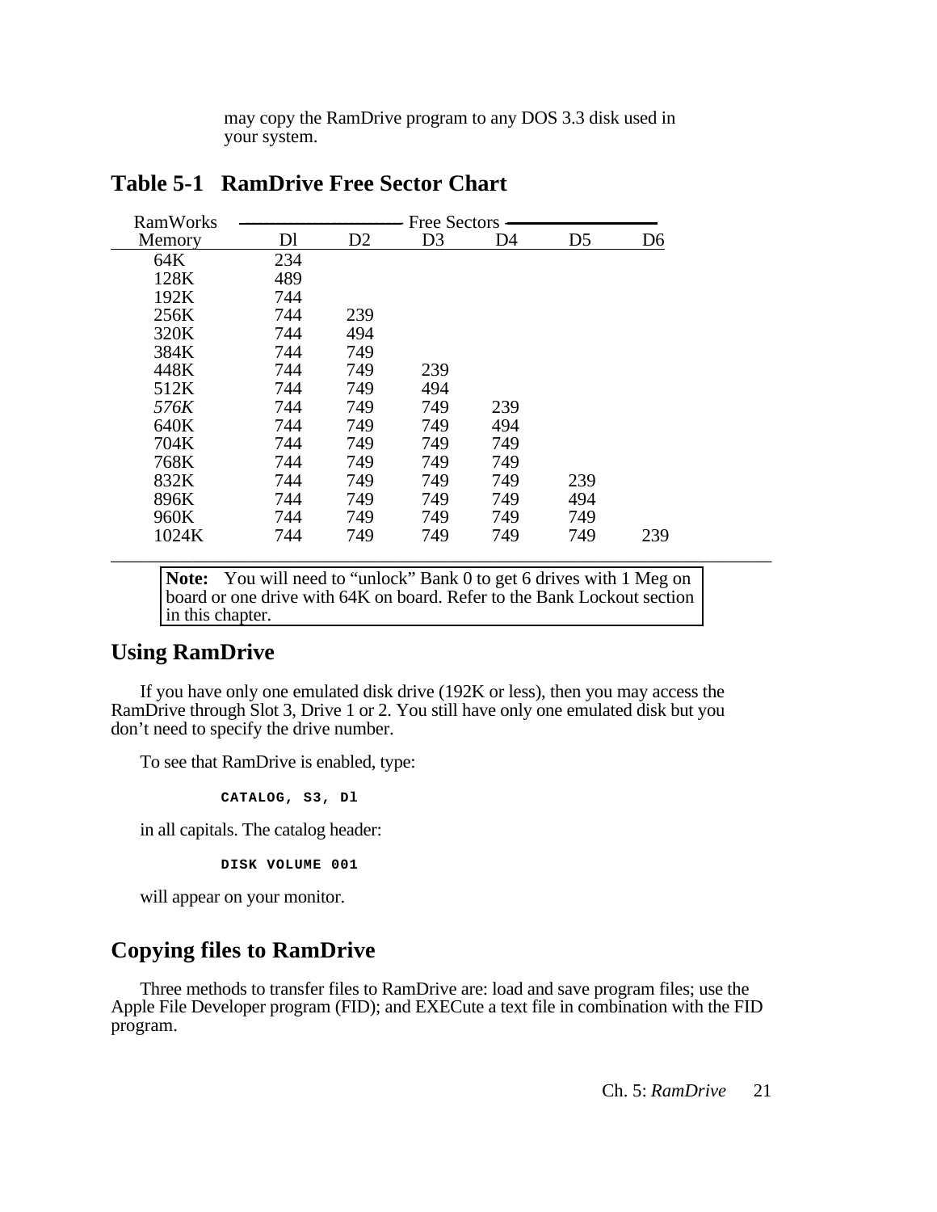may copy the RamDrive program to any DOS 3.3 disk used in your system.

## Table 5-1 RamDrive Free Sector Chart

| RamWorks | Free Sectors | | | | | |
|---|---|---|---|---|---|---|
| Memory | Dl | D2 | D3 | D4 | D5 | D6 |
| 64K | 234 | | | | | |
| 128K | 489 | | | | | |
| 192K | 744 | | | | | |
| 256K | 744 | 239 | | | | |
| 320K | 744 | 494 | | | | |
| 384K | 744 | 749 | | | | |
| 448K | 744 | 749 | 239 | | | |
| 512K | 744 | 749 | 494 | | | |
| *576K* | 744 | 749 | 749 | 239 | | |
| 640K | 744 | 749 | 749 | 494 | | |
| 704K | 744 | 749 | 749 | 749 | | |
| 768K | 744 | 749 | 749 | 749 | | |
| 832K | 744 | 749 | 749 | 749 | 239 | |
| 896K | 744 | 749 | 749 | 749 | 494 | |
| 960K | 744 | 749 | 749 | 749 | 749 | |
| 1024K | 744 | 749 | 749 | 749 | 749 | 239 |

**Note:** You will need to "unlock" Bank 0 to get 6 drives with 1 Meg on board or one drive with 64K on board. Refer to the Bank Lockout section in this chapter.

## Using RamDrive

If you have only one emulated disk drive (192K or less), then you may access the RamDrive through Slot 3, Drive 1 or 2. You still have only one emulated disk but you don't need to specify the drive number.

To see that RamDrive is enabled, type:

```
CATALOG, S3, Dl
```

in all capitals. The catalog header:

```
DISK VOLUME 001
```

will appear on your monitor.

## Copying files to RamDrive

Three methods to transfer files to RamDrive are: load and save program files; use the Apple File Developer program (FID); and EXECute a text file in combination with the FID program.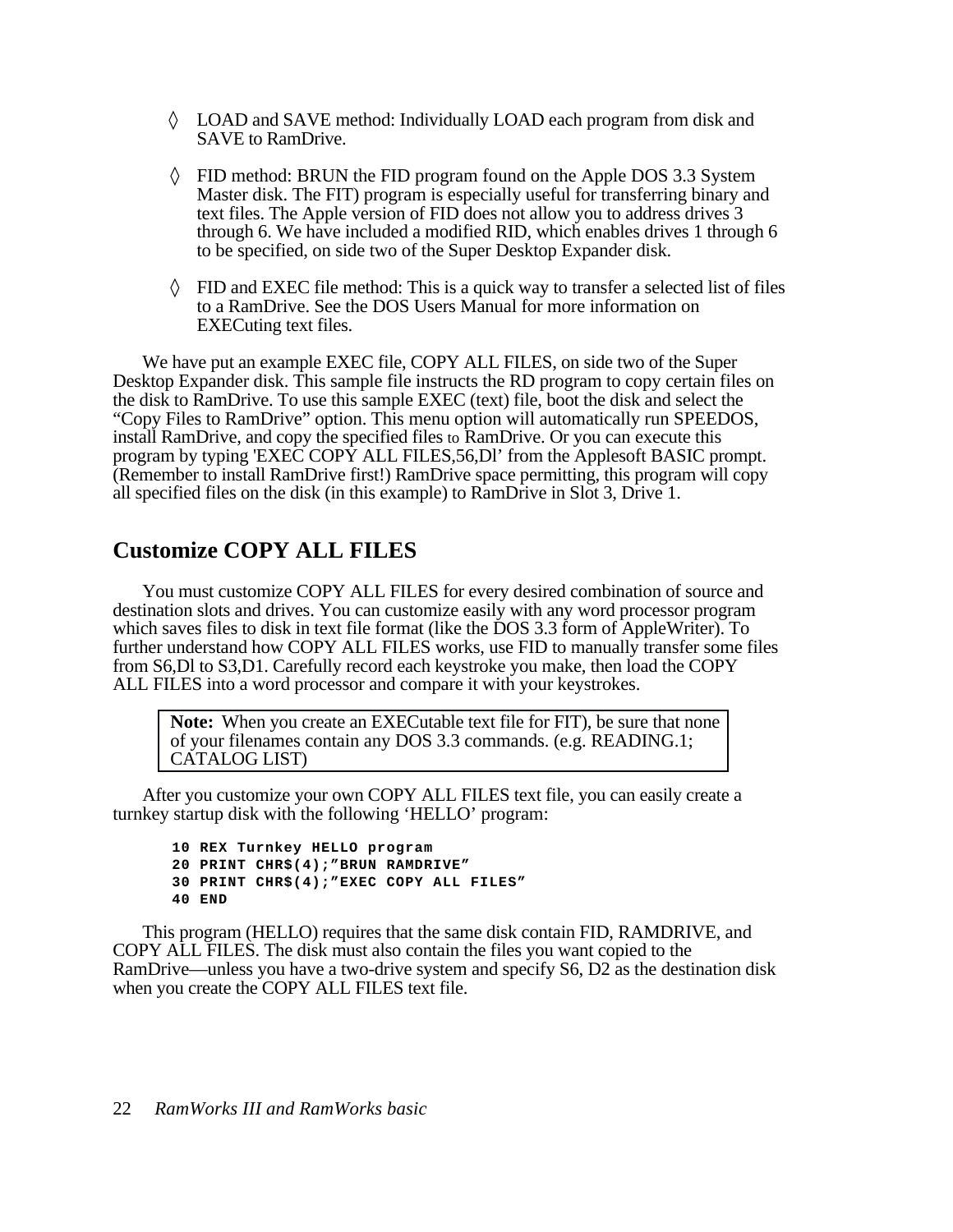◊ LOAD and SAVE method: Individually LOAD each program from disk and SAVE to RamDrive.

◊ FID method: BRUN the FID program found on the Apple DOS 3.3 System Master disk. The FIT) program is especially useful for transferring binary and text files. The Apple version of FID does not allow you to address drives 3 through 6. We have included a modified RID, which enables drives 1 through 6 to be specified, on side two of the Super Desktop Expander disk.

◊ FID and EXEC file method: This is a quick way to transfer a selected list of files to a RamDrive. See the DOS Users Manual for more information on EXECuting text files.

We have put an example EXEC file, COPY ALL FILES, on side two of the Super Desktop Expander disk. This sample file instructs the RD program to copy certain files on the disk to RamDrive. To use this sample EXEC (text) file, boot the disk and select the "Copy Files to RamDrive" option. This menu option will automatically run SPEEDOS, install RamDrive, and copy the specified files to RamDrive. Or you can execute this program by typing 'EXEC COPY ALL FILES,56,Dl' from the Applesoft BASIC prompt. (Remember to install RamDrive first!) RamDrive space permitting, this program will copy all specified files on the disk (in this example) to RamDrive in Slot 3, Drive 1.

## Customize COPY ALL FILES

You must customize COPY ALL FILES for every desired combination of source and destination slots and drives. You can customize easily with any word processor program which saves files to disk in text file format (like the DOS 3.3 form of AppleWriter). To further understand how COPY ALL FILES works, use FID to manually transfer some files from S6,Dl to S3,D1. Carefully record each keystroke you make, then load the COPY ALL FILES into a word processor and compare it with your keystrokes.

> **Note:** When you create an EXECutable text file for FIT), be sure that none of your filenames contain any DOS 3.3 commands. (e.g. READING.1; CATALOG LIST)

After you customize your own COPY ALL FILES text file, you can easily create a turnkey startup disk with the following 'HELLO' program:

```
10 REX Turnkey HELLO program
20 PRINT CHR$(4);"BRUN RAMDRIVE"
30 PRINT CHR$(4);"EXEC COPY ALL FILES"
40 END
```

This program (HELLO) requires that the same disk contain FID, RAMDRIVE, and COPY ALL FILES. The disk must also contain the files you want copied to the RamDrive—unless you have a two-drive system and specify S6, D2 as the destination disk when you create the COPY ALL FILES text file.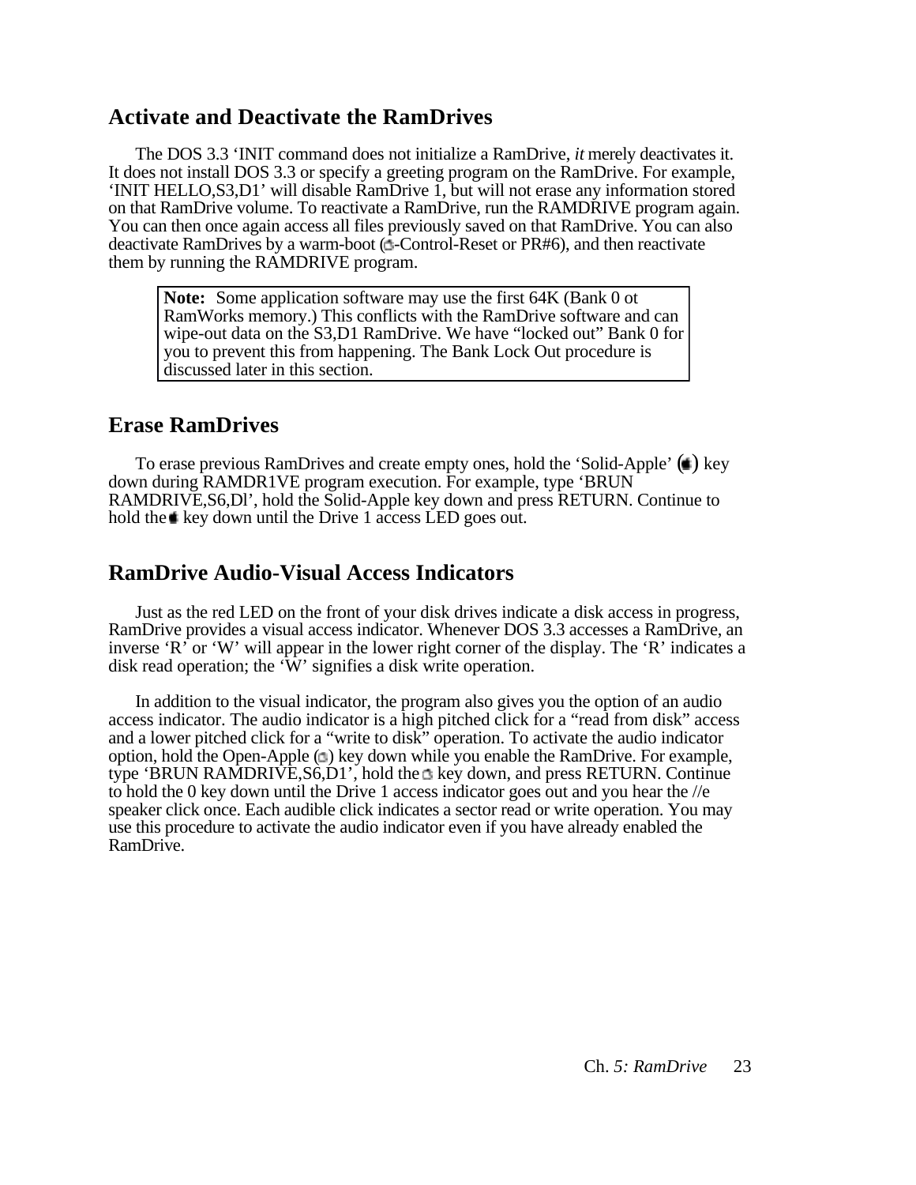## Activate and Deactivate the RamDrives

The DOS 3.3 ‘INIT command does not initialize a RamDrive, *it* merely deactivates it. It does not install DOS 3.3 or specify a greeting program on the RamDrive. For example, ‘INIT HELLO,S3,D1’ will disable RamDrive 1, but will not erase any information stored on that RamDrive volume. To reactivate a RamDrive, run the RAMDRIVE program again. You can then once again access all files previously saved on that RamDrive. You can also deactivate RamDrives by a warm-boot (-Control-Reset or PR#6), and then reactivate them by running the RAMDRIVE program.

> **Note:** Some application software may use the first 64K (Bank 0 ot RamWorks memory.) This conflicts with the RamDrive software and can wipe-out data on the S3,D1 RamDrive. We have “locked out” Bank 0 for you to prevent this from happening. The Bank Lock Out procedure is discussed later in this section.

## Erase RamDrives

To erase previous RamDrives and create empty ones, hold the ‘Solid-Apple’ () key down during RAMDR1VE program execution. For example, type ‘BRUN RAMDRIVE,S6,Dl’, hold the Solid-Apple key down and press RETURN. Continue to hold the key down until the Drive 1 access LED goes out.

## RamDrive Audio-Visual Access Indicators

Just as the red LED on the front of your disk drives indicate a disk access in progress, RamDrive provides a visual access indicator. Whenever DOS 3.3 accesses a RamDrive, an inverse ‘R’ or ‘W’ will appear in the lower right corner of the display. The ‘R’ indicates a disk read operation; the ‘W’ signifies a disk write operation.

In addition to the visual indicator, the program also gives you the option of an audio access indicator. The audio indicator is a high pitched click for a “read from disk” access and a lower pitched click for a “write to disk” operation. To activate the audio indicator option, hold the Open-Apple () key down while you enable the RamDrive. For example, type ‘BRUN RAMDRIVE,S6,D1’, hold the key down, and press RETURN. Continue to hold the 0 key down until the Drive 1 access indicator goes out and you hear the //e speaker click once. Each audible click indicates a sector read or write operation. You may use this procedure to activate the audio indicator even if you have already enabled the RamDrive.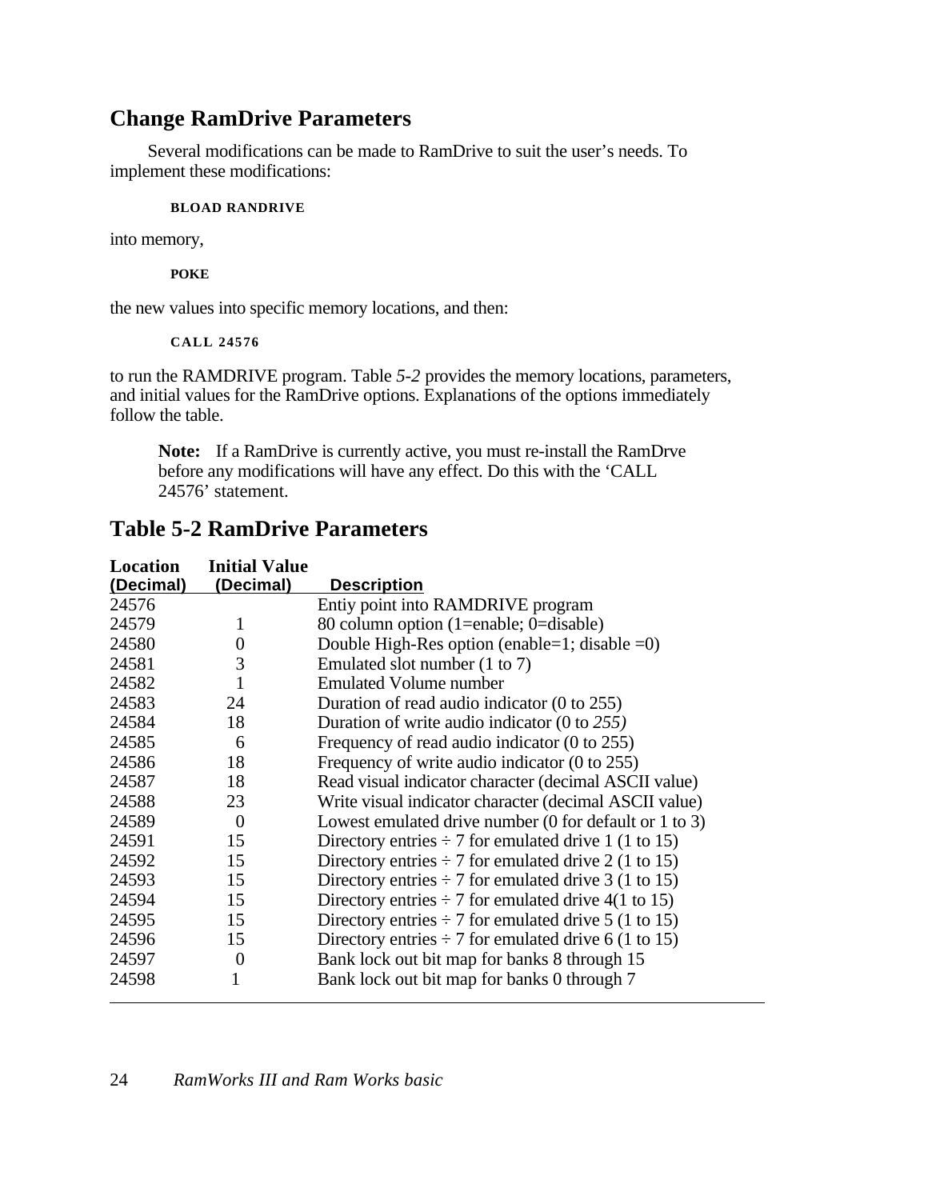## Change RamDrive Parameters

Several modifications can be made to RamDrive to suit the user's needs. To implement these modifications:

```
BLOAD RANDRIVE
```

into memory,

```
POKE
```

the new values into specific memory locations, and then:

```
CALL 24576
```

to run the RAMDRIVE program. Table *5-2* provides the memory locations, parameters, and initial values for the RamDrive options. Explanations of the options immediately follow the table.

> **Note:** If a RamDrive is currently active, you must re-install the RamDrve before any modifications will have any effect. Do this with the 'CALL 24576' statement.

## Table 5-2 RamDrive Parameters

| Location (Decimal) | Initial Value (Decimal) | Description |
|---|---|---|
| 24576 | | Entiy point into RAMDRIVE program |
| 24579 | 1 | 80 column option (1=enable; 0=disable) |
| 24580 | 0 | Double High-Res option (enable=1; disable =0) |
| 24581 | 3 | Emulated slot number (1 to 7) |
| 24582 | 1 | Emulated Volume number |
| 24583 | 24 | Duration of read audio indicator (0 to 255) |
| 24584 | 18 | Duration of write audio indicator (0 to *255)* |
| 24585 | 6 | Frequency of read audio indicator (0 to 255) |
| 24586 | 18 | Frequency of write audio indicator (0 to 255) |
| 24587 | 18 | Read visual indicator character (decimal ASCII value) |
| 24588 | 23 | Write visual indicator character (decimal ASCII value) |
| 24589 | 0 | Lowest emulated drive number (0 for default or 1 to 3) |
| 24591 | 15 | Directory entries ÷ 7 for emulated drive 1 (1 to 15) |
| 24592 | 15 | Directory entries ÷ 7 for emulated drive 2 (1 to 15) |
| 24593 | 15 | Directory entries ÷ 7 for emulated drive 3 (1 to 15) |
| 24594 | 15 | Directory entries ÷ 7 for emulated drive 4(1 to 15) |
| 24595 | 15 | Directory entries ÷ 7 for emulated drive 5 (1 to 15) |
| 24596 | 15 | Directory entries ÷ 7 for emulated drive 6 (1 to 15) |
| 24597 | 0 | Bank lock out bit map for banks 8 through 15 |
| 24598 | 1 | Bank lock out bit map for banks 0 through 7 |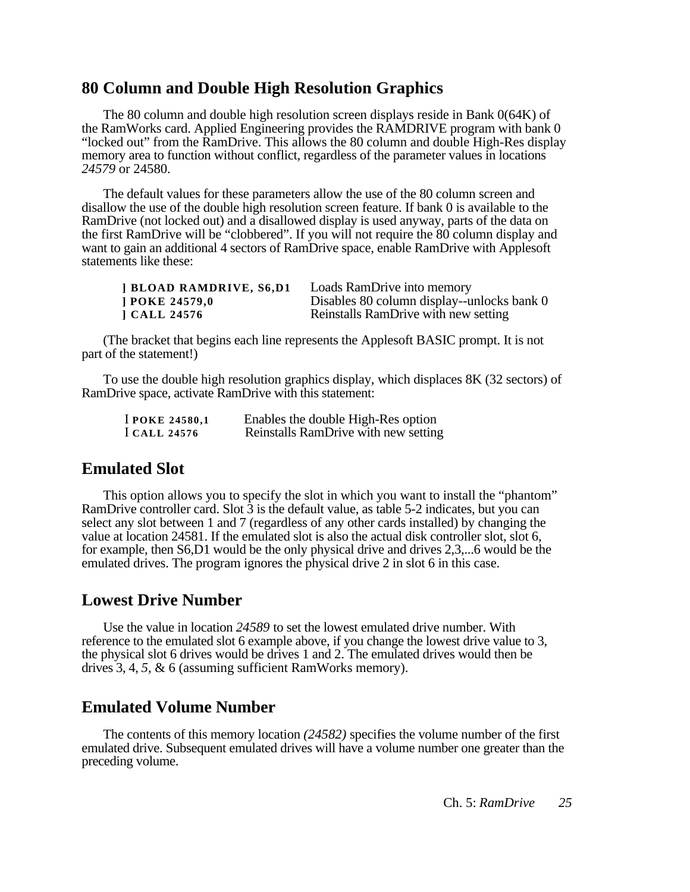## 80 Column and Double High Resolution Graphics

The 80 column and double high resolution screen displays reside in Bank 0(64K) of the RamWorks card. Applied Engineering provides the RAMDRIVE program with bank 0 "locked out" from the RamDrive. This allows the 80 column and double High-Res display memory area to function without conflict, regardless of the parameter values in locations *24579* or 24580.

The default values for these parameters allow the use of the 80 column screen and disallow the use of the double high resolution screen feature. If bank 0 is available to the RamDrive (not locked out) and a disallowed display is used anyway, parts of the data on the first RamDrive will be "clobbered". If you will not require the 80 column display and want to gain an additional 4 sectors of RamDrive space, enable RamDrive with Applesoft statements like these:

| | |
|---|---|
| **] BLOAD RAMDRIVE, S6,D1** | Loads RamDrive into memory |
| **] POKE 24579,0** | Disables 80 column display--unlocks bank 0 |
| **] CALL 24576** | Reinstalls RamDrive with new setting |

(The bracket that begins each line represents the Applesoft BASIC prompt. It is not part of the statement!)

To use the double high resolution graphics display, which displaces 8K (32 sectors) of RamDrive space, activate RamDrive with this statement:

| | |
|---|---|
| I **POKE 24580,1** | Enables the double High-Res option |
| I **CALL 24576** | Reinstalls RamDrive with new setting |

## Emulated Slot

This option allows you to specify the slot in which you want to install the "phantom" RamDrive controller card. Slot 3 is the default value, as table 5-2 indicates, but you can select any slot between 1 and 7 (regardless of any other cards installed) by changing the value at location 24581. If the emulated slot is also the actual disk controller slot, slot 6, for example, then S6,D1 would be the only physical drive and drives 2,3,...6 would be the emulated drives. The program ignores the physical drive 2 in slot 6 in this case.

## Lowest Drive Number

Use the value in location *24589* to set the lowest emulated drive number. With reference to the emulated slot 6 example above, if you change the lowest drive value to 3, the physical slot 6 drives would be drives 1 and 2. The emulated drives would then be drives 3, 4, *5,* & 6 (assuming sufficient RamWorks memory).

## Emulated Volume Number

The contents of this memory location *(24582)* specifies the volume number of the first emulated drive. Subsequent emulated drives will have a volume number one greater than the preceding volume.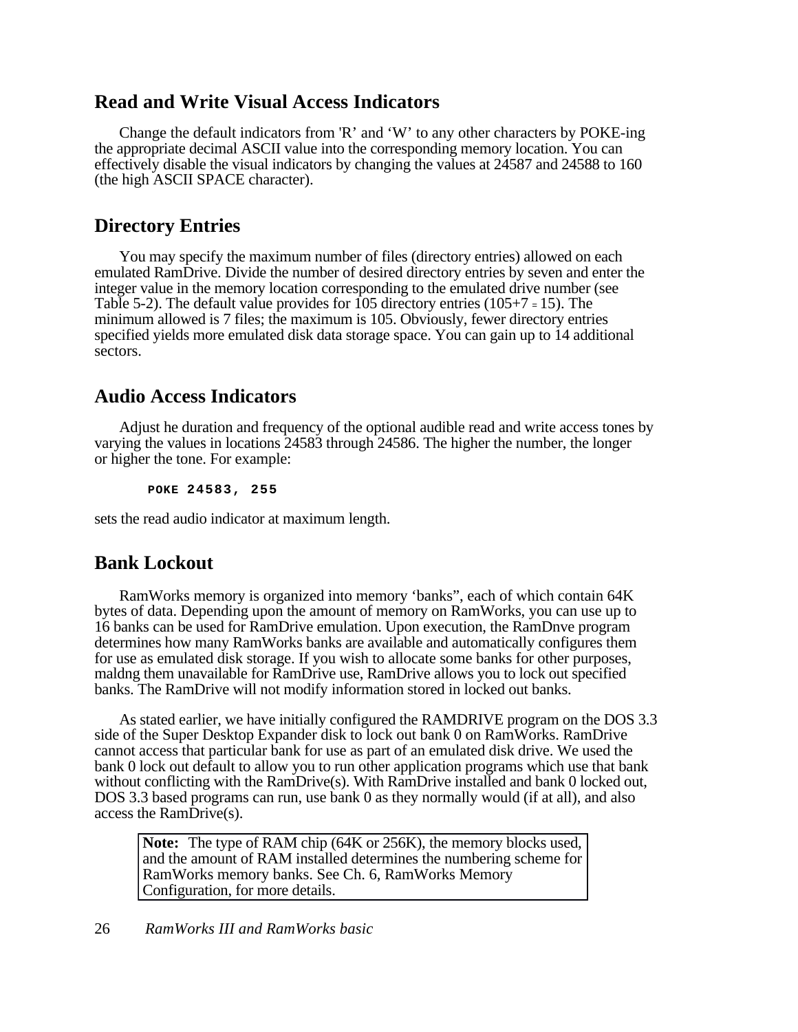## Read and Write Visual Access Indicators

Change the default indicators from 'R' and 'W' to any other characters by POKE-ing the appropriate decimal ASCII value into the corresponding memory location. You can effectively disable the visual indicators by changing the values at 24587 and 24588 to 160 (the high ASCII SPACE character).

## Directory Entries

You may specify the maximum number of files (directory entries) allowed on each emulated RamDrive. Divide the number of desired directory entries by seven and enter the integer value in the memory location corresponding to the emulated drive number (see Table 5-2). The default value provides for 105 directory entries (105+7 = 15). The minimum allowed is 7 files; the maximum is 105. Obviously, fewer directory entries specified yields more emulated disk data storage space. You can gain up to 14 additional sectors.

## Audio Access Indicators

Adjust he duration and frequency of the optional audible read and write access tones by varying the values in locations 24583 through 24586. The higher the number, the longer or higher the tone. For example:

```
POKE 24583, 255
```

sets the read audio indicator at maximum length.

## Bank Lockout

RamWorks memory is organized into memory ‘banks”, each of which contain 64K bytes of data. Depending upon the amount of memory on RamWorks, you can use up to 16 banks can be used for RamDrive emulation. Upon execution, the RamDnve program determines how many RamWorks banks are available and automatically configures them for use as emulated disk storage. If you wish to allocate some banks for other purposes, maldng them unavailable for RamDrive use, RamDrive allows you to lock out specified banks. The RamDrive will not modify information stored in locked out banks.

As stated earlier, we have initially configured the RAMDRIVE program on the DOS 3.3 side of the Super Desktop Expander disk to lock out bank 0 on RamWorks. RamDrive cannot access that particular bank for use as part of an emulated disk drive. We used the bank 0 lock out default to allow you to run other application programs which use that bank without conflicting with the RamDrive(s). With RamDrive installed and bank 0 locked out, DOS 3.3 based programs can run, use bank 0 as they normally would (if at all), and also access the RamDrive(s).

> **Note:** The type of RAM chip (64K or 256K), the memory blocks used, and the amount of RAM installed determines the numbering scheme for RamWorks memory banks. See Ch. 6, RamWorks Memory Configuration, for more details.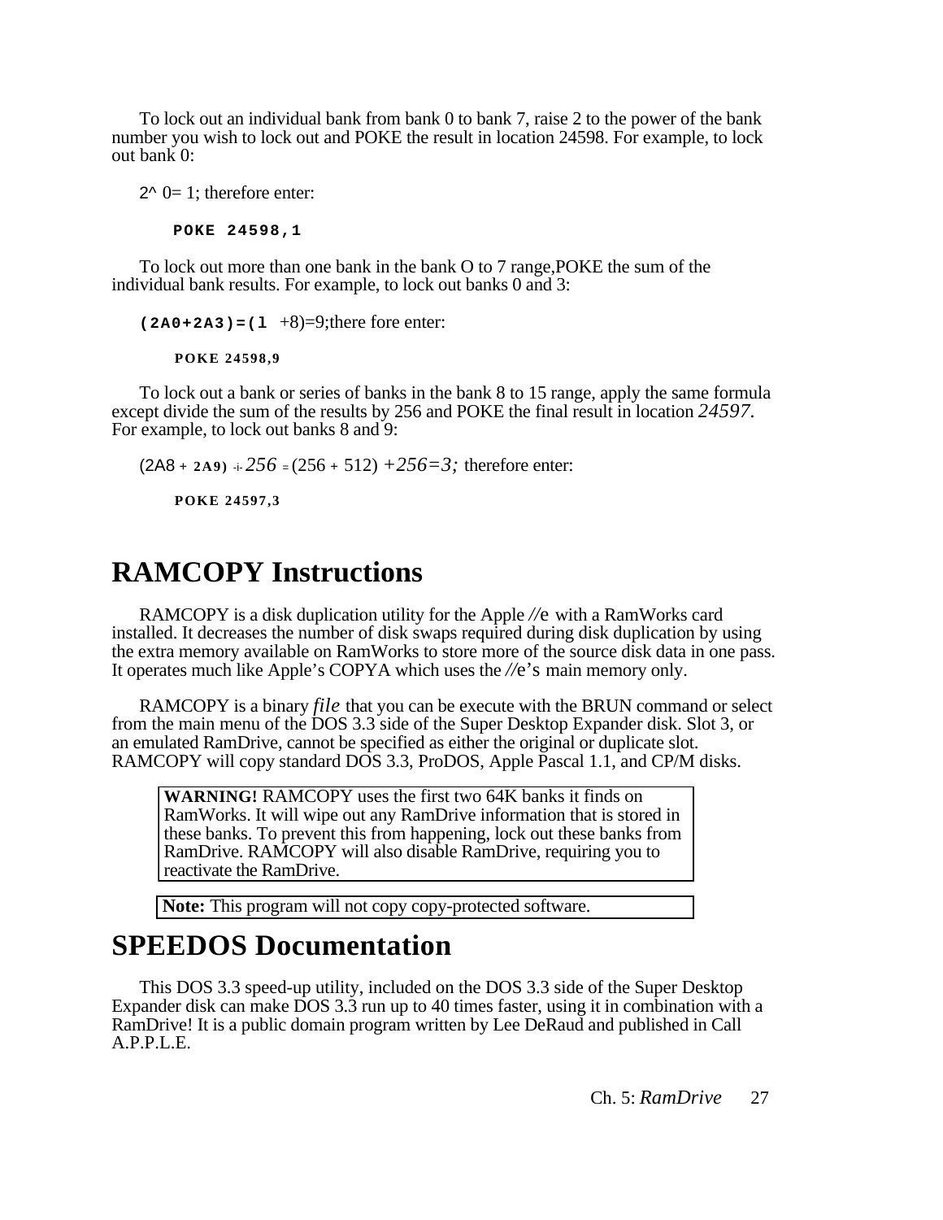To lock out an individual bank from bank 0 to bank 7, raise 2 to the power of the bank number you wish to lock out and POKE the result in location 24598. For example, to lock out bank 0:

2^ 0= 1; therefore enter:

```
POKE 24598,1
```

To lock out more than one bank in the bank O to 7 range,POKE the sum of the individual bank results. For example, to lock out banks 0 and 3:

**(2A0+2A3)=(l** +8)=9;there fore enter:

```
POKE 24598,9
```

To lock out a bank or series of banks in the bank 8 to 15 range, apply the same formula except divide the sum of the results by 256 and POKE the final result in location *24597*. For example, to lock out banks 8 and 9:

(2A8 + **2A9)** -i- *256* = (256 + 512) *+256=3;* therefore enter:

```
POKE 24597,3
```

# RAMCOPY Instructions

RAMCOPY is a disk duplication utility for the Apple //e with a RamWorks card installed. It decreases the number of disk swaps required during disk duplication by using the extra memory available on RamWorks to store more of the source disk data in one pass. It operates much like Apple's COPYA which uses the //e's main memory only.

RAMCOPY is a binary *file* that you can be execute with the BRUN command or select from the main menu of the DOS 3.3 side of the Super Desktop Expander disk. Slot 3, or an emulated RamDrive, cannot be specified as either the original or duplicate slot. RAMCOPY will copy standard DOS 3.3, ProDOS, Apple Pascal 1.1, and CP/M disks.

> **WARNING!** RAMCOPY uses the first two 64K banks it finds on RamWorks. It will wipe out any RamDrive information that is stored in these banks. To prevent this from happening, lock out these banks from RamDrive. RAMCOPY will also disable RamDrive, requiring you to reactivate the RamDrive.

> **Note:** This program will not copy copy-protected software.

# SPEEDOS Documentation

This DOS 3.3 speed-up utility, included on the DOS 3.3 side of the Super Desktop Expander disk can make DOS 3.3 run up to 40 times faster, using it in combination with a RamDrive! It is a public domain program written by Lee DeRaud and published in Call A.P.P.L.E.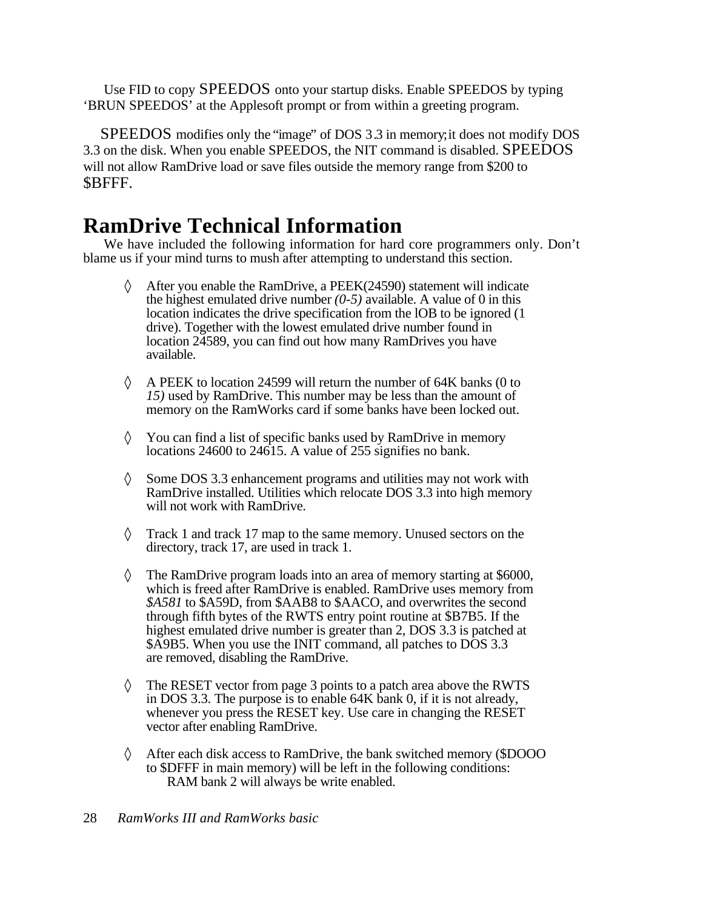Use FID to copy SPEEDOS onto your startup disks. Enable SPEEDOS by typing 'BRUN SPEEDOS' at the Applesoft prompt or from within a greeting program.

SPEEDOS modifies only the "image" of DOS 3.3 in memory; it does not modify DOS 3.3 on the disk. When you enable SPEEDOS, the NIT command is disabled. SPEEDOS will not allow RamDrive load or save files outside the memory range from $200 to $BFFF.

# RamDrive Technical Information

We have included the following information for hard core programmers only. Don't blame us if your mind turns to mush after attempting to understand this section.

◊ After you enable the RamDrive, a PEEK(24590) statement will indicate the highest emulated drive number *(0-5)* available. A value of 0 in this location indicates the drive specification from the lOB to be ignored (1 drive). Together with the lowest emulated drive number found in location 24589, you can find out how many RamDrives you have available.

◊ A PEEK to location 24599 will return the number of 64K banks (0 to *15)* used by RamDrive. This number may be less than the amount of memory on the RamWorks card if some banks have been locked out.

◊ You can find a list of specific banks used by RamDrive in memory locations 24600 to 24615. A value of 255 signifies no bank.

◊ Some DOS 3.3 enhancement programs and utilities may not work with RamDrive installed. Utilities which relocate DOS 3.3 into high memory will not work with RamDrive.

◊ Track 1 and track 17 map to the same memory. Unused sectors on the directory, track 17, are used in track 1.

◊ The RamDrive program loads into an area of memory starting at $6000, which is freed after RamDrive is enabled. RamDrive uses memory from *$A581* to $A59D, from $AAB8 to $AACO, and overwrites the second through fifth bytes of the RWTS entry point routine at $B7B5. If the highest emulated drive number is greater than 2, DOS 3.3 is patched at $A9B5. When you use the INIT command, all patches to DOS 3.3 are removed, disabling the RamDrive.

◊ The RESET vector from page 3 points to a patch area above the RWTS in DOS 3.3. The purpose is to enable 64K bank 0, if it is not already, whenever you press the RESET key. Use care in changing the RESET vector after enabling RamDrive.

◊ After each disk access to RamDrive, the bank switched memory ($DOOO to $DFFF in main memory) will be left in the following conditions:
RAM bank 2 will always be write enabled.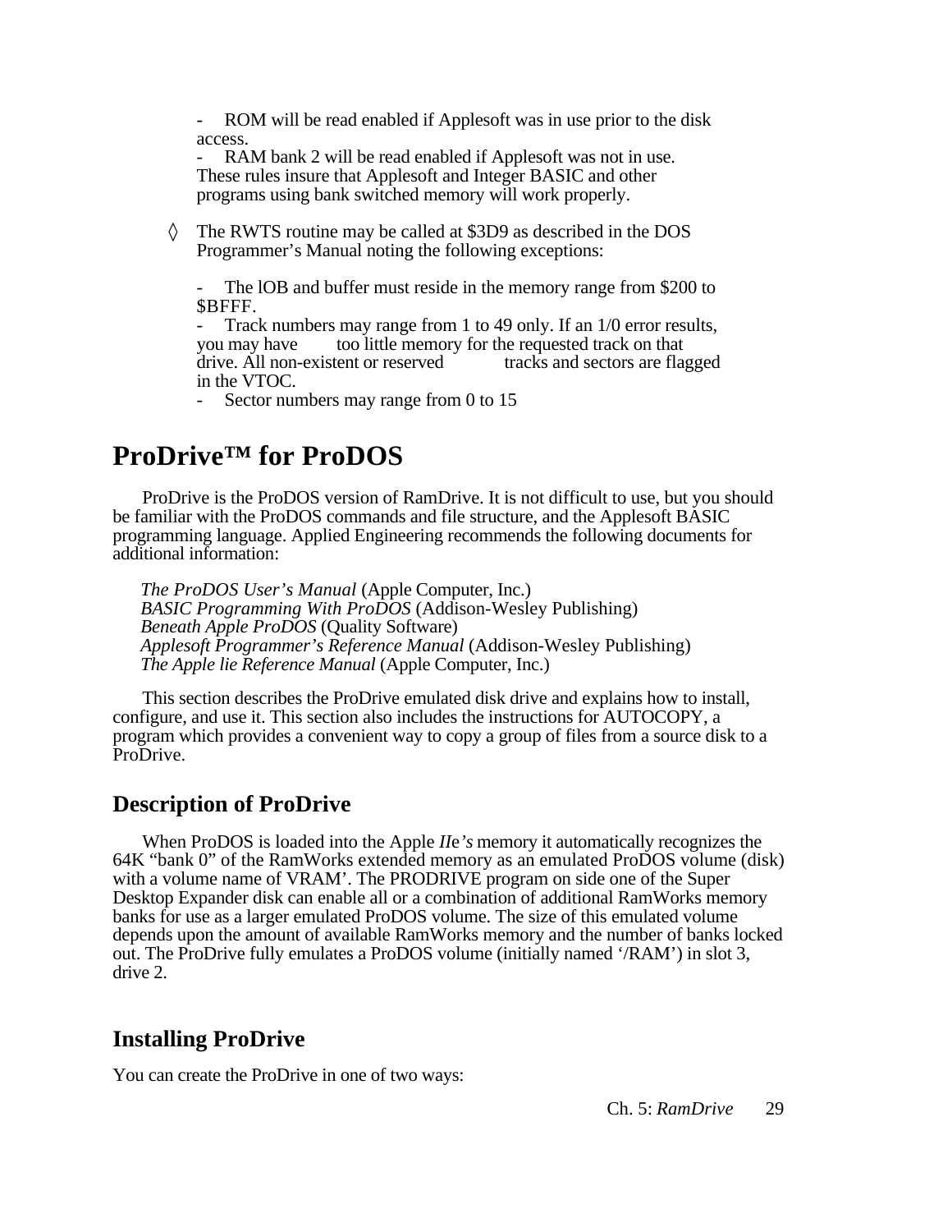- ROM will be read enabled if Applesoft was in use prior to the disk access.
- RAM bank 2 will be read enabled if Applesoft was not in use.

These rules insure that Applesoft and Integer BASIC and other programs using bank switched memory will work properly.

◊ The RWTS routine may be called at $3D9 as described in the DOS Programmer's Manual noting the following exceptions:

- The lOB and buffer must reside in the memory range from $200 to $BFFF.
- Track numbers may range from 1 to 49 only. If an 1/0 error results, you may have too little memory for the requested track on that drive. All non-existent or reserved tracks and sectors are flagged in the VTOC.
- Sector numbers may range from 0 to 15

# ProDrive™ for ProDOS

ProDrive is the ProDOS version of RamDrive. It is not difficult to use, but you should be familiar with the ProDOS commands and file structure, and the Applesoft BASIC programming language. Applied Engineering recommends the following documents for additional information:

*The ProDOS User's Manual* (Apple Computer, Inc.)
*BASIC Programming With ProDOS* (Addison-Wesley Publishing)
*Beneath Apple ProDOS* (Quality Software)
*Applesoft Programmer's Reference Manual* (Addison-Wesley Publishing)
*The Apple lie Reference Manual* (Apple Computer, Inc.)

This section describes the ProDrive emulated disk drive and explains how to install, configure, and use it. This section also includes the instructions for AUTOCOPY, a program which provides a convenient way to copy a group of files from a source disk to a ProDrive.

## Description of ProDrive

When ProDOS is loaded into the Apple *IIe's* memory it automatically recognizes the 64K "bank 0" of the RamWorks extended memory as an emulated ProDOS volume (disk) with a volume name of VRAM'. The PRODRIVE program on side one of the Super Desktop Expander disk can enable all or a combination of additional RamWorks memory banks for use as a larger emulated ProDOS volume. The size of this emulated volume depends upon the amount of available RamWorks memory and the number of banks locked out. The ProDrive fully emulates a ProDOS volume (initially named '/RAM') in slot 3, drive 2.

## Installing ProDrive

You can create the ProDrive in one of two ways: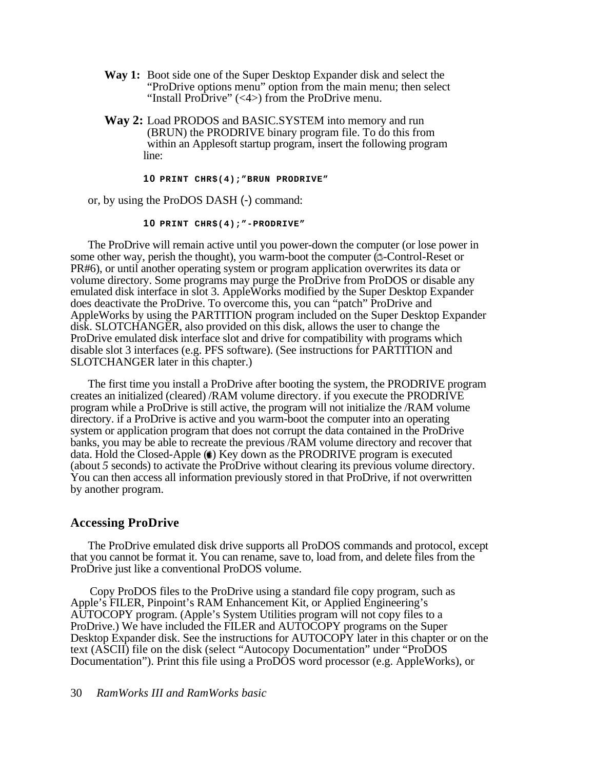**Way 1:** Boot side one of the Super Desktop Expander disk and select the "ProDrive options menu" option from the main menu; then select "Install ProDrive" (<4>) from the ProDrive menu.

**Way 2:** Load PRODOS and BASIC.SYSTEM into memory and run (BRUN) the PRODRIVE binary program file. To do this from within an Applesoft startup program, insert the following program line:

```
10 PRINT CHR$(4);"BRUN PRODRIVE"
```

or, by using the ProDOS DASH (-) command:

```
10 PRINT CHR$(4);"-PRODRIVE"
```

The ProDrive will remain active until you power-down the computer (or lose power in some other way, perish the thought), you warm-boot the computer (-Control-Reset or PR#6), or until another operating system or program application overwrites its data or volume directory. Some programs may purge the ProDrive from ProDOS or disable any emulated disk interface in slot 3. AppleWorks modified by the Super Desktop Expander does deactivate the ProDrive. To overcome this, you can "patch" ProDrive and AppleWorks by using the PARTITION program included on the Super Desktop Expander disk. SLOTCHANGER, also provided on this disk, allows the user to change the ProDrive emulated disk interface slot and drive for compatibility with programs which disable slot 3 interfaces (e.g. PFS software). (See instructions for PARTITION and SLOTCHANGER later in this chapter.)

The first time you install a ProDrive after booting the system, the PRODRIVE program creates an initialized (cleared) /RAM volume directory. if you execute the PRODRIVE program while a ProDrive is still active, the program will not initialize the /RAM volume directory. if a ProDrive is active and you warm-boot the computer into an operating system or application program that does not corrupt the data contained in the ProDrive banks, you may be able to recreate the previous /RAM volume directory and recover that data. Hold the Closed-Apple () Key down as the PRODRIVE program is executed (about *5* seconds) to activate the ProDrive without clearing its previous volume directory. You can then access all information previously stored in that ProDrive, if not overwritten by another program.

## Accessing ProDrive

The ProDrive emulated disk drive supports all ProDOS commands and protocol, except that you cannot be format it. You can rename, save to, load from, and delete files from the ProDrive just like a conventional ProDOS volume.

Copy ProDOS files to the ProDrive using a standard file copy program, such as Apple's FILER, Pinpoint's RAM Enhancement Kit, or Applied Engineering's AUTOCOPY program. (Apple's System Utilities program will not copy files to a ProDrive.) We have included the FILER and AUTOCOPY programs on the Super Desktop Expander disk. See the instructions for AUTOCOPY later in this chapter or on the text (ASCII) file on the disk (select "Autocopy Documentation" under "ProDOS Documentation"). Print this file using a ProDOS word processor (e.g. AppleWorks), or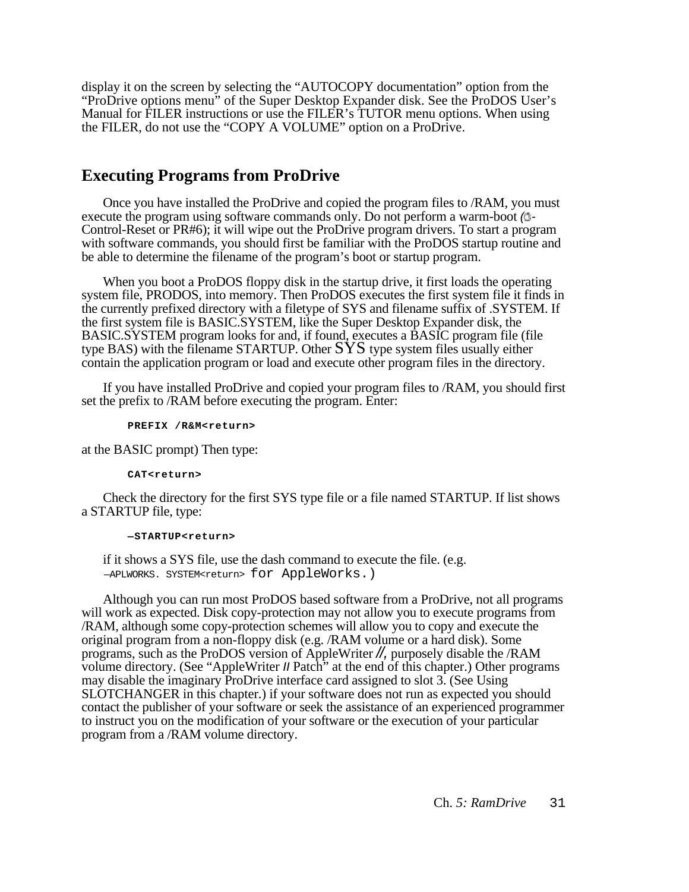display it on the screen by selecting the “AUTOCOPY documentation” option from the “ProDrive options menu” of the Super Desktop Expander disk. See the ProDOS User’s Manual for FILER instructions or use the FILER’s TUTOR menu options. When using the FILER, do not use the “COPY A VOLUME” option on a ProDrive.

## Executing Programs from ProDrive

Once you have installed the ProDrive and copied the program files to /RAM, you must execute the program using software commands only. Do not perform a warm-boot (-Control-Reset or PR#6); it will wipe out the ProDrive program drivers. To start a program with software commands, you should first be familiar with the ProDOS startup routine and be able to determine the filename of the program’s boot or startup program.

When you boot a ProDOS floppy disk in the startup drive, it first loads the operating system file, PRODOS, into memory. Then ProDOS executes the first system file it finds in the currently prefixed directory with a filetype of SYS and filename suffix of .SYSTEM. If the first system file is BASIC.SYSTEM, like the Super Desktop Expander disk, the BASIC.SYSTEM program looks for and, if found, executes a BASIC program file (file type BAS) with the filename STARTUP. Other SYS type system files usually either contain the application program or load and execute other program files in the directory.

If you have installed ProDrive and copied your program files to /RAM, you should first set the prefix to /RAM before executing the program. Enter:

```
PREFIX /R&M<return>
```

at the BASIC prompt) Then type:

```
CAT<return>
```

Check the directory for the first SYS type file or a file named STARTUP. If list shows a STARTUP file, type:

```
—STARTUP<return>
```

if it shows a SYS file, use the dash command to execute the file. (e.g. `—APLWORKS. SYSTEM<return>` for AppleWorks.)

Although you can run most ProDOS based software from a ProDrive, not all programs will work as expected. Disk copy-protection may not allow you to execute programs from /RAM, although some copy-protection schemes will allow you to copy and execute the original program from a non-floppy disk (e.g. /RAM volume or a hard disk). Some programs, such as the ProDOS version of AppleWriter *//*, purposely disable the /RAM volume directory. (See “AppleWriter *//* Patch” at the end of this chapter.) Other programs may disable the imaginary ProDrive interface card assigned to slot 3. (See Using SLOTCHANGER in this chapter.) if your software does not run as expected you should contact the publisher of your software or seek the assistance of an experienced programmer to instruct you on the modification of your software or the execution of your particular program from a /RAM volume directory.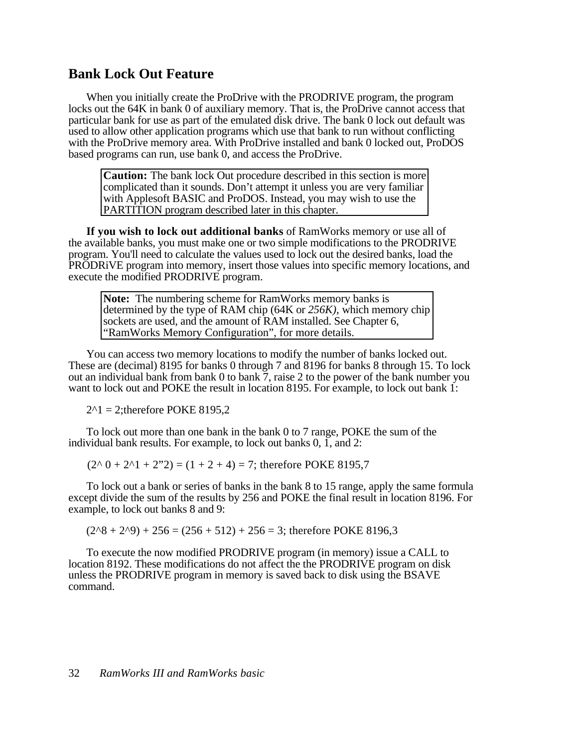## Bank Lock Out Feature

When you initially create the ProDrive with the PRODRIVE program, the program locks out the 64K in bank 0 of auxiliary memory. That is, the ProDrive cannot access that particular bank for use as part of the emulated disk drive. The bank 0 lock out default was used to allow other application programs which use that bank to run without conflicting with the ProDrive memory area. With ProDrive installed and bank 0 locked out, ProDOS based programs can run, use bank 0, and access the ProDrive.

> **Caution:** The bank lock Out procedure described in this section is more complicated than it sounds. Don't attempt it unless you are very familiar with Applesoft BASIC and ProDOS. Instead, you may wish to use the PARTITION program described later in this chapter.

**If you wish to lock out additional banks** of RamWorks memory or use all of the available banks, you must make one or two simple modifications to the PRODRIVE program. You'll need to calculate the values used to lock out the desired banks, load the PRODRiVE program into memory, insert those values into specific memory locations, and execute the modified PRODRIVE program.

> **Note:** The numbering scheme for RamWorks memory banks is determined by the type of RAM chip (64K or *256K),* which memory chip sockets are used, and the amount of RAM installed. See Chapter 6, "RamWorks Memory Configuration", for more details.

You can access two memory locations to modify the number of banks locked out. These are (decimal) 8195 for banks 0 through 7 and 8196 for banks 8 through 15. To lock out an individual bank from bank 0 to bank 7, raise 2 to the power of the bank number you want to lock out and POKE the result in location 8195. For example, to lock out bank 1:

2^1 = 2;therefore POKE 8195,2

To lock out more than one bank in the bank 0 to 7 range, POKE the sum of the individual bank results. For example, to lock out banks 0, 1, and 2:

(2^ 0 + 2^1 + 2"2) = (1 + 2 + 4) = 7; therefore POKE 8195,7

To lock out a bank or series of banks in the bank 8 to 15 range, apply the same formula except divide the sum of the results by 256 and POKE the final result in location 8196. For example, to lock out banks 8 and 9:

(2^8 + 2^9) + 256 = (256 + 512) + 256 = 3; therefore POKE 8196,3

To execute the now modified PRODRIVE program (in memory) issue a CALL to location 8192. These modifications do not affect the the PRODRIVE program on disk unless the PRODRIVE program in memory is saved back to disk using the BSAVE command.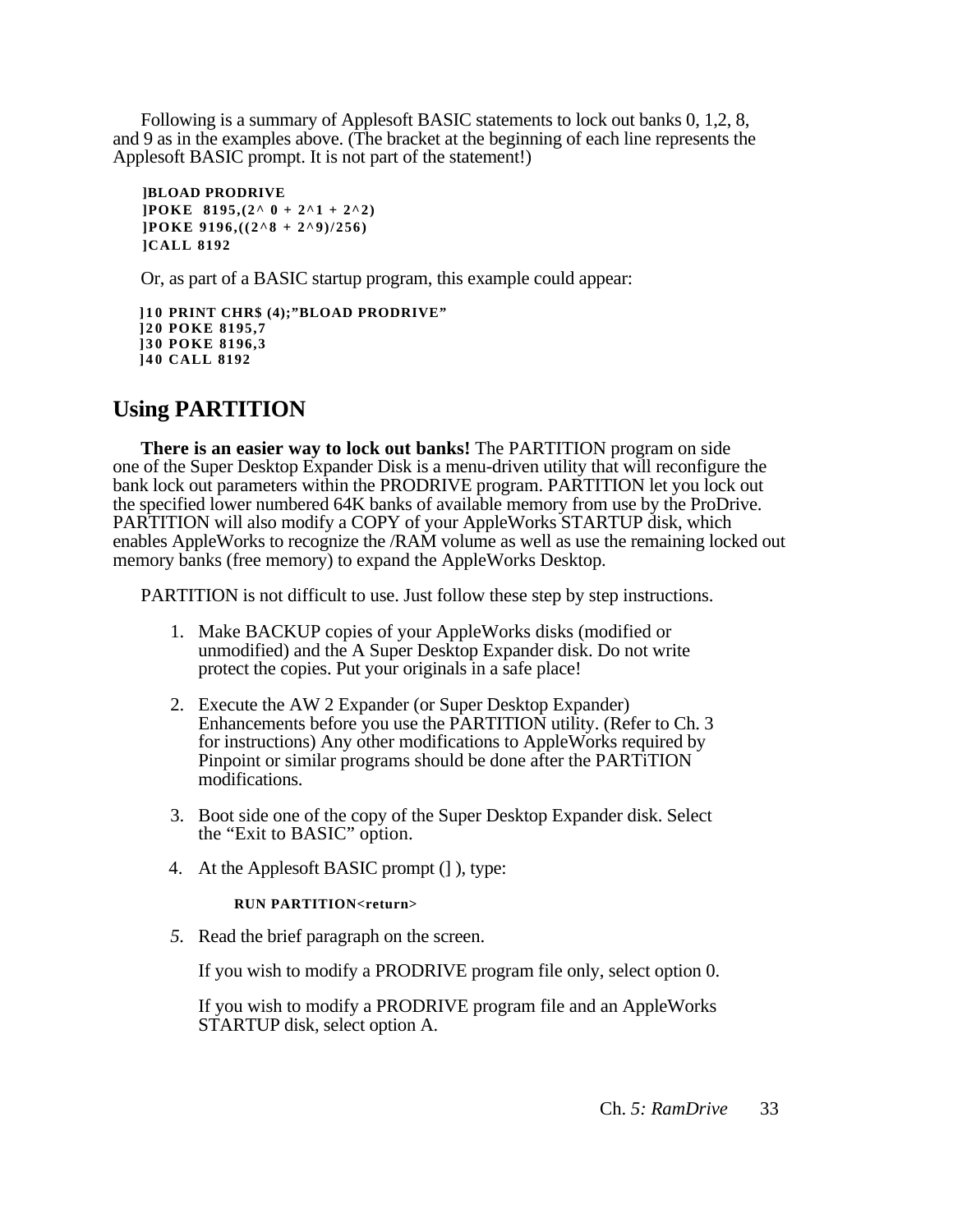Following is a summary of Applesoft BASIC statements to lock out banks 0, 1,2, 8, and 9 as in the examples above. (The bracket at the beginning of each line represents the Applesoft BASIC prompt. It is not part of the statement!)

```
]BLOAD PRODRIVE
]POKE  8195,(2^ 0 + 2^1 + 2^2)
]POKE 9196,((2^8 + 2^9)/256)
]CALL 8192
```

Or, as part of a BASIC startup program, this example could appear:

```
]10 PRINT CHR$ (4);"BLOAD PRODRIVE"
]20 POKE 8195,7
]30 POKE 8196,3
]40 CALL 8192
```

## Using PARTITION

**There is an easier way to lock out banks!** The PARTITION program on side one of the Super Desktop Expander Disk is a menu-driven utility that will reconfigure the bank lock out parameters within the PRODRIVE program. PARTITION let you lock out the specified lower numbered 64K banks of available memory from use by the ProDrive. PARTITION will also modify a COPY of your AppleWorks STARTUP disk, which enables AppleWorks to recognize the /RAM volume as well as use the remaining locked out memory banks (free memory) to expand the AppleWorks Desktop.

PARTITION is not difficult to use. Just follow these step by step instructions.

1. Make BACKUP copies of your AppleWorks disks (modified or unmodified) and the A Super Desktop Expander disk. Do not write protect the copies. Put your originals in a safe place!

2. Execute the AW 2 Expander (or Super Desktop Expander) Enhancements before you use the PARTITION utility. (Refer to Ch. 3 for instructions) Any other modifications to AppleWorks required by Pinpoint or similar programs should be done after the PARTiTION modifications.

3. Boot side one of the copy of the Super Desktop Expander disk. Select the "Exit to BASIC" option.

4. At the Applesoft BASIC prompt (] ), type:

   **RUN PARTITION<return>**

5. Read the brief paragraph on the screen.

   If you wish to modify a PRODRIVE program file only, select option 0.

   If you wish to modify a PRODRIVE program file and an AppleWorks STARTUP disk, select option A.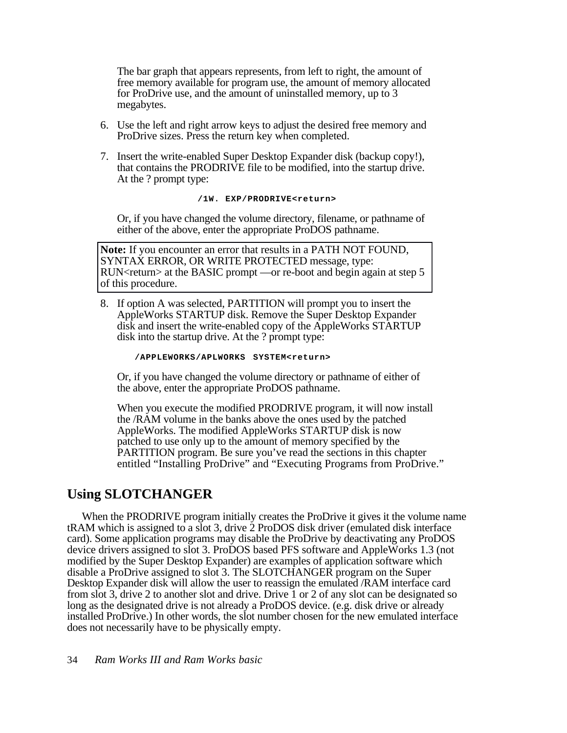The bar graph that appears represents, from left to right, the amount of free memory available for program use, the amount of memory allocated for ProDrive use, and the amount of uninstalled memory, up to 3 megabytes.

6. Use the left and right arrow keys to adjust the desired free memory and ProDrive sizes. Press the return key when completed.

7. Insert the write-enabled Super Desktop Expander disk (backup copy!), that contains the PRODRIVE file to be modified, into the startup drive. At the ? prompt type:

   ```
   /1W. EXP/PRODRIVE<return>
   ```

   Or, if you have changed the volume directory, filename, or pathname of either of the above, enter the appropriate ProDOS pathname.

> **Note:** If you encounter an error that results in a PATH NOT FOUND, SYNTAX ERROR, OR WRITE PROTECTED message, type: RUN<return> at the BASIC prompt —or re-boot and begin again at step 5 of this procedure.

8. If option A was selected, PARTITION will prompt you to insert the AppleWorks STARTUP disk. Remove the Super Desktop Expander disk and insert the write-enabled copy of the AppleWorks STARTUP disk into the startup drive. At the ? prompt type:

   ```
   /APPLEWORKS/APLWORKS.SYSTEM<return>
   ```

   Or, if you have changed the volume directory or pathname of either of the above, enter the appropriate ProDOS pathname.

   When you execute the modified PRODRIVE program, it will now install the /RAM volume in the banks above the ones used by the patched AppleWorks. The modified AppleWorks STARTUP disk is now patched to use only up to the amount of memory specified by the PARTITION program. Be sure you've read the sections in this chapter entitled "Installing ProDrive" and "Executing Programs from ProDrive."

## Using SLOTCHANGER

When the PRODRIVE program initially creates the ProDrive it gives it the volume name tRAM which is assigned to a slot 3, drive 2 ProDOS disk driver (emulated disk interface card). Some application programs may disable the ProDrive by deactivating any ProDOS device drivers assigned to slot 3. ProDOS based PFS software and AppleWorks 1.3 (not modified by the Super Desktop Expander) are examples of application software which disable a ProDrive assigned to slot 3. The SLOTCHANGER program on the Super Desktop Expander disk will allow the user to reassign the emulated /RAM interface card from slot 3, drive 2 to another slot and drive. Drive 1 or 2 of any slot can be designated so long as the designated drive is not already a ProDOS device. (e.g. disk drive or already installed ProDrive.) In other words, the slot number chosen for the new emulated interface does not necessarily have to be physically empty.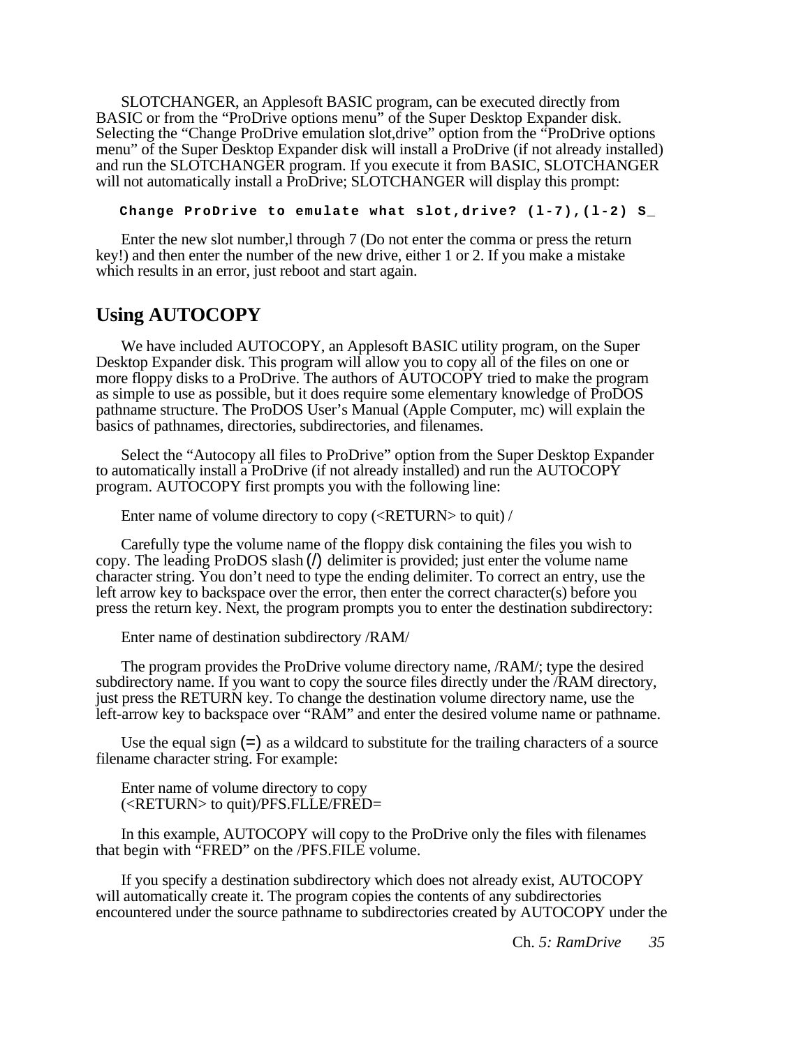SLOTCHANGER, an Applesoft BASIC program, can be executed directly from BASIC or from the “ProDrive options menu” of the Super Desktop Expander disk. Selecting the “Change ProDrive emulation slot,drive” option from the “ProDrive options menu” of the Super Desktop Expander disk will install a ProDrive (if not already installed) and run the SLOTCHANGER program. If you execute it from BASIC, SLOTCHANGER will not automatically install a ProDrive; SLOTCHANGER will display this prompt:

```
Change ProDrive to emulate what slot,drive? (l-7),(l-2) S_
```

Enter the new slot number,l through 7 (Do not enter the comma or press the return key!) and then enter the number of the new drive, either 1 or 2. If you make a mistake which results in an error, just reboot and start again.

## Using AUTOCOPY

We have included AUTOCOPY, an Applesoft BASIC utility program, on the Super Desktop Expander disk. This program will allow you to copy all of the files on one or more floppy disks to a ProDrive. The authors of AUTOCOPY tried to make the program as simple to use as possible, but it does require some elementary knowledge of ProDOS pathname structure. The ProDOS User’s Manual (Apple Computer, mc) will explain the basics of pathnames, directories, subdirectories, and filenames.

Select the “Autocopy all files to ProDrive” option from the Super Desktop Expander to automatically install a ProDrive (if not already installed) and run the AUTOCOPY program. AUTOCOPY first prompts you with the following line:

Enter name of volume directory to copy (<RETURN> to quit) /

Carefully type the volume name of the floppy disk containing the files you wish to copy. The leading ProDOS slash (/) delimiter is provided; just enter the volume name character string. You don’t need to type the ending delimiter. To correct an entry, use the left arrow key to backspace over the error, then enter the correct character(s) before you press the return key. Next, the program prompts you to enter the destination subdirectory:

Enter name of destination subdirectory /RAM/

The program provides the ProDrive volume directory name, /RAM/; type the desired subdirectory name. If you want to copy the source files directly under the /RAM directory, just press the RETURN key. To change the destination volume directory name, use the left-arrow key to backspace over “RAM” and enter the desired volume name or pathname.

Use the equal sign (=) as a wildcard to substitute for the trailing characters of a source filename character string. For example:

Enter name of volume directory to copy
(<RETURN> to quit)/PFS.FLLE/FRED=

In this example, AUTOCOPY will copy to the ProDrive only the files with filenames that begin with “FRED” on the /PFS.FILE volume.

If you specify a destination subdirectory which does not already exist, AUTOCOPY will automatically create it. The program copies the contents of any subdirectories encountered under the source pathname to subdirectories created by AUTOCOPY under the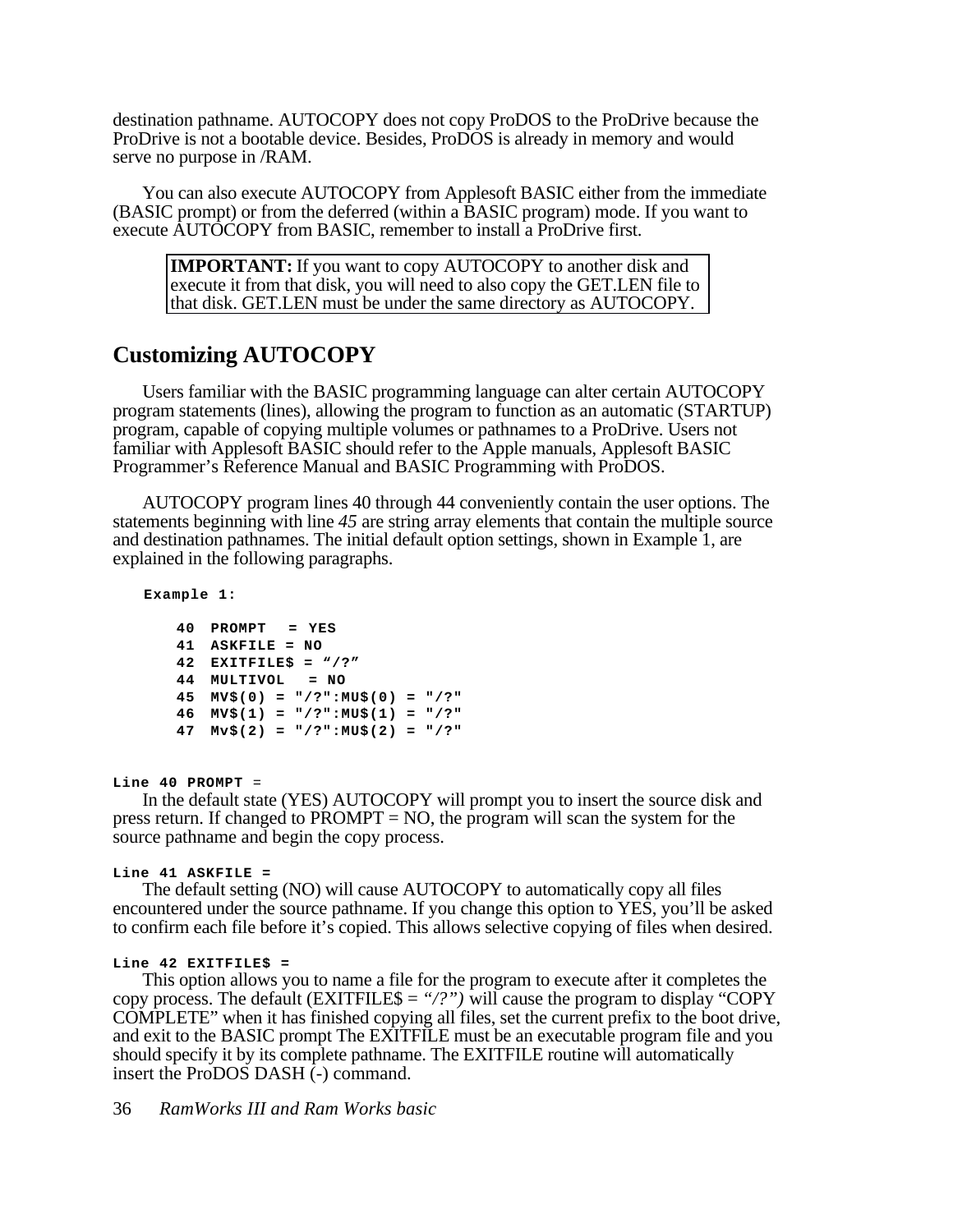destination pathname. AUTOCOPY does not copy ProDOS to the ProDrive because the ProDrive is not a bootable device. Besides, ProDOS is already in memory and would serve no purpose in /RAM.

You can also execute AUTOCOPY from Applesoft BASIC either from the immediate (BASIC prompt) or from the deferred (within a BASIC program) mode. If you want to execute AUTOCOPY from BASIC, remember to install a ProDrive first.

> **IMPORTANT:** If you want to copy AUTOCOPY to another disk and execute it from that disk, you will need to also copy the GET.LEN file to that disk. GET.LEN must be under the same directory as AUTOCOPY.

## Customizing AUTOCOPY

Users familiar with the BASIC programming language can alter certain AUTOCOPY program statements (lines), allowing the program to function as an automatic (STARTUP) program, capable of copying multiple volumes or pathnames to a ProDrive. Users not familiar with Applesoft BASIC should refer to the Apple manuals, Applesoft BASIC Programmer's Reference Manual and BASIC Programming with ProDOS.

AUTOCOPY program lines 40 through 44 conveniently contain the user options. The statements beginning with line *45* are string array elements that contain the multiple source and destination pathnames. The initial default option settings, shown in Example 1, are explained in the following paragraphs.

**Example 1:**

```
40  PROMPT   = YES
41  ASKFILE = NO
42  EXITFILE$ = “/?”
44  MULTIVOL   = NO
45  MV$(0) = "/?":MU$(0) = "/?"
46  MV$(1) = "/?":MU$(1) = "/?"
47  Mv$(2) = "/?":MU$(2) = "/?"
```

**Line 40 PROMPT =**

In the default state (YES) AUTOCOPY will prompt you to insert the source disk and press return. If changed to PROMPT = NO, the program will scan the system for the source pathname and begin the copy process.

**Line 41 ASKFILE =**

The default setting (NO) will cause AUTOCOPY to automatically copy all files encountered under the source pathname. If you change this option to YES, you'll be asked to confirm each file before it's copied. This allows selective copying of files when desired.

**Line 42 EXITFILE$ =**

This option allows you to name a file for the program to execute after it completes the copy process. The default (EXITFILE$ = *“/?”)* will cause the program to display “COPY COMPLETE” when it has finished copying all files, set the current prefix to the boot drive, and exit to the BASIC prompt The EXITFILE must be an executable program file and you should specify it by its complete pathname. The EXITFILE routine will automatically insert the ProDOS DASH (-) command.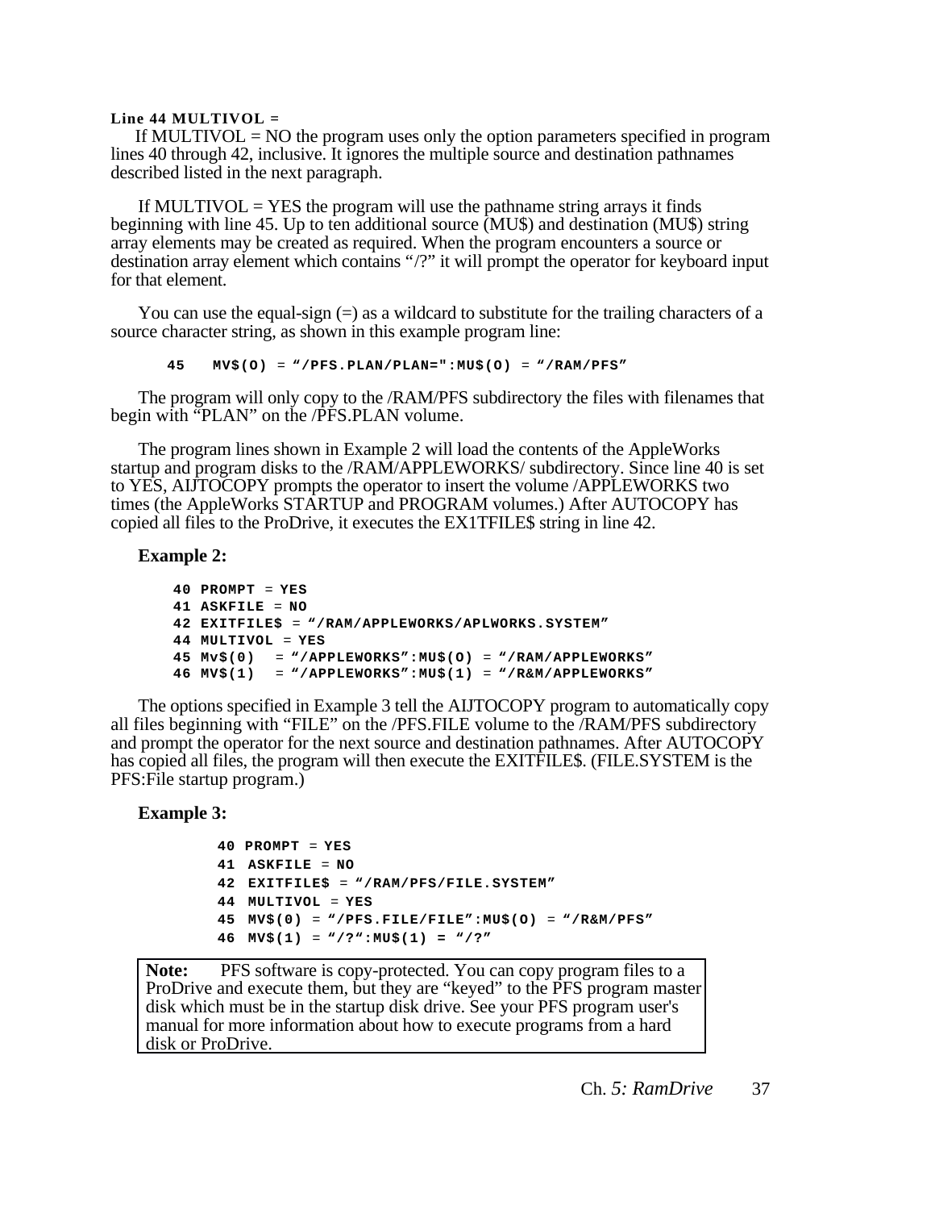**Line 44 MULTIVOL =**

If MULTIVOL = NO the program uses only the option parameters specified in program lines 40 through 42, inclusive. It ignores the multiple source and destination pathnames described listed in the next paragraph.

If MULTIVOL = YES the program will use the pathname string arrays it finds beginning with line 45. Up to ten additional source (MU$) and destination (MU$) string array elements may be created as required. When the program encounters a source or destination array element which contains "/?" it will prompt the operator for keyboard input for that element.

You can use the equal-sign (=) as a wildcard to substitute for the trailing characters of a source character string, as shown in this example program line:

```
45   MV$(O) = "/PFS.PLAN/PLAN=":MU$(O) = "/RAM/PFS"
```

The program will only copy to the /RAM/PFS subdirectory the files with filenames that begin with "PLAN" on the /PFS.PLAN volume.

The program lines shown in Example 2 will load the contents of the AppleWorks startup and program disks to the /RAM/APPLEWORKS/ subdirectory. Since line 40 is set to YES, AIJTOCOPY prompts the operator to insert the volume /APPLEWORKS two times (the AppleWorks STARTUP and PROGRAM volumes.) After AUTOCOPY has copied all files to the ProDrive, it executes the EX1TFILE$ string in line 42.

**Example 2:**

```
40 PROMPT = YES
41 ASKFILE = NO
42 EXITFILE$ = "/RAM/APPLEWORKS/APLWORKS.SYSTEM"
44 MULTIVOL = YES
45 Mv$(0)  = "/APPLEWORKS":MU$(O) = "/RAM/APPLEWORKS"
46 MV$(1)  = "/APPLEWORKS":MU$(1) = "/R&M/APPLEWORKS"
```

The options specified in Example 3 tell the AIJTOCOPY program to automatically copy all files beginning with "FILE" on the /PFS.FILE volume to the /RAM/PFS subdirectory and prompt the operator for the next source and destination pathnames. After AUTOCOPY has copied all files, the program will then execute the EXITFILE$. (FILE.SYSTEM is the PFS:File startup program.)

**Example 3:**

```
40 PROMPT = YES
41 ASKFILE = NO
42 EXITFILE$ = "/RAM/PFS/FILE.SYSTEM"
44 MULTIVOL = YES
45 MV$(0) = "/PFS.FILE/FILE":MU$(O) = "/R&M/PFS"
46 MV$(1) = "/?":MU$(1) = "/?"
```

> **Note:** PFS software is copy-protected. You can copy program files to a ProDrive and execute them, but they are "keyed" to the PFS program master disk which must be in the startup disk drive. See your PFS program user's manual for more information about how to execute programs from a hard disk or ProDrive.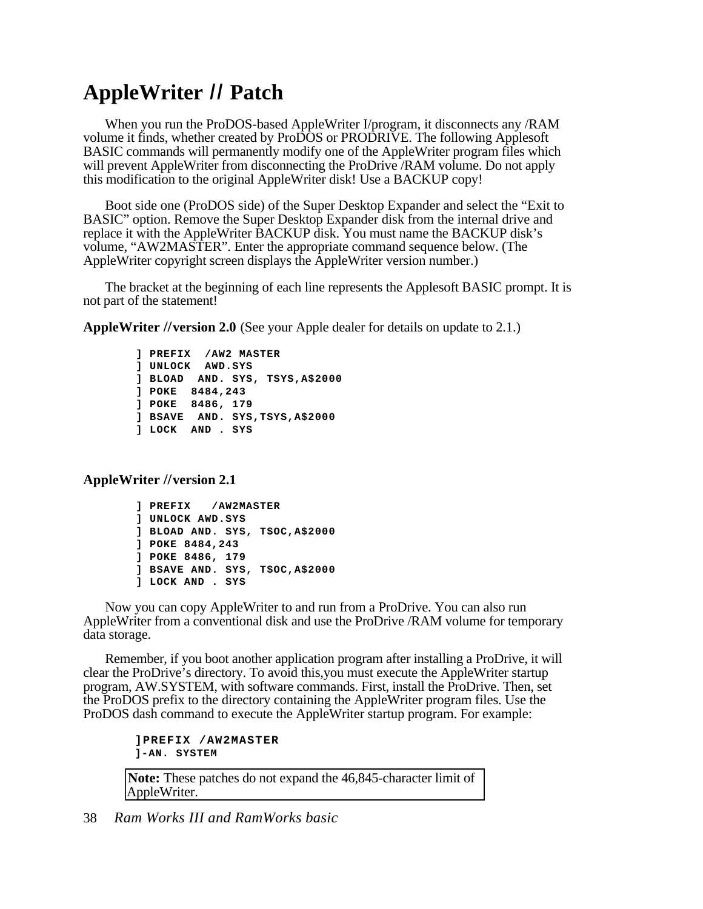# AppleWriter // Patch

When you run the ProDOS-based AppleWriter I/program, it disconnects any /RAM volume it finds, whether created by ProDOS or PRODRIVE. The following Applesoft BASIC commands will permanently modify one of the AppleWriter program files which will prevent AppleWriter from disconnecting the ProDrive /RAM volume. Do not apply this modification to the original AppleWriter disk! Use a BACKUP copy!

Boot side one (ProDOS side) of the Super Desktop Expander and select the "Exit to BASIC" option. Remove the Super Desktop Expander disk from the internal drive and replace it with the AppleWriter BACKUP disk. You must name the BACKUP disk's volume, "AW2MASTER". Enter the appropriate command sequence below. (The AppleWriter copyright screen displays the AppleWriter version number.)

The bracket at the beginning of each line represents the Applesoft BASIC prompt. It is not part of the statement!

**AppleWriter //version 2.0** (See your Apple dealer for details on update to 2.1.)

```
] PREFIX  /AW2 MASTER
] UNLOCK  AWD.SYS
] BLOAD  AND. SYS, TSYS,A$2000
] POKE  8484,243
] POKE  8486, 179
] BSAVE  AND. SYS,TSYS,A$2000
] LOCK  AND . SYS
```

**AppleWriter //version 2.1**

```
] PREFIX   /AW2MASTER
] UNLOCK AWD.SYS
] BLOAD AND. SYS, T$OC,A$2000
] POKE 8484,243
] POKE 8486, 179
] BSAVE AND. SYS, T$OC,A$2000
] LOCK AND . SYS
```

Now you can copy AppleWriter to and run from a ProDrive. You can also run AppleWriter from a conventional disk and use the ProDrive /RAM volume for temporary data storage.

Remember, if you boot another application program after installing a ProDrive, it will clear the ProDrive's directory. To avoid this,you must execute the AppleWriter startup program, AW.SYSTEM, with software commands. First, install the ProDrive. Then, set the ProDOS prefix to the directory containing the AppleWriter program files. Use the ProDOS dash command to execute the AppleWriter startup program. For example:

```
]PREFIX /AW2MASTER
]-AN. SYSTEM
```

**Note:** These patches do not expand the 46,845-character limit of AppleWriter.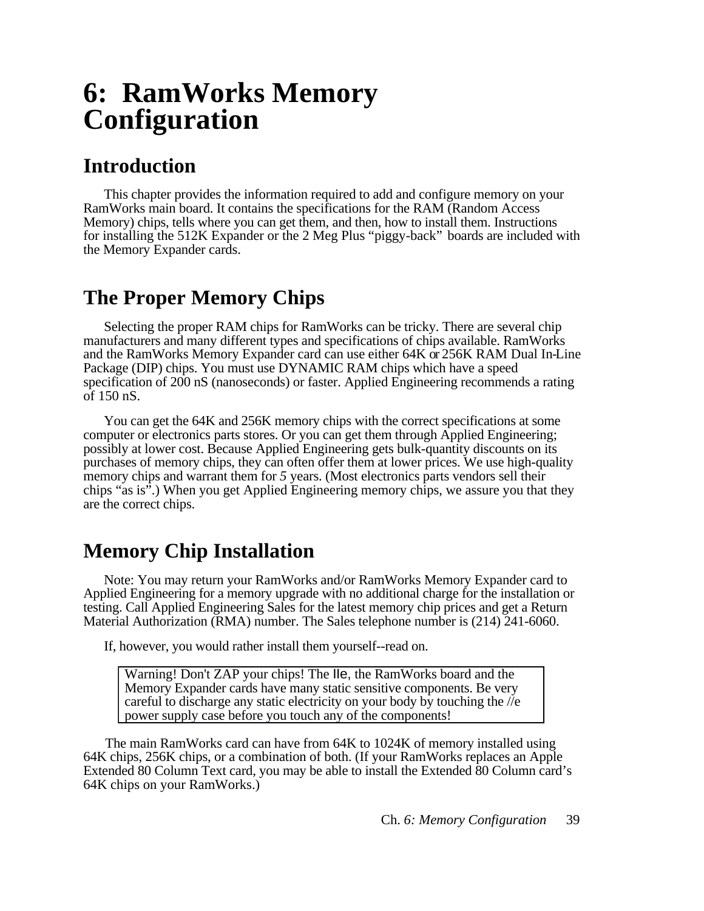# 6: RamWorks Memory Configuration

## Introduction

This chapter provides the information required to add and configure memory on your RamWorks main board. It contains the specifications for the RAM (Random Access Memory) chips, tells where you can get them, and then, how to install them. Instructions for installing the 512K Expander or the 2 Meg Plus "piggy-back" boards are included with the Memory Expander cards.

## The Proper Memory Chips

Selecting the proper RAM chips for RamWorks can be tricky. There are several chip manufacturers and many different types and specifications of chips available. RamWorks and the RamWorks Memory Expander card can use either 64K or 256K RAM Dual In-Line Package (DIP) chips. You must use DYNAMIC RAM chips which have a speed specification of 200 nS (nanoseconds) or faster. Applied Engineering recommends a rating of 150 nS.

You can get the 64K and 256K memory chips with the correct specifications at some computer or electronics parts stores. Or you can get them through Applied Engineering; possibly at lower cost. Because Applied Engineering gets bulk-quantity discounts on its purchases of memory chips, they can often offer them at lower prices. We use high-quality memory chips and warrant them for *5* years. (Most electronics parts vendors sell their chips "as is".) When you get Applied Engineering memory chips, we assure you that they are the correct chips.

## Memory Chip Installation

Note: You may return your RamWorks and/or RamWorks Memory Expander card to Applied Engineering for a memory upgrade with no additional charge for the installation or testing. Call Applied Engineering Sales for the latest memory chip prices and get a Return Material Authorization (RMA) number. The Sales telephone number is (214) 241-6060.

If, however, you would rather install them yourself--read on.

> Warning! Don't ZAP your chips! The IIe, the RamWorks board and the Memory Expander cards have many static sensitive components. Be very careful to discharge any static electricity on your body by touching the //e power supply case before you touch any of the components!

The main RamWorks card can have from 64K to 1024K of memory installed using 64K chips, 256K chips, or a combination of both. (If your RamWorks replaces an Apple Extended 80 Column Text card, you may be able to install the Extended 80 Column card's 64K chips on your RamWorks.)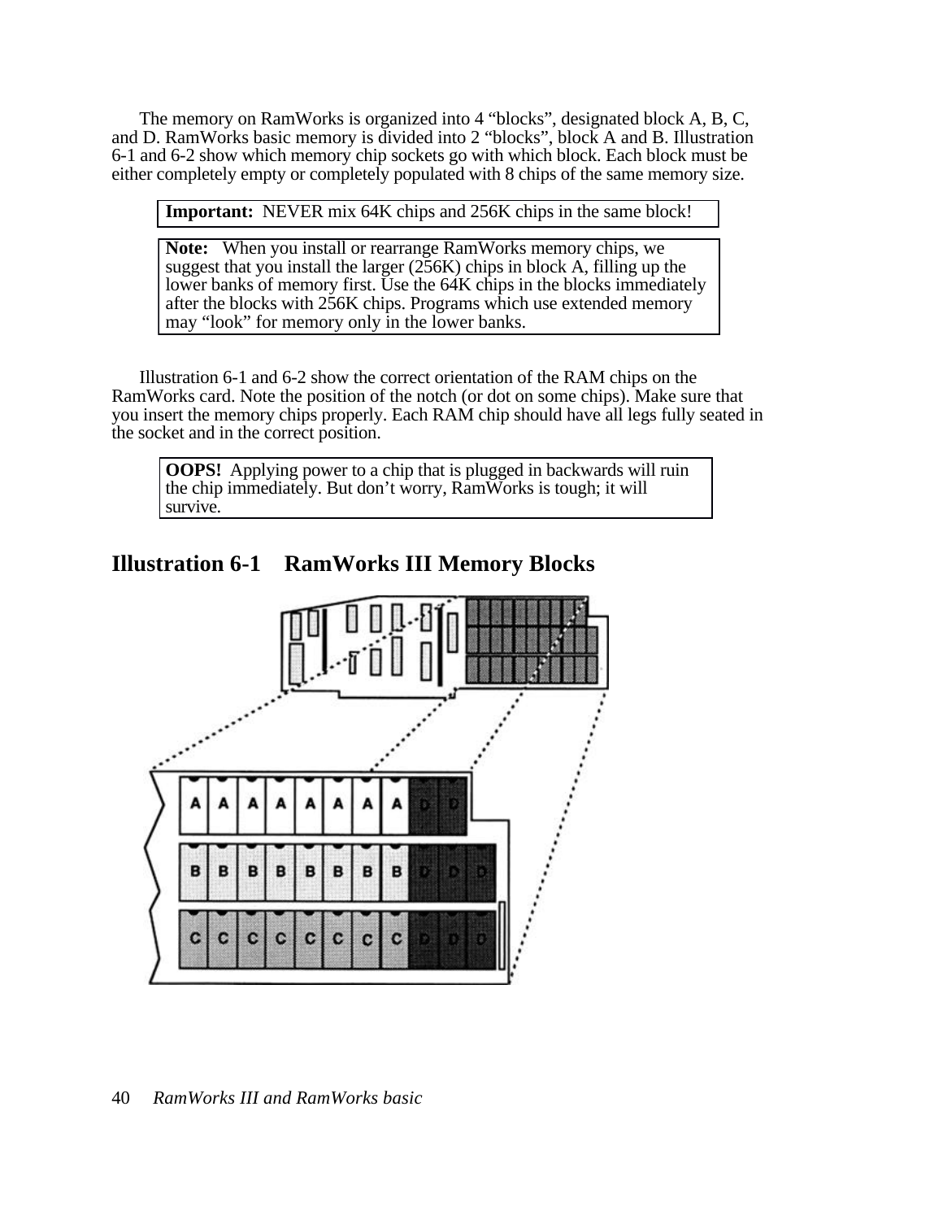The memory on RamWorks is organized into 4 "blocks", designated block A, B, C, and D. RamWorks basic memory is divided into 2 "blocks", block A and B. Illustration 6-1 and 6-2 show which memory chip sockets go with which block. Each block must be either completely empty or completely populated with 8 chips of the same memory size.

> **Important:** NEVER mix 64K chips and 256K chips in the same block!

> **Note:** When you install or rearrange RamWorks memory chips, we suggest that you install the larger (256K) chips in block A, filling up the lower banks of memory first. Use the 64K chips in the blocks immediately after the blocks with 256K chips. Programs which use extended memory may "look" for memory only in the lower banks.

Illustration 6-1 and 6-2 show the correct orientation of the RAM chips on the RamWorks card. Note the position of the notch (or dot on some chips). Make sure that you insert the memory chips properly. Each RAM chip should have all legs fully seated in the socket and in the correct position.

> **OOPS!** Applying power to a chip that is plugged in backwards will ruin the chip immediately. But don't worry, RamWorks is tough; it will survive.

## Illustration 6-1 RamWorks III Memory Blocks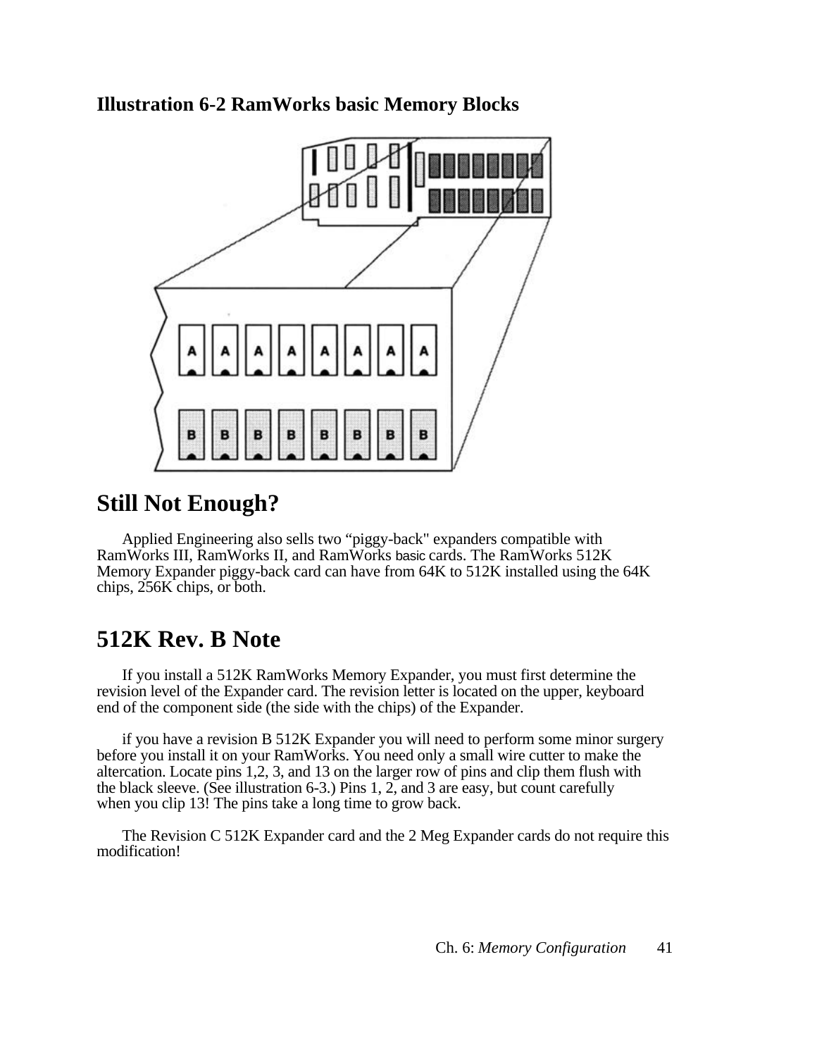**Illustration 6-2 RamWorks basic Memory Blocks**

# Still Not Enough?

Applied Engineering also sells two "piggy-back" expanders compatible with RamWorks III, RamWorks II, and RamWorks basic cards. The RamWorks 512K Memory Expander piggy-back card can have from 64K to 512K installed using the 64K chips, 256K chips, or both.

# 512K Rev. B Note

If you install a 512K RamWorks Memory Expander, you must first determine the revision level of the Expander card. The revision letter is located on the upper, keyboard end of the component side (the side with the chips) of the Expander.

if you have a revision B 512K Expander you will need to perform some minor surgery before you install it on your RamWorks. You need only a small wire cutter to make the altercation. Locate pins 1,2, 3, and 13 on the larger row of pins and clip them flush with the black sleeve. (See illustration 6-3.) Pins 1, 2, and 3 are easy, but count carefully when you clip 13! The pins take a long time to grow back.

The Revision C 512K Expander card and the 2 Meg Expander cards do not require this modification!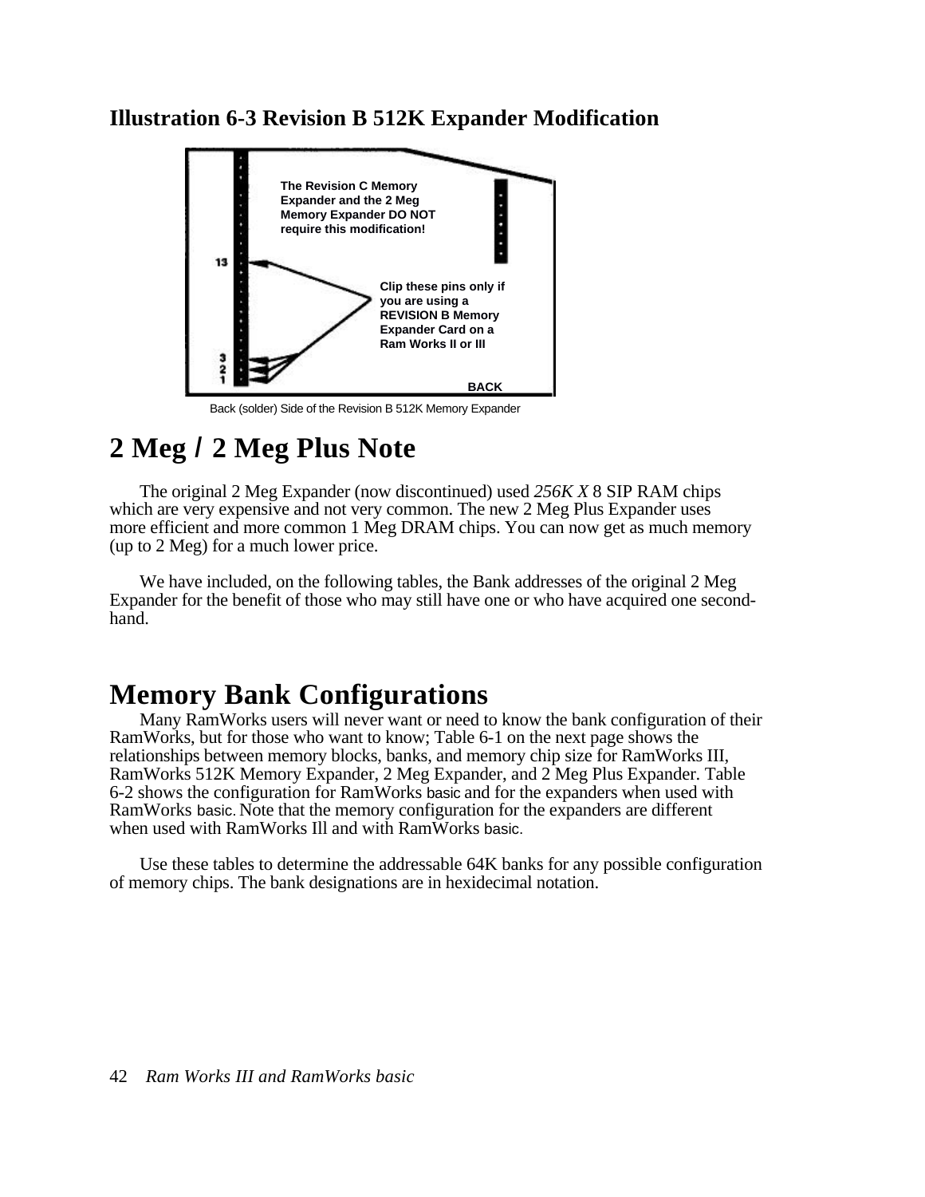## Illustration 6-3 Revision B 512K Expander Modification

The Revision C Memory Expander and the 2 Meg Memory Expander DO NOT require this modification!

Clip these pins only if you are using a REVISION B Memory Expander Card on a Ram Works II or III

13

3
2
1

BACK

Back (solder) Side of the Revision B 512K Memory Expander

# 2 Meg / 2 Meg Plus Note

The original 2 Meg Expander (now discontinued) used *256K X* 8 SIP RAM chips which are very expensive and not very common. The new 2 Meg Plus Expander uses more efficient and more common 1 Meg DRAM chips. You can now get as much memory (up to 2 Meg) for a much lower price.

We have included, on the following tables, the Bank addresses of the original 2 Meg Expander for the benefit of those who may still have one or who have acquired one second-hand.

# Memory Bank Configurations

Many RamWorks users will never want or need to know the bank configuration of their RamWorks, but for those who want to know; Table 6-1 on the next page shows the relationships between memory blocks, banks, and memory chip size for RamWorks III, RamWorks 512K Memory Expander, 2 Meg Expander, and 2 Meg Plus Expander. Table 6-2 shows the configuration for RamWorks basic and for the expanders when used with RamWorks basic. Note that the memory configuration for the expanders are different when used with RamWorks Ill and with RamWorks basic.

Use these tables to determine the addressable 64K banks for any possible configuration of memory chips. The bank designations are in hexidecimal notation.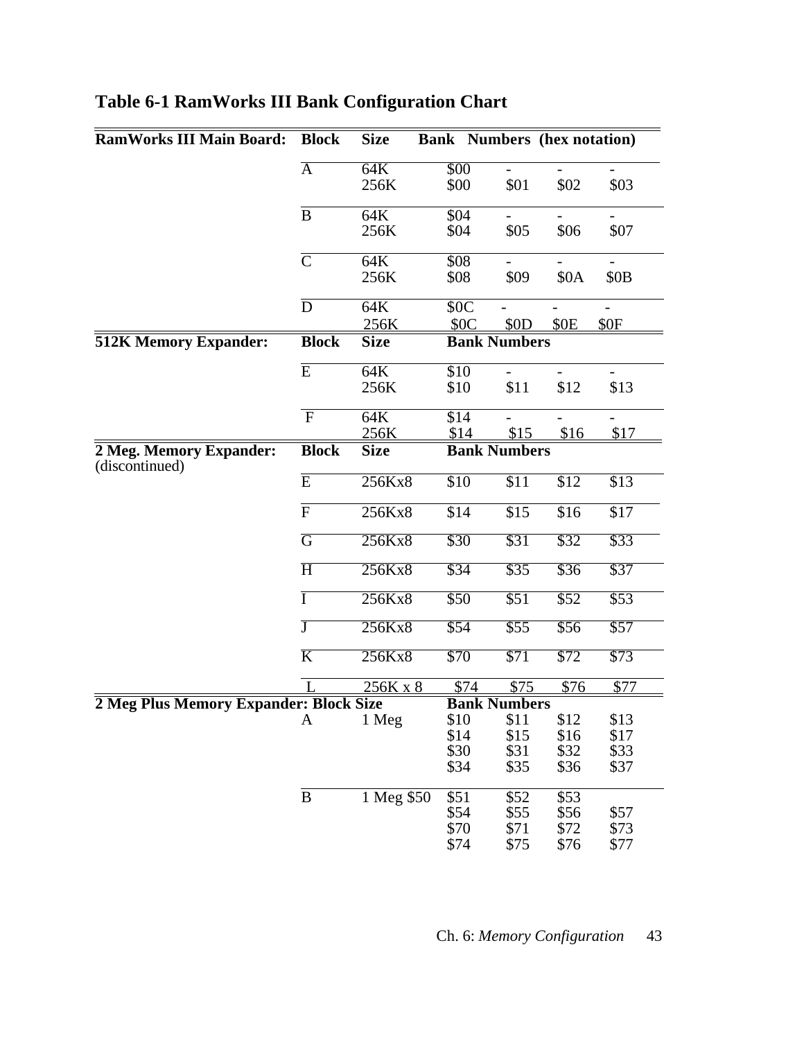## Table 6-1 RamWorks III Bank Configuration Chart

| RamWorks III Main Board: | Block | Size | Bank Numbers (hex notation) | | | |
|---|---|---|---|---|---|---|
| | A | 64K | $00 | - | - | - |
| | | 256K | $00 | $01 | $02 | $03 |
| | B | 64K | $04 | - | - | - |
| | | 256K | $04 | $05 | $06 | $07 |
| | C | 64K | $08 | - | - | - |
| | | 256K | $08 | $09 | $0A | $0B |
| | D | 64K | $0C | - | - | - |
| | | 256K | $0C | $0D | $0E | $0F |
| **512K Memory Expander:** | **Block** | **Size** | **Bank Numbers** | | | |
| | E | 64K | $10 | - | - | - |
| | | 256K | $10 | $11 | $12 | $13 |
| | F | 64K | $14 | - | - | - |
| | | 256K | $14 | $15 | $16 | $17 |
| **2 Meg. Memory Expander:** (discontinued) | **Block** | **Size** | **Bank Numbers** | | | |
| | E | 256Kx8 | $10 | $11 | $12 | $13 |
| | F | 256Kx8 | $14 | $15 | $16 | $17 |
| | G | 256Kx8 | $30 | $31 | $32 | $33 |
| | H | 256Kx8 | $34 | $35 | $36 | $37 |
| | I | 256Kx8 | $50 | $51 | $52 | $53 |
| | J | 256Kx8 | $54 | $55 | $56 | $57 |
| | K | 256Kx8 | $70 | $71 | $72 | $73 |
| | L | 256K x 8 | $74 | $75 | $76 | $77 |
| **2 Meg Plus Memory Expander: Block Size** | | | **Bank Numbers** | | | |
| | A | 1 Meg | $10 | $11 | $12 | $13 |
| | | | $14 | $15 | $16 | $17 |
| | | | $30 | $31 | $32 | $33 |
| | | | $34 | $35 | $36 | $37 |
| | B | 1 Meg $50 | $51 | $52 | $53 | |
| | | | $54 | $55 | $56 | $57 |
| | | | $70 | $71 | $72 | $73 |
| | | | $74 | $75 | $76 | $77 |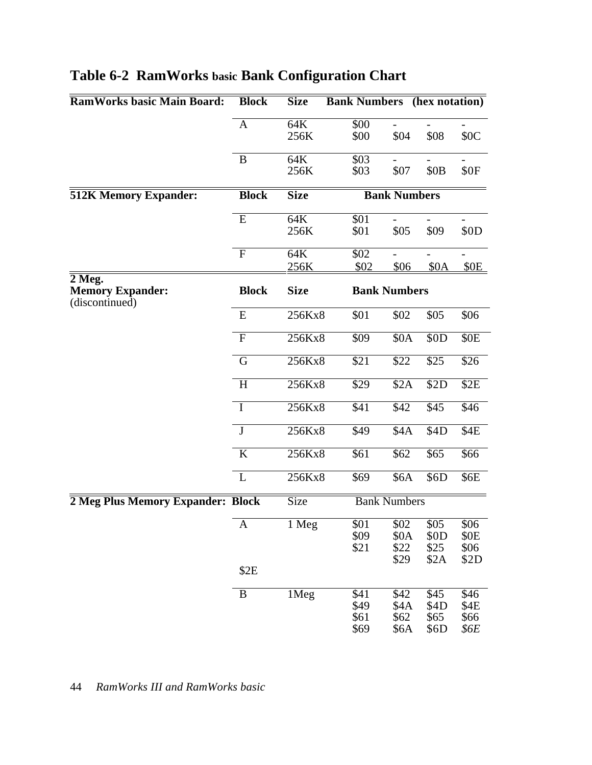## Table 6-2 RamWorks basic Bank Configuration Chart

| RamWorks basic Main Board: | Block | Size | Bank Numbers | (hex notation) | | |
|---|---|---|---|---|---|---|
| | A | 64K | $00 | - | - | - |
| | | 256K | $00 | $04 | $08 | $0C |
| | B | 64K | $03 | - | - | - |
| | | 256K | $03 | $07 | $0B | $0F |
| **512K Memory Expander:** | **Block** | **Size** | **Bank Numbers** | | | |
| | E | 64K | $01 | - | - | - |
| | | 256K | $01 | $05 | $09 | $0D |
| | F | 64K | $02 | - | - | - |
| | | 256K | $02 | $06 | $0A | $0E |
| **2 Meg. Memory Expander:** (discontinued) | **Block** | **Size** | **Bank Numbers** | | | |
| | E | 256Kx8 | $01 | $02 | $05 | $06 |
| | F | 256Kx8 | $09 | $0A | $0D | $0E |
| | G | 256Kx8 | $21 | $22 | $25 | $26 |
| | H | 256Kx8 | $29 | $2A | $2D | $2E |
| | I | 256Kx8 | $41 | $42 | $45 | $46 |
| | J | 256Kx8 | $49 | $4A | $4D | $4E |
| | K | 256Kx8 | $61 | $62 | $65 | $66 |
| | L | 256Kx8 | $69 | $6A | $6D | $6E |
| **2 Meg Plus Memory Expander:** | **Block** | Size | Bank Numbers | | | |
| | A | 1 Meg | $01 | $02 | $05 | $06 |
| | | | $09 | $0A | $0D | $0E |
| | | | $21 | $22 | $25 | $06 |
| | | | | $29 | $2A | $2D |
| | $2E | | | | | |
| | B | 1Meg | $41 | $42 | $45 | $46 |
| | | | $49 | $4A | $4D | $4E |
| | | | $61 | $62 | $65 | $66 |
| | | | $69 | $6A | $6D | *$6E* |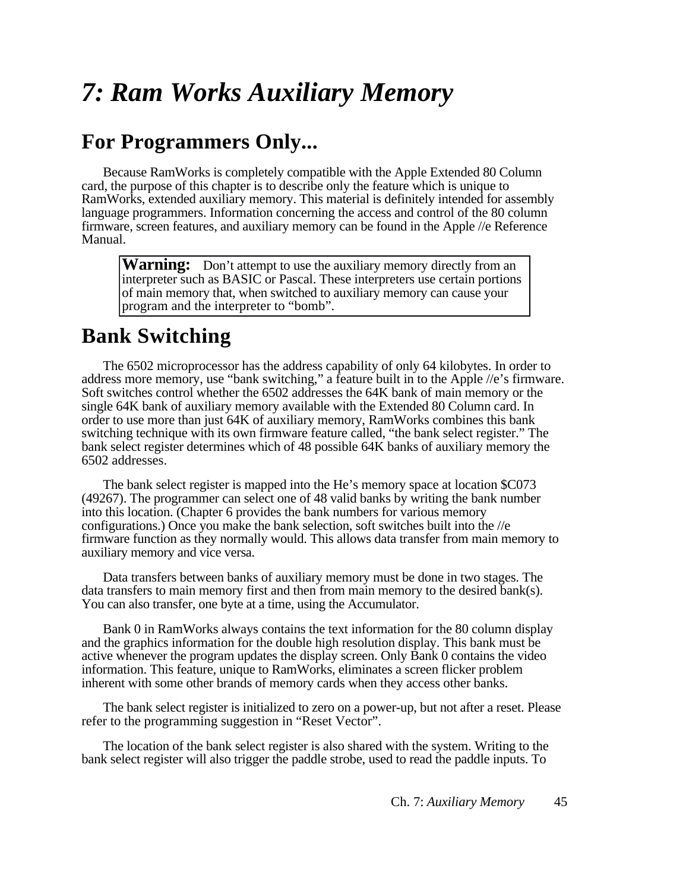# 7: Ram Works Auxiliary Memory

## For Programmers Only...

Because RamWorks is completely compatible with the Apple Extended 80 Column card, the purpose of this chapter is to describe only the feature which is unique to RamWorks, extended auxiliary memory. This material is definitely intended for assembly language programmers. Information concerning the access and control of the 80 column firmware, screen features, and auxiliary memory can be found in the Apple //e Reference Manual.

> **Warning:** Don't attempt to use the auxiliary memory directly from an interpreter such as BASIC or Pascal. These interpreters use certain portions of main memory that, when switched to auxiliary memory can cause your program and the interpreter to "bomb".

## Bank Switching

The 6502 microprocessor has the address capability of only 64 kilobytes. In order to address more memory, use "bank switching," a feature built in to the Apple //e's firmware. Soft switches control whether the 6502 addresses the 64K bank of main memory or the single 64K bank of auxiliary memory available with the Extended 80 Column card. In order to use more than just 64K of auxiliary memory, RamWorks combines this bank switching technique with its own firmware feature called, "the bank select register." The bank select register determines which of 48 possible 64K banks of auxiliary memory the 6502 addresses.

The bank select register is mapped into the He's memory space at location $C073 (49267). The programmer can select one of 48 valid banks by writing the bank number into this location. (Chapter 6 provides the bank numbers for various memory configurations.) Once you make the bank selection, soft switches built into the //e firmware function as they normally would. This allows data transfer from main memory to auxiliary memory and vice versa.

Data transfers between banks of auxiliary memory must be done in two stages. The data transfers to main memory first and then from main memory to the desired bank(s). You can also transfer, one byte at a time, using the Accumulator.

Bank 0 in RamWorks always contains the text information for the 80 column display and the graphics information for the double high resolution display. This bank must be active whenever the program updates the display screen. Only Bank 0 contains the video information. This feature, unique to RamWorks, eliminates a screen flicker problem inherent with some other brands of memory cards when they access other banks.

The bank select register is initialized to zero on a power-up, but not after a reset. Please refer to the programming suggestion in "Reset Vector".

The location of the bank select register is also shared with the system. Writing to the bank select register will also trigger the paddle strobe, used to read the paddle inputs. To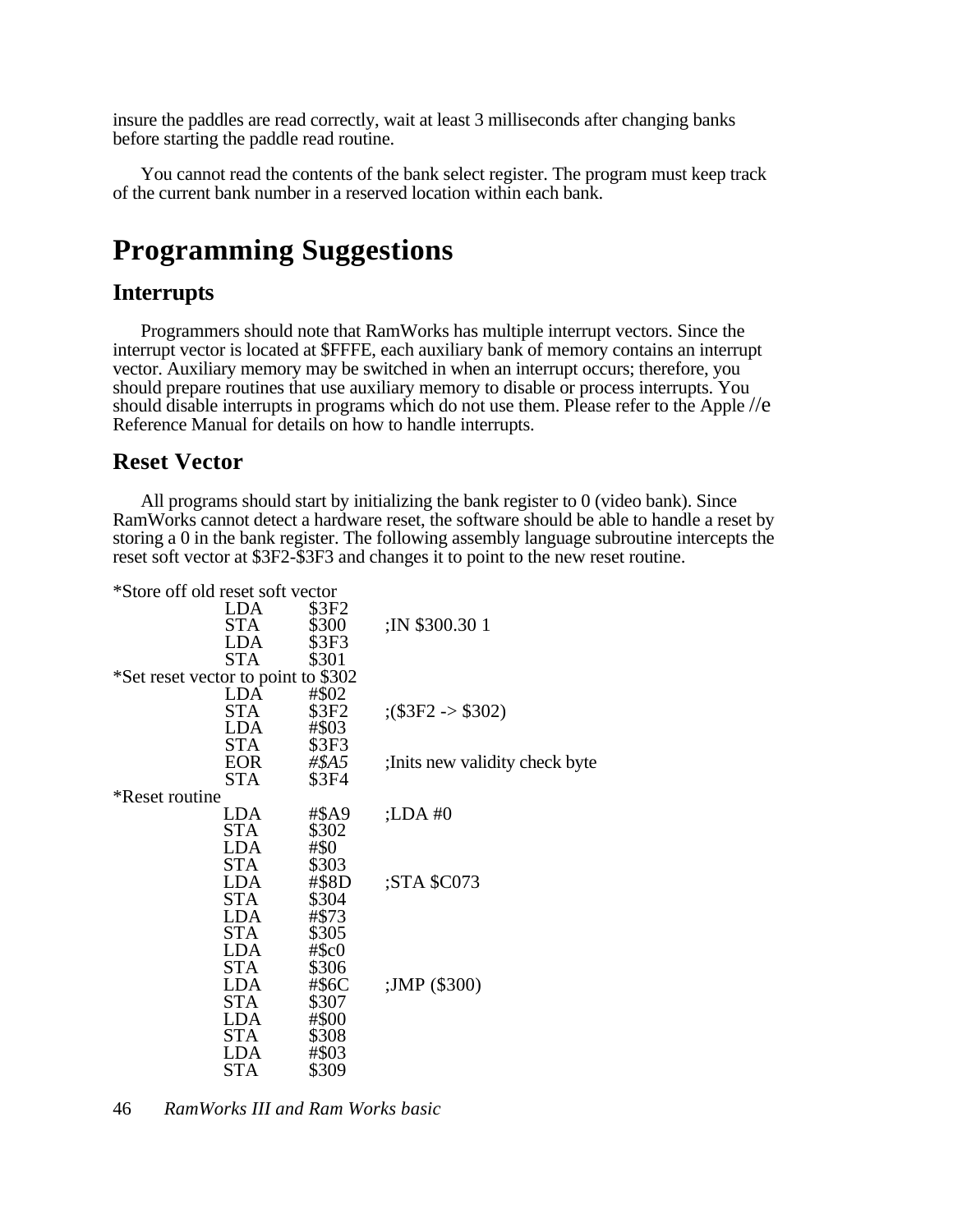insure the paddles are read correctly, wait at least 3 milliseconds after changing banks before starting the paddle read routine.

You cannot read the contents of the bank select register. The program must keep track of the current bank number in a reserved location within each bank.

# Programming Suggestions

## Interrupts

Programmers should note that RamWorks has multiple interrupt vectors. Since the interrupt vector is located at $FFFE, each auxiliary bank of memory contains an interrupt vector. Auxiliary memory may be switched in when an interrupt occurs; therefore, you should prepare routines that use auxiliary memory to disable or process interrupts. You should disable interrupts in programs which do not use them. Please refer to the Apple //e Reference Manual for details on how to handle interrupts.

## Reset Vector

All programs should start by initializing the bank register to 0 (video bank). Since RamWorks cannot detect a hardware reset, the software should be able to handle a reset by storing a 0 in the bank register. The following assembly language subroutine intercepts the reset soft vector at $3F2-$3F3 and changes it to point to the new reset routine.

```
*Store off old reset soft vector
            LDA     $3F2
            STA     $300        ;IN $300.30 1
            LDA     $3F3
            STA     $301
*Set reset vector to point to $302
            LDA     #$02
            STA     $3F2        ;($3F2 -> $302)
            LDA     #$03
            STA     $3F3
            EOR     #$A5        ;Inits new validity check byte
            STA     $3F4
*Reset routine
            LDA     #$A9        ;LDA #0
            STA     $302
            LDA     #$0
            STA     $303
            LDA     #$8D        ;STA $C073
            STA     $304
            LDA     #$73
            STA     $305
            LDA     #$c0
            STA     $306
            LDA     #$6C        ;JMP ($300)
            STA     $307
            LDA     #$00
            STA     $308
            LDA     #$03
            STA     $309
```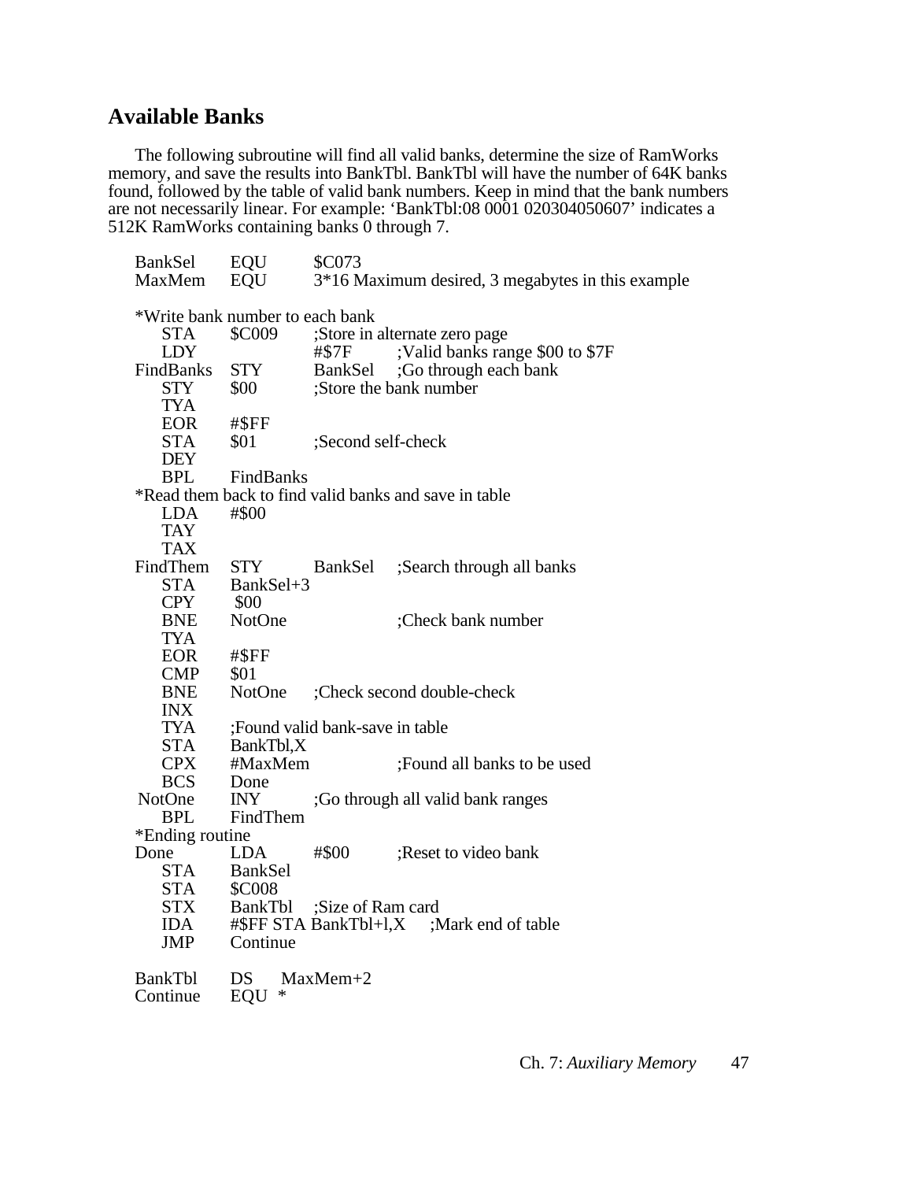## Available Banks

The following subroutine will find all valid banks, determine the size of RamWorks memory, and save the results into BankTbl. BankTbl will have the number of 64K banks found, followed by the table of valid bank numbers. Keep in mind that the bank numbers are not necessarily linear. For example: 'BankTbl:08 0001 020304050607' indicates a 512K RamWorks containing banks 0 through 7.

```
BankSel    EQU      $C073
MaxMem     EQU      3*16 Maximum desired, 3 megabytes in this example

*Write bank number to each bank
    STA    $C009     ;Store in alternate zero page
    LDY              #$7F      ;Valid banks range $00 to $7F
FindBanks  STY      BankSel   ;Go through each bank
    STY    $00       ;Store the bank number
    TYA
    EOR    #$FF
    STA    $01       ;Second self-check
    DEY
    BPL    FindBanks
*Read them back to find valid banks and save in table
    LDA    #$00
    TAY
    TAX
FindThem   STY      BankSel   ;Search through all banks
    STA    BankSel+3
    CPY     $00
    BNE    NotOne              ;Check bank number
    TYA
    EOR    #$FF
    CMP    $01
    BNE    NotOne    ;Check second double-check
    INX
    TYA    ;Found valid bank-save in table
    STA    BankTbl,X
    CPX    #MaxMem             ;Found all banks to be used
    BCS    Done
 NotOne    INY       ;Go through all valid bank ranges
    BPL    FindThem
*Ending routine
Done       LDA      #$00      ;Reset to video bank
    STA    BankSel
    STA    $C008
    STX    BankTbl   ;Size of Ram card
    IDA    #$FF STA BankTbl+l,X    ;Mark end of table
    JMP    Continue

BankTbl    DS     MaxMem+2
Continue   EQU  *
```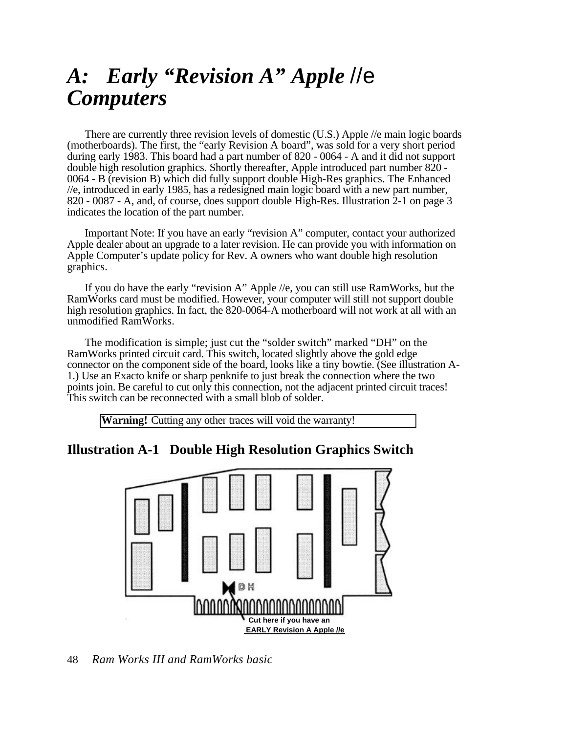# *A: Early "Revision A" Apple //e Computers*

There are currently three revision levels of domestic (U.S.) Apple //e main logic boards (motherboards). The first, the "early Revision A board", was sold for a very short period during early 1983. This board had a part number of 820 - 0064 - A and it did not support double high resolution graphics. Shortly thereafter, Apple introduced part number 820 - 0064 - B (revision B) which did fully support double High-Res graphics. The Enhanced //e, introduced in early 1985, has a redesigned main logic board with a new part number, 820 - 0087 - A, and, of course, does support double High-Res. Illustration 2-1 on page 3 indicates the location of the part number.

Important Note: If you have an early "revision A" computer, contact your authorized Apple dealer about an upgrade to a later revision. He can provide you with information on Apple Computer's update policy for Rev. A owners who want double high resolution graphics.

If you do have the early "revision A" Apple //e, you can still use RamWorks, but the RamWorks card must be modified. However, your computer will still not support double high resolution graphics. In fact, the 820-0064-A motherboard will not work at all with an unmodified RamWorks.

The modification is simple; just cut the "solder switch" marked "DH" on the RamWorks printed circuit card. This switch, located slightly above the gold edge connector on the component side of the board, looks like a tiny bowtie. (See illustration A-1.) Use an Exacto knife or sharp penknife to just break the connection where the two points join. Be careful to cut only this connection, not the adjacent printed circuit traces! This switch can be reconnected with a small blob of solder.

**Warning!** Cutting any other traces will void the warranty!

## Illustration A-1 Double High Resolution Graphics Switch

DH

Cut here if you have an EARLY Revision A Apple //e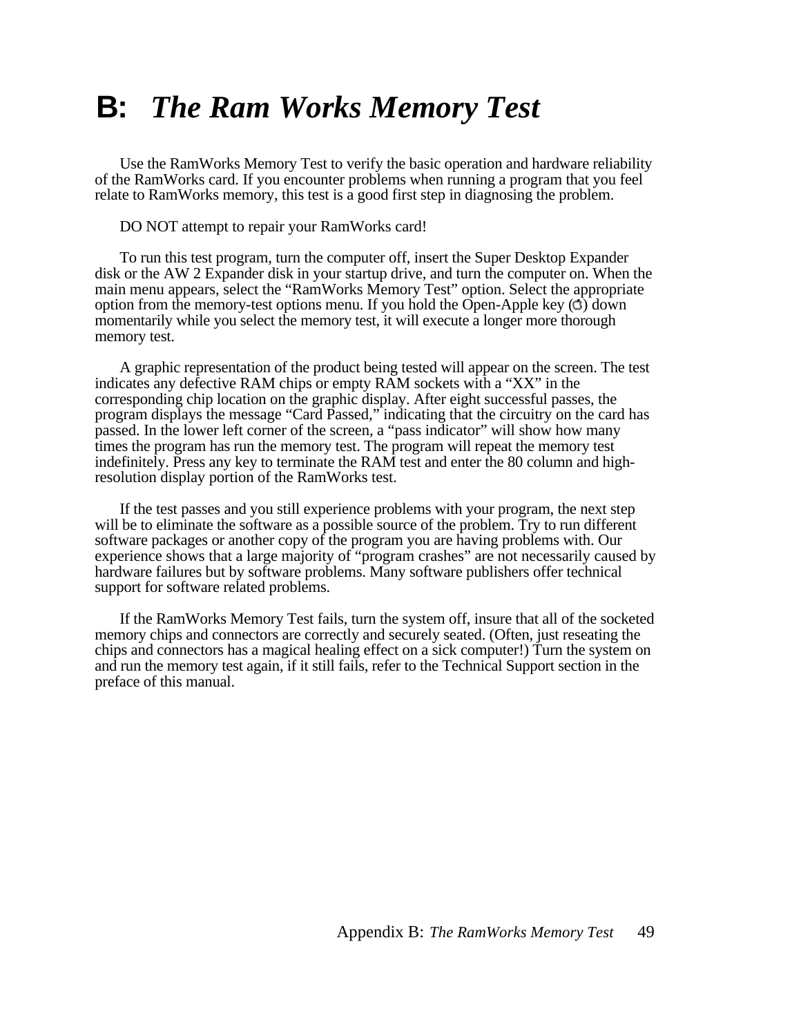# B: *The Ram Works Memory Test*

Use the RamWorks Memory Test to verify the basic operation and hardware reliability of the RamWorks card. If you encounter problems when running a program that you feel relate to RamWorks memory, this test is a good first step in diagnosing the problem.

DO NOT attempt to repair your RamWorks card!

To run this test program, turn the computer off, insert the Super Desktop Expander disk or the AW 2 Expander disk in your startup drive, and turn the computer on. When the main menu appears, select the “RamWorks Memory Test” option. Select the appropriate option from the memory-test options menu. If you hold the Open-Apple key () down momentarily while you select the memory test, it will execute a longer more thorough memory test.

A graphic representation of the product being tested will appear on the screen. The test indicates any defective RAM chips or empty RAM sockets with a “XX” in the corresponding chip location on the graphic display. After eight successful passes, the program displays the message “Card Passed,” indicating that the circuitry on the card has passed. In the lower left corner of the screen, a “pass indicator” will show how many times the program has run the memory test. The program will repeat the memory test indefinitely. Press any key to terminate the RAM test and enter the 80 column and high-resolution display portion of the RamWorks test.

If the test passes and you still experience problems with your program, the next step will be to eliminate the software as a possible source of the problem. Try to run different software packages or another copy of the program you are having problems with. Our experience shows that a large majority of “program crashes” are not necessarily caused by hardware failures but by software problems. Many software publishers offer technical support for software related problems.

If the RamWorks Memory Test fails, turn the system off, insure that all of the socketed memory chips and connectors are correctly and securely seated. (Often, just reseating the chips and connectors has a magical healing effect on a sick computer!) Turn the system on and run the memory test again, if it still fails, refer to the Technical Support section in the preface of this manual.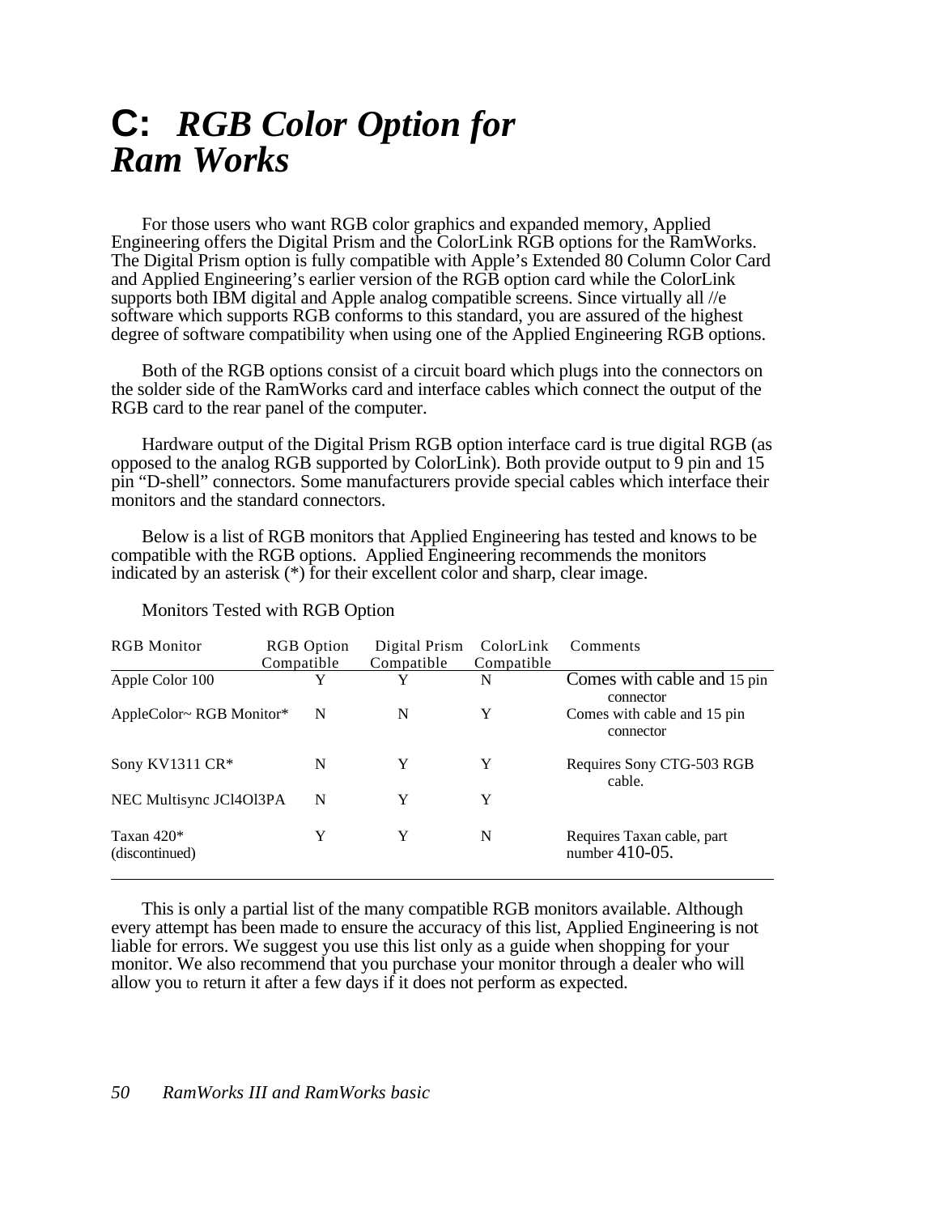# C: *RGB Color Option for Ram Works*

For those users who want RGB color graphics and expanded memory, Applied Engineering offers the Digital Prism and the ColorLink RGB options for the RamWorks. The Digital Prism option is fully compatible with Apple's Extended 80 Column Color Card and Applied Engineering's earlier version of the RGB option card while the ColorLink supports both IBM digital and Apple analog compatible screens. Since virtually all //e software which supports RGB conforms to this standard, you are assured of the highest degree of software compatibility when using one of the Applied Engineering RGB options.

Both of the RGB options consist of a circuit board which plugs into the connectors on the solder side of the RamWorks card and interface cables which connect the output of the RGB card to the rear panel of the computer.

Hardware output of the Digital Prism RGB option interface card is true digital RGB (as opposed to the analog RGB supported by ColorLink). Both provide output to 9 pin and 15 pin "D-shell" connectors. Some manufacturers provide special cables which interface their monitors and the standard connectors.

Below is a list of RGB monitors that Applied Engineering has tested and knows to be compatible with the RGB options. Applied Engineering recommends the monitors indicated by an asterisk (*) for their excellent color and sharp, clear image.

Monitors Tested with RGB Option

| RGB Monitor | RGB Option Compatible | Digital Prism Compatible | ColorLink Compatible | Comments |
|---|---|---|---|---|
| Apple Color 100 | Y | Y | N | Comes with cable and 15 pin connector |
| AppleColor~ RGB Monitor* | N | N | Y | Comes with cable and 15 pin connector |
| Sony KV1311 CR* | N | Y | Y | Requires Sony CTG-503 RGB cable. |
| NEC Multisync JCl4Ol3PA | N | Y | Y | |
| Taxan 420* (discontinued) | Y | Y | N | Requires Taxan cable, part number 410-05. |

This is only a partial list of the many compatible RGB monitors available. Although every attempt has been made to ensure the accuracy of this list, Applied Engineering is not liable for errors. We suggest you use this list only as a guide when shopping for your monitor. We also recommend that you purchase your monitor through a dealer who will allow you to return it after a few days if it does not perform as expected.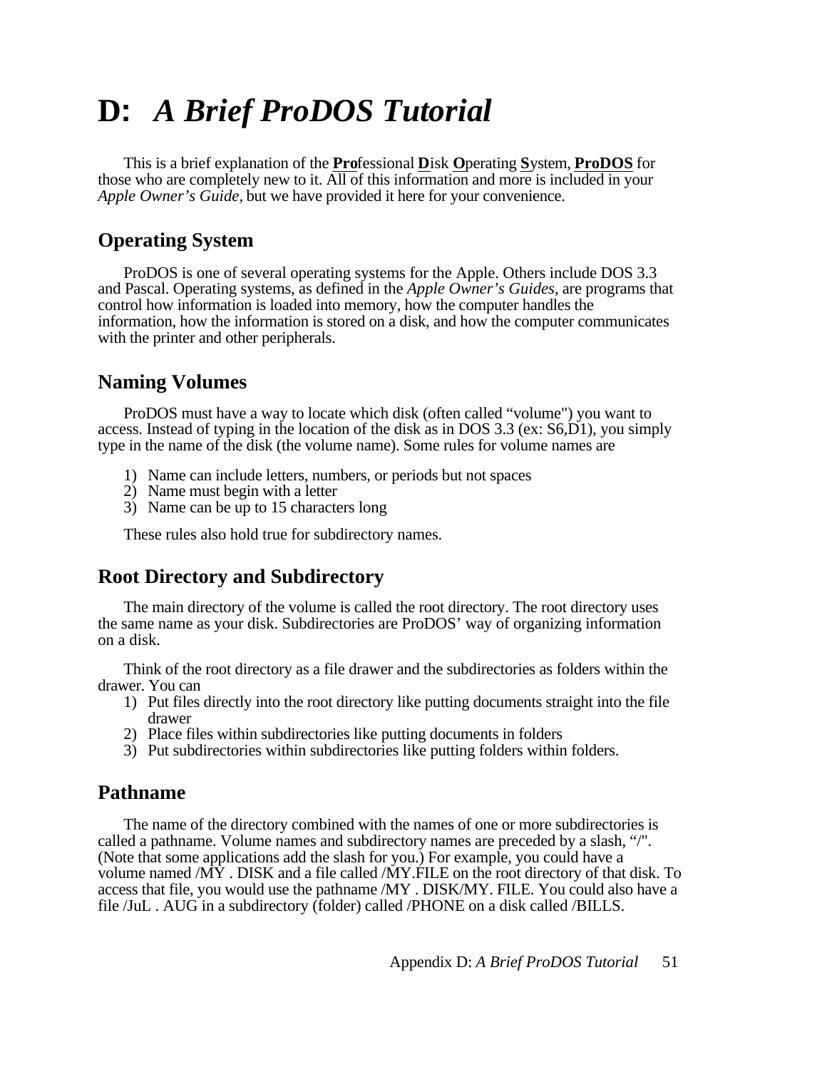# D: *A Brief ProDOS Tutorial*

This is a brief explanation of the **Pro**fessional **D**isk **O**perating **S**ystem, **ProDOS** for those who are completely new to it. All of this information and more is included in your *Apple Owner's Guide*, but we have provided it here for your convenience.

## Operating System

ProDOS is one of several operating systems for the Apple. Others include DOS 3.3 and Pascal. Operating systems, as defined in the *Apple Owner's Guides*, are programs that control how information is loaded into memory, how the computer handles the information, how the information is stored on a disk, and how the computer communicates with the printer and other peripherals.

## Naming Volumes

ProDOS must have a way to locate which disk (often called "volume") you want to access. Instead of typing in the location of the disk as in DOS 3.3 (ex: S6,D1), you simply type in the name of the disk (the volume name). Some rules for volume names are

1) Name can include letters, numbers, or periods but not spaces
2) Name must begin with a letter
3) Name can be up to 15 characters long

These rules also hold true for subdirectory names.

## Root Directory and Subdirectory

The main directory of the volume is called the root directory. The root directory uses the same name as your disk. Subdirectories are ProDOS' way of organizing information on a disk.

Think of the root directory as a file drawer and the subdirectories as folders within the drawer. You can

1) Put files directly into the root directory like putting documents straight into the file drawer
2) Place files within subdirectories like putting documents in folders
3) Put subdirectories within subdirectories like putting folders within folders.

## Pathname

The name of the directory combined with the names of one or more subdirectories is called a pathname. Volume names and subdirectory names are preceded by a slash, "/". (Note that some applications add the slash for you.) For example, you could have a volume named /MY . DISK and a file called /MY.FILE on the root directory of that disk. To access that file, you would use the pathname /MY . DISK/MY. FILE. You could also have a file /JuL . AUG in a subdirectory (folder) called /PHONE on a disk called /BILLS.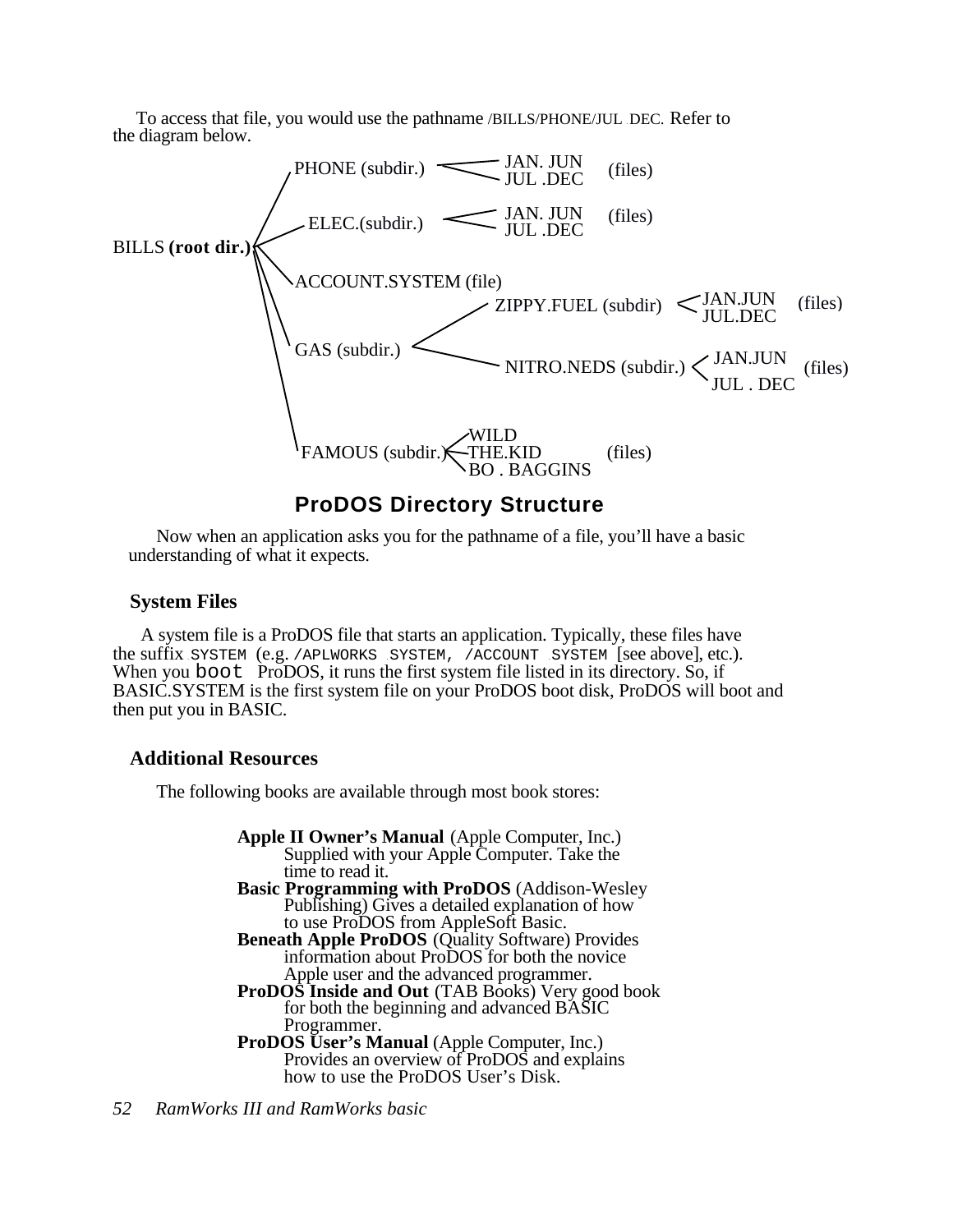To access that file, you would use the pathname /BILLS/PHONE/JUL.DEC. Refer to the diagram below.

BILLS **(root dir.)**

PHONE (subdir.)
JAN. JUN
JUL .DEC
(files)

ELEC.(subdir.)
JAN. JUN
JUL .DEC
(files)

ACCOUNT.SYSTEM (file)

GAS (subdir.)
ZIPPY.FUEL (subdir)
JAN.JUN
JUL.DEC
(files)
NITRO.NEDS (subdir.)
JAN.JUN
JUL . DEC
(files)

FAMOUS (subdir.)
WILD
THE.KID
BO . BAGGINS
(files)

**ProDOS Directory Structure**

Now when an application asks you for the pathname of a file, you'll have a basic understanding of what it expects.

### System Files

A system file is a ProDOS file that starts an application. Typically, these files have the suffix .SYSTEM (e.g. /APLWORKS.SYSTEM, /ACCOUNT.SYSTEM [see above], etc.). When you boot ProDOS, it runs the first system file listed in its directory. So, if BASIC.SYSTEM is the first system file on your ProDOS boot disk, ProDOS will boot and then put you in BASIC.

### Additional Resources

The following books are available through most book stores:

**Apple II Owner's Manual** (Apple Computer, Inc.) Supplied with your Apple Computer. Take the time to read it.

**Basic Programming with ProDOS** (Addison-Wesley Publishing) Gives a detailed explanation of how to use ProDOS from AppleSoft Basic.

**Beneath Apple ProDOS** (Quality Software) Provides information about ProDOS for both the novice Apple user and the advanced programmer.

**ProDOS Inside and Out** (TAB Books) Very good book for both the beginning and advanced BASIC Programmer.

**ProDOS User's Manual** (Apple Computer, Inc.) Provides an overview of ProDOS and explains how to use the ProDOS User's Disk.